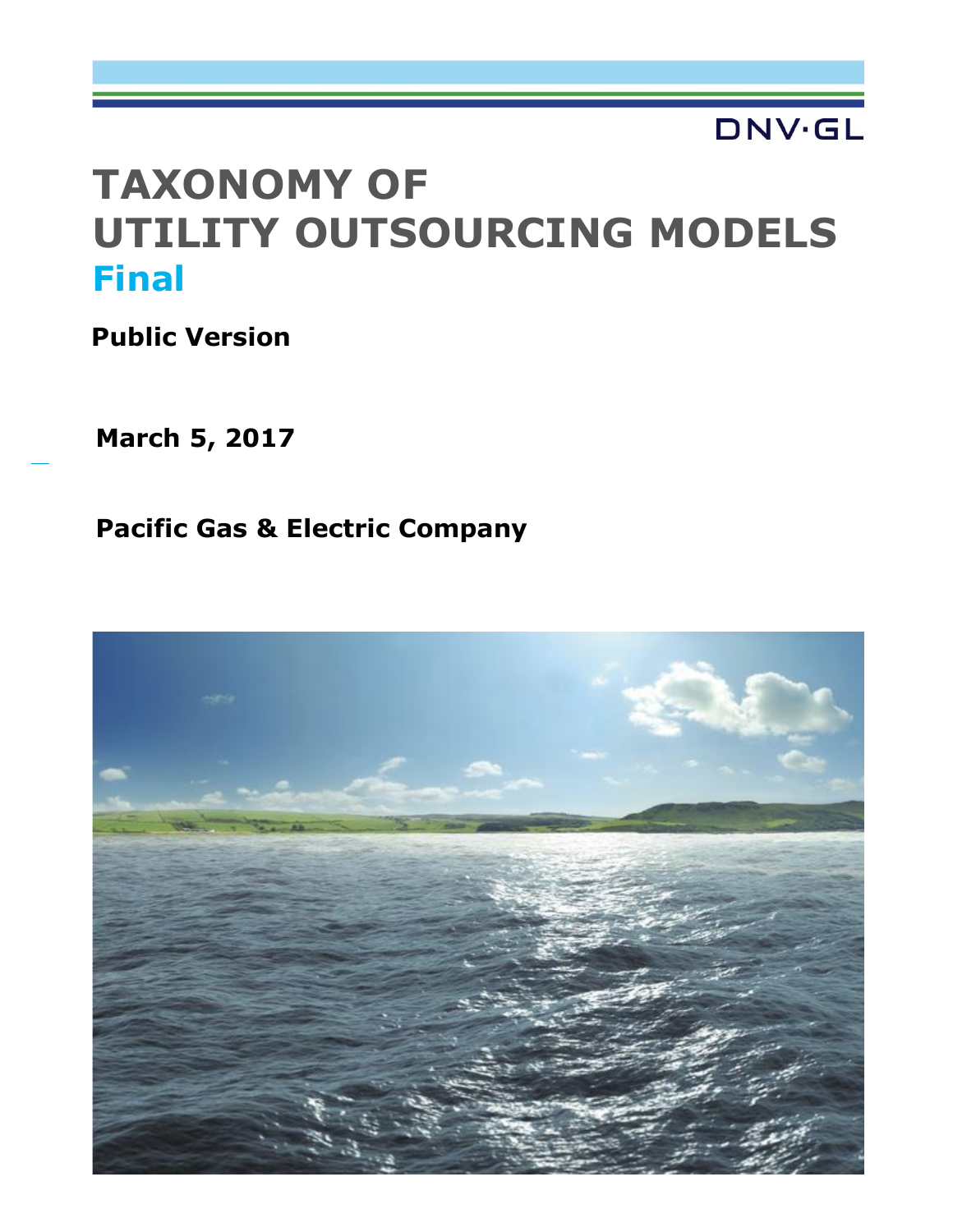DNV·GL

# TAXONOMY OF UTILITY OUTSOURCING MODELS

## Final

**Public Version**

**March 5, 2017**

**Pacific Gas & Electric Company**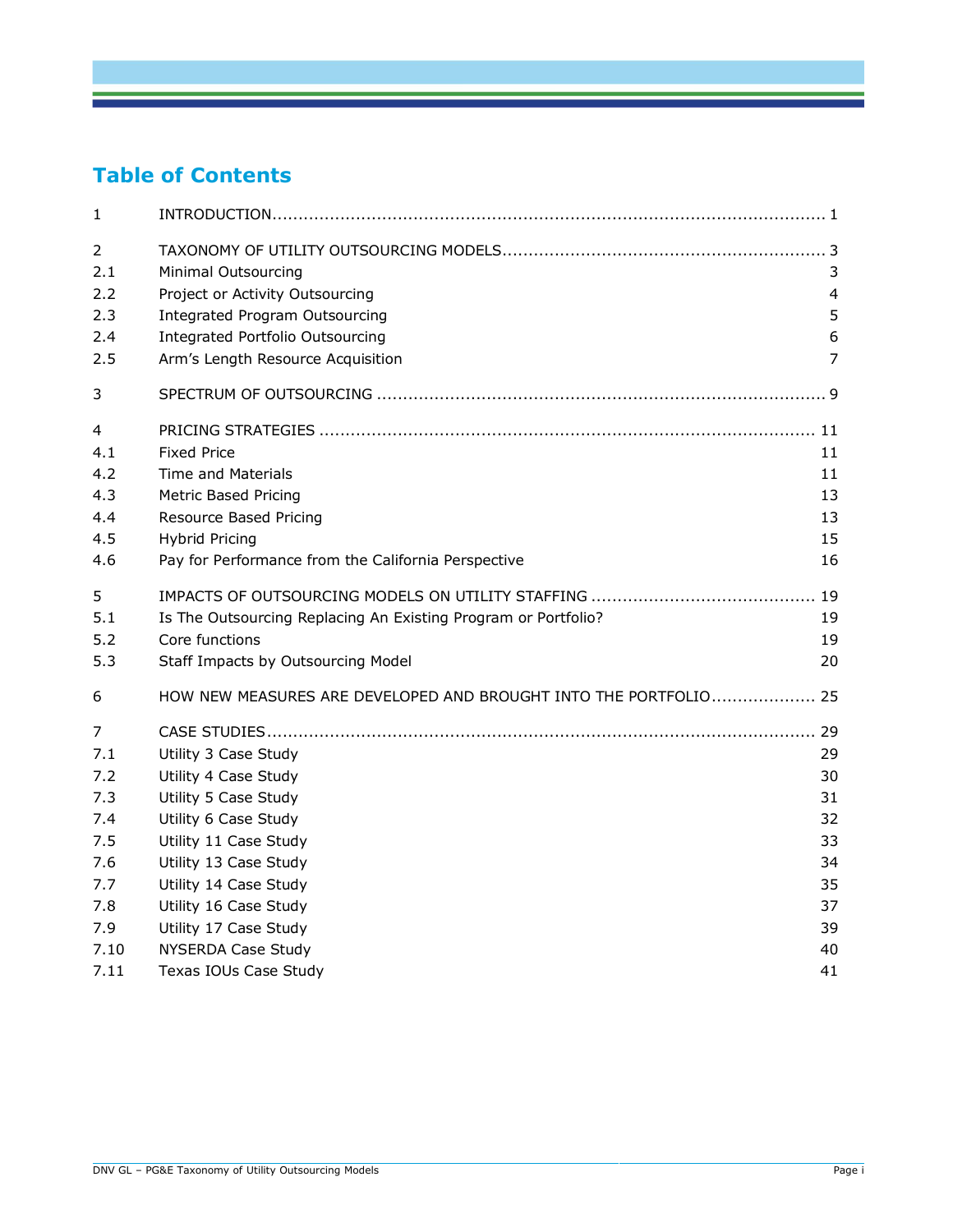# Table of Contents

| | | |
|---|---|---|
| 1 | INTRODUCTION | 1 |
| 2 | TAXONOMY OF UTILITY OUTSOURCING MODELS | 3 |
| 2.1 | Minimal Outsourcing | 3 |
| 2.2 | Project or Activity Outsourcing | 4 |
| 2.3 | Integrated Program Outsourcing | 5 |
| 2.4 | Integrated Portfolio Outsourcing | 6 |
| 2.5 | Arm's Length Resource Acquisition | 7 |
| 3 | SPECTRUM OF OUTSOURCING | 9 |
| 4 | PRICING STRATEGIES | 11 |
| 4.1 | Fixed Price | 11 |
| 4.2 | Time and Materials | 11 |
| 4.3 | Metric Based Pricing | 13 |
| 4.4 | Resource Based Pricing | 13 |
| 4.5 | Hybrid Pricing | 15 |
| 4.6 | Pay for Performance from the California Perspective | 16 |
| 5 | IMPACTS OF OUTSOURCING MODELS ON UTILITY STAFFING | 19 |
| 5.1 | Is The Outsourcing Replacing An Existing Program or Portfolio? | 19 |
| 5.2 | Core functions | 19 |
| 5.3 | Staff Impacts by Outsourcing Model | 20 |
| 6 | HOW NEW MEASURES ARE DEVELOPED AND BROUGHT INTO THE PORTFOLIO | 25 |
| 7 | CASE STUDIES | 29 |
| 7.1 | Utility 3 Case Study | 29 |
| 7.2 | Utility 4 Case Study | 30 |
| 7.3 | Utility 5 Case Study | 31 |
| 7.4 | Utility 6 Case Study | 32 |
| 7.5 | Utility 11 Case Study | 33 |
| 7.6 | Utility 13 Case Study | 34 |
| 7.7 | Utility 14 Case Study | 35 |
| 7.8 | Utility 16 Case Study | 37 |
| 7.9 | Utility 17 Case Study | 39 |
| 7.10 | NYSERDA Case Study | 40 |
| 7.11 | Texas IOUs Case Study | 41 |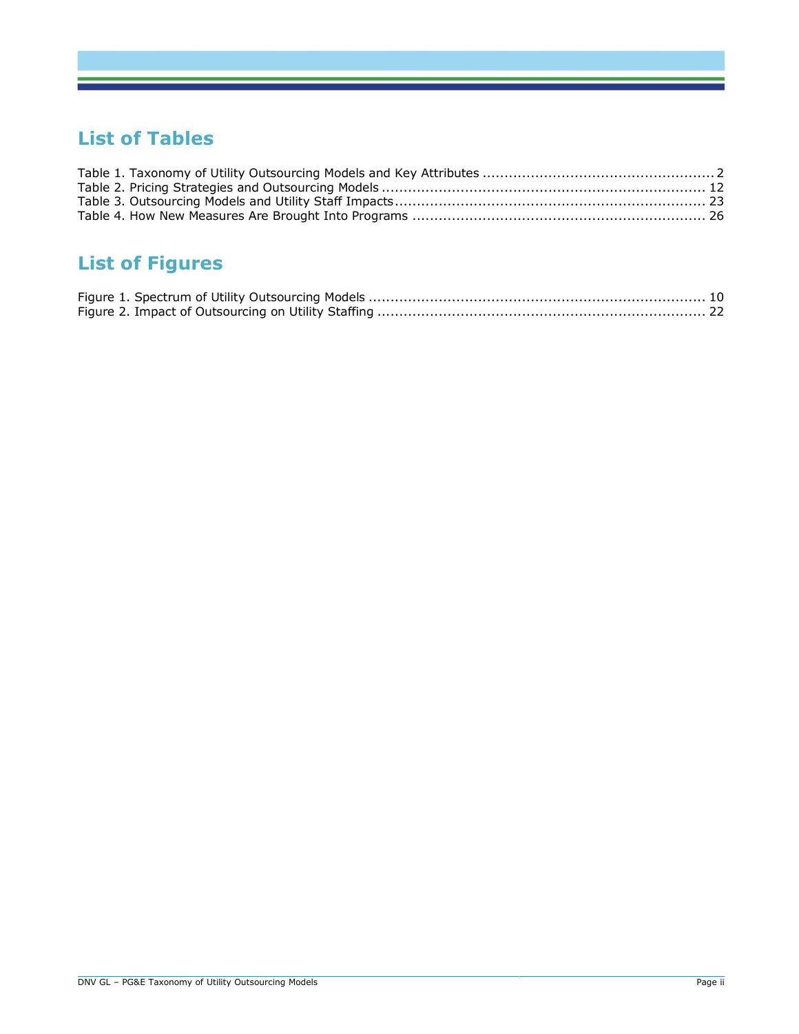## List of Tables

Table 1. Taxonomy of Utility Outsourcing Models and Key Attributes .................................................... 2
Table 2. Pricing Strategies and Outsourcing Models ......................................................................... 12
Table 3. Outsourcing Models and Utility Staff Impacts...................................................................... 23
Table 4. How New Measures Are Brought Into Programs .................................................................. 26

## List of Figures

Figure 1. Spectrum of Utility Outsourcing Models ............................................................................ 10
Figure 2. Impact of Outsourcing on Utility Staffing .......................................................................... 22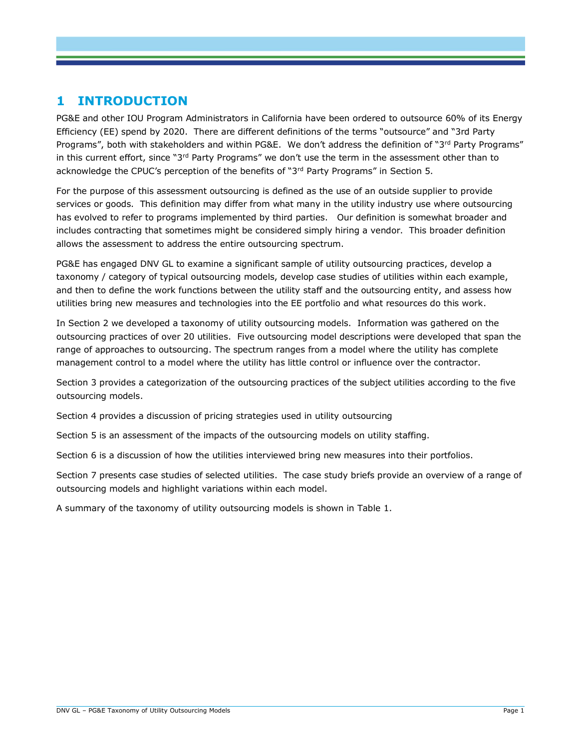# 1 INTRODUCTION

PG&E and other IOU Program Administrators in California have been ordered to outsource 60% of its Energy Efficiency (EE) spend by 2020. There are different definitions of the terms "outsource" and "3rd Party Programs", both with stakeholders and within PG&E. We don't address the definition of "3rd Party Programs" in this current effort, since "3rd Party Programs" we don't use the term in the assessment other than to acknowledge the CPUC's perception of the benefits of "3rd Party Programs" in Section 5.

For the purpose of this assessment outsourcing is defined as the use of an outside supplier to provide services or goods. This definition may differ from what many in the utility industry use where outsourcing has evolved to refer to programs implemented by third parties. Our definition is somewhat broader and includes contracting that sometimes might be considered simply hiring a vendor. This broader definition allows the assessment to address the entire outsourcing spectrum.

PG&E has engaged DNV GL to examine a significant sample of utility outsourcing practices, develop a taxonomy / category of typical outsourcing models, develop case studies of utilities within each example, and then to define the work functions between the utility staff and the outsourcing entity, and assess how utilities bring new measures and technologies into the EE portfolio and what resources do this work.

In Section 2 we developed a taxonomy of utility outsourcing models. Information was gathered on the outsourcing practices of over 20 utilities. Five outsourcing model descriptions were developed that span the range of approaches to outsourcing. The spectrum ranges from a model where the utility has complete management control to a model where the utility has little control or influence over the contractor.

Section 3 provides a categorization of the outsourcing practices of the subject utilities according to the five outsourcing models.

Section 4 provides a discussion of pricing strategies used in utility outsourcing

Section 5 is an assessment of the impacts of the outsourcing models on utility staffing.

Section 6 is a discussion of how the utilities interviewed bring new measures into their portfolios.

Section 7 presents case studies of selected utilities. The case study briefs provide an overview of a range of outsourcing models and highlight variations within each model.

A summary of the taxonomy of utility outsourcing models is shown in Table 1.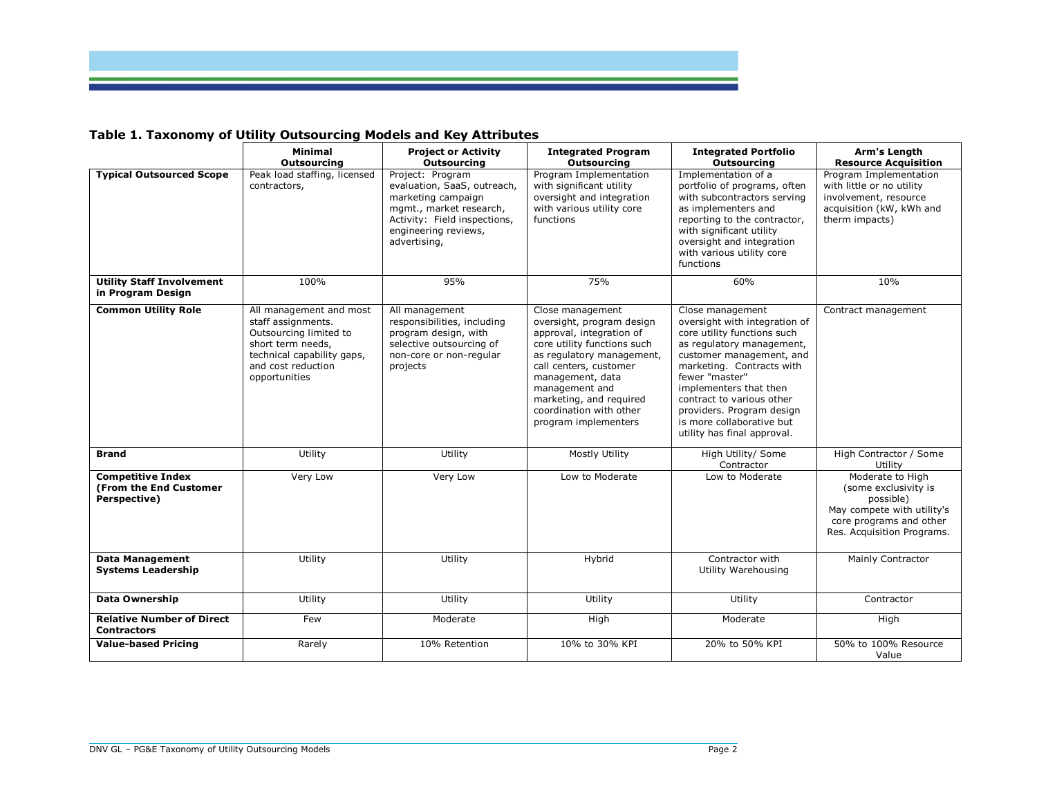**Table 1. Taxonomy of Utility Outsourcing Models and Key Attributes**

| | Minimal Outsourcing | Project or Activity Outsourcing | Integrated Program Outsourcing | Integrated Portfolio Outsourcing | Arm's Length Resource Acquisition |
|---|---|---|---|---|---|
| **Typical Outsourced Scope** | Peak load staffing, licensed contractors, | Project: Program evaluation, SaaS, outreach, marketing campaign mgmt., market research, Activity: Field inspections, engineering reviews, advertising, | Program Implementation with significant utility oversight and integration with various utility core functions | Implementation of a portfolio of programs, often with subcontractors serving as implementers and reporting to the contractor, with significant utility oversight and integration with various utility core functions | Program Implementation with little or no utility involvement, resource acquisition (kW, kWh and therm impacts) |
| **Utility Staff Involvement in Program Design** | 100% | 95% | 75% | 60% | 10% |
| **Common Utility Role** | All management and most staff assignments. Outsourcing limited to short term needs, technical capability gaps, and cost reduction opportunities | All management responsibilities, including program design, with selective outsourcing of non-core or non-regular projects | Close management oversight, program design approval, integration of core utility functions such as regulatory management, call centers, customer management, data management and marketing, and required coordination with other program implementers | Close management oversight with integration of core utility functions such as regulatory management, customer management, and marketing. Contracts with fewer "master" implementers that then contract to various other providers. Program design is more collaborative but utility has final approval. | Contract management |
| **Brand** | Utility | Utility | Mostly Utility | High Utility/ Some Contractor | High Contractor / Some Utility |
| **Competitive Index (From the End Customer Perspective)** | Very Low | Very Low | Low to Moderate | Low to Moderate | Moderate to High (some exclusivity is possible) May compete with utility's core programs and other Res. Acquisition Programs. |
| **Data Management Systems Leadership** | Utility | Utility | Hybrid | Contractor with Utility Warehousing | Mainly Contractor |
| **Data Ownership** | Utility | Utility | Utility | Utility | Contractor |
| **Relative Number of Direct Contractors** | Few | Moderate | High | Moderate | High |
| **Value-based Pricing** | Rarely | 10% Retention | 10% to 30% KPI | 20% to 50% KPI | 50% to 100% Resource Value |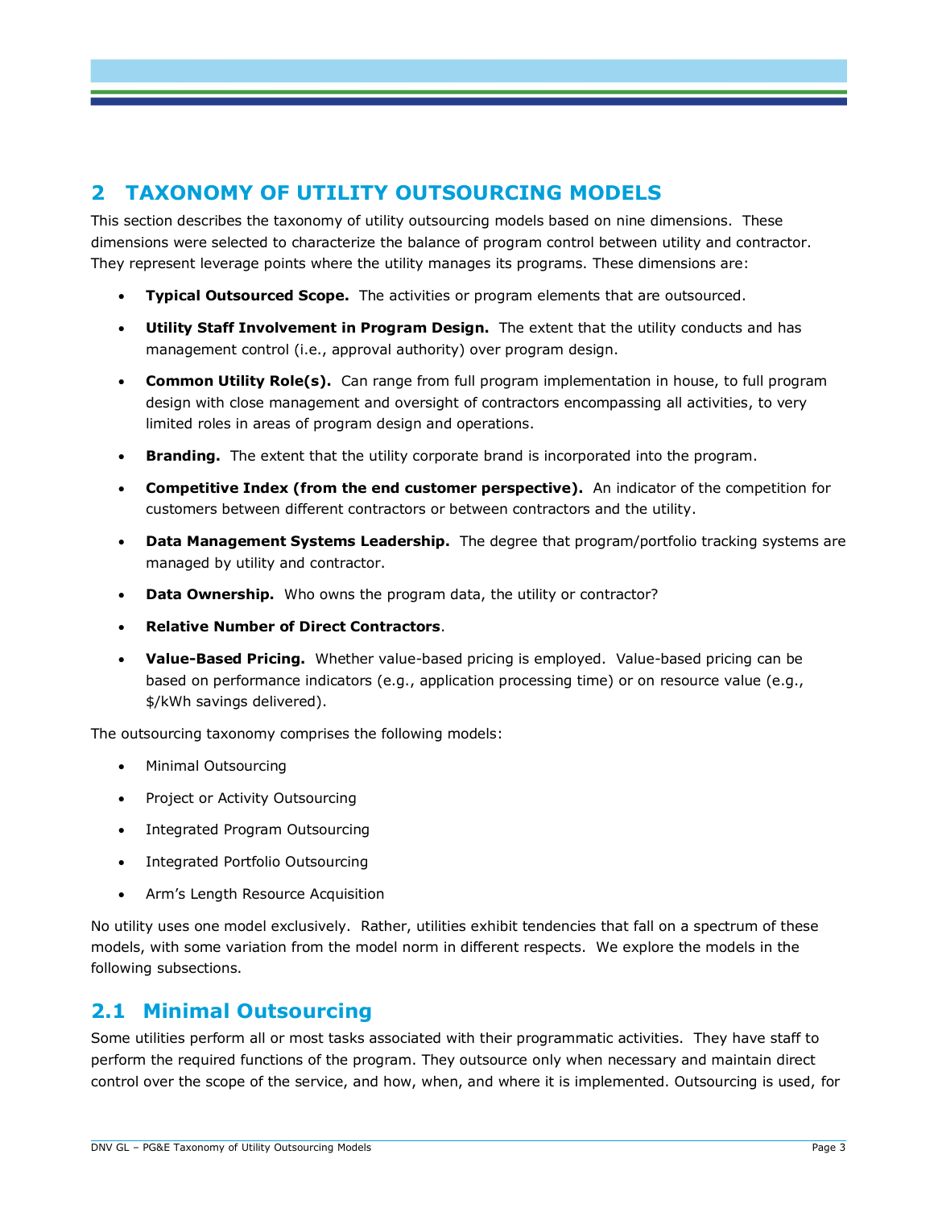# 2 TAXONOMY OF UTILITY OUTSOURCING MODELS

This section describes the taxonomy of utility outsourcing models based on nine dimensions. These dimensions were selected to characterize the balance of program control between utility and contractor. They represent leverage points where the utility manages its programs. These dimensions are:

- **Typical Outsourced Scope.** The activities or program elements that are outsourced.
- **Utility Staff Involvement in Program Design.** The extent that the utility conducts and has management control (i.e., approval authority) over program design.
- **Common Utility Role(s).** Can range from full program implementation in house, to full program design with close management and oversight of contractors encompassing all activities, to very limited roles in areas of program design and operations.
- **Branding.** The extent that the utility corporate brand is incorporated into the program.
- **Competitive Index (from the end customer perspective).** An indicator of the competition for customers between different contractors or between contractors and the utility.
- **Data Management Systems Leadership.** The degree that program/portfolio tracking systems are managed by utility and contractor.
- **Data Ownership.** Who owns the program data, the utility or contractor?
- **Relative Number of Direct Contractors**.
- **Value-Based Pricing.** Whether value-based pricing is employed. Value-based pricing can be based on performance indicators (e.g., application processing time) or on resource value (e.g., $/kWh savings delivered).

The outsourcing taxonomy comprises the following models:

- Minimal Outsourcing
- Project or Activity Outsourcing
- Integrated Program Outsourcing
- Integrated Portfolio Outsourcing
- Arm's Length Resource Acquisition

No utility uses one model exclusively. Rather, utilities exhibit tendencies that fall on a spectrum of these models, with some variation from the model norm in different respects. We explore the models in the following subsections.

## 2.1 Minimal Outsourcing

Some utilities perform all or most tasks associated with their programmatic activities. They have staff to perform the required functions of the program. They outsource only when necessary and maintain direct control over the scope of the service, and how, when, and where it is implemented. Outsourcing is used, for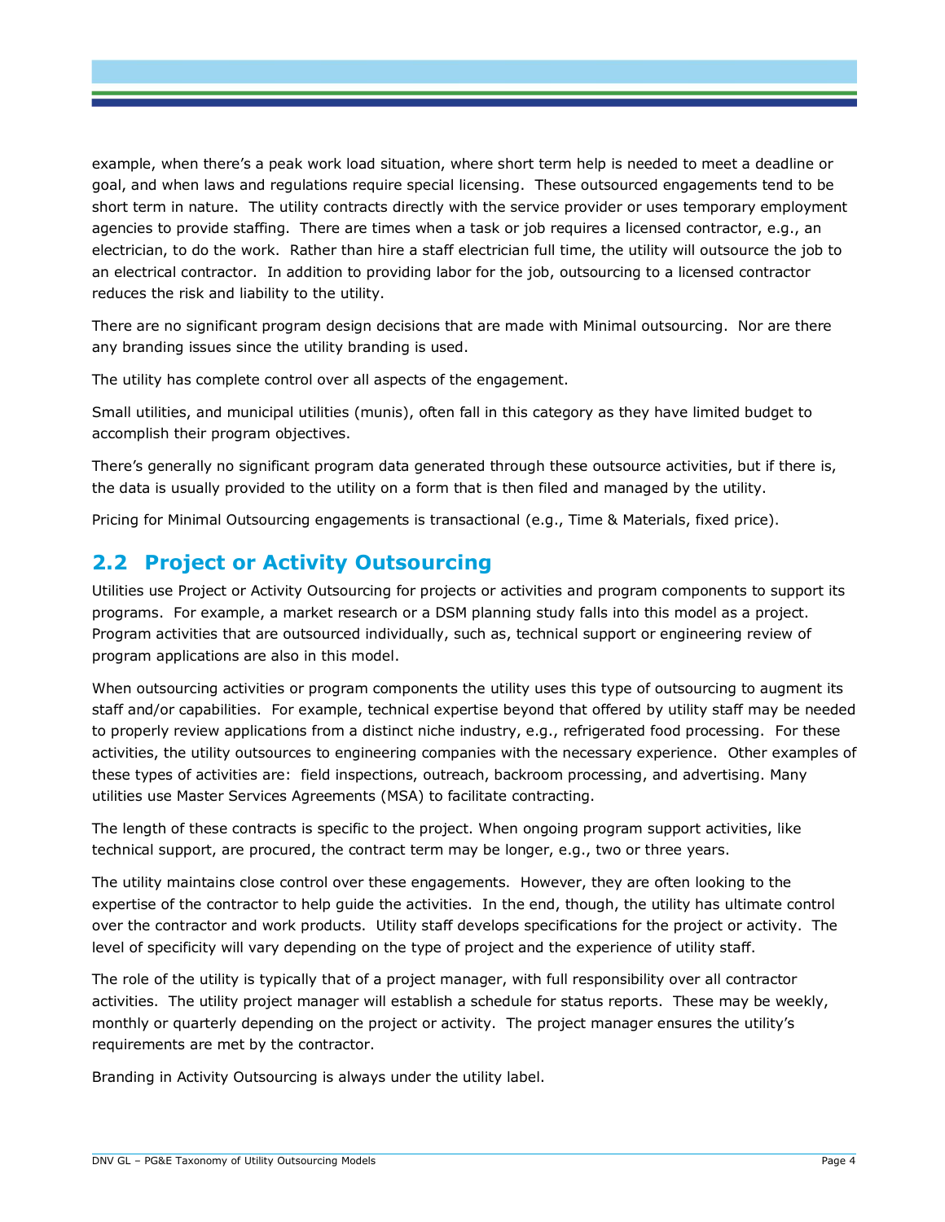example, when there's a peak work load situation, where short term help is needed to meet a deadline or goal, and when laws and regulations require special licensing. These outsourced engagements tend to be short term in nature. The utility contracts directly with the service provider or uses temporary employment agencies to provide staffing. There are times when a task or job requires a licensed contractor, e.g., an electrician, to do the work. Rather than hire a staff electrician full time, the utility will outsource the job to an electrical contractor. In addition to providing labor for the job, outsourcing to a licensed contractor reduces the risk and liability to the utility.

There are no significant program design decisions that are made with Minimal outsourcing. Nor are there any branding issues since the utility branding is used.

The utility has complete control over all aspects of the engagement.

Small utilities, and municipal utilities (munis), often fall in this category as they have limited budget to accomplish their program objectives.

There's generally no significant program data generated through these outsource activities, but if there is, the data is usually provided to the utility on a form that is then filed and managed by the utility.

Pricing for Minimal Outsourcing engagements is transactional (e.g., Time & Materials, fixed price).

## 2.2 Project or Activity Outsourcing

Utilities use Project or Activity Outsourcing for projects or activities and program components to support its programs. For example, a market research or a DSM planning study falls into this model as a project. Program activities that are outsourced individually, such as, technical support or engineering review of program applications are also in this model.

When outsourcing activities or program components the utility uses this type of outsourcing to augment its staff and/or capabilities. For example, technical expertise beyond that offered by utility staff may be needed to properly review applications from a distinct niche industry, e.g., refrigerated food processing. For these activities, the utility outsources to engineering companies with the necessary experience. Other examples of these types of activities are: field inspections, outreach, backroom processing, and advertising. Many utilities use Master Services Agreements (MSA) to facilitate contracting.

The length of these contracts is specific to the project. When ongoing program support activities, like technical support, are procured, the contract term may be longer, e.g., two or three years.

The utility maintains close control over these engagements. However, they are often looking to the expertise of the contractor to help guide the activities. In the end, though, the utility has ultimate control over the contractor and work products. Utility staff develops specifications for the project or activity. The level of specificity will vary depending on the type of project and the experience of utility staff.

The role of the utility is typically that of a project manager, with full responsibility over all contractor activities. The utility project manager will establish a schedule for status reports. These may be weekly, monthly or quarterly depending on the project or activity. The project manager ensures the utility's requirements are met by the contractor.

Branding in Activity Outsourcing is always under the utility label.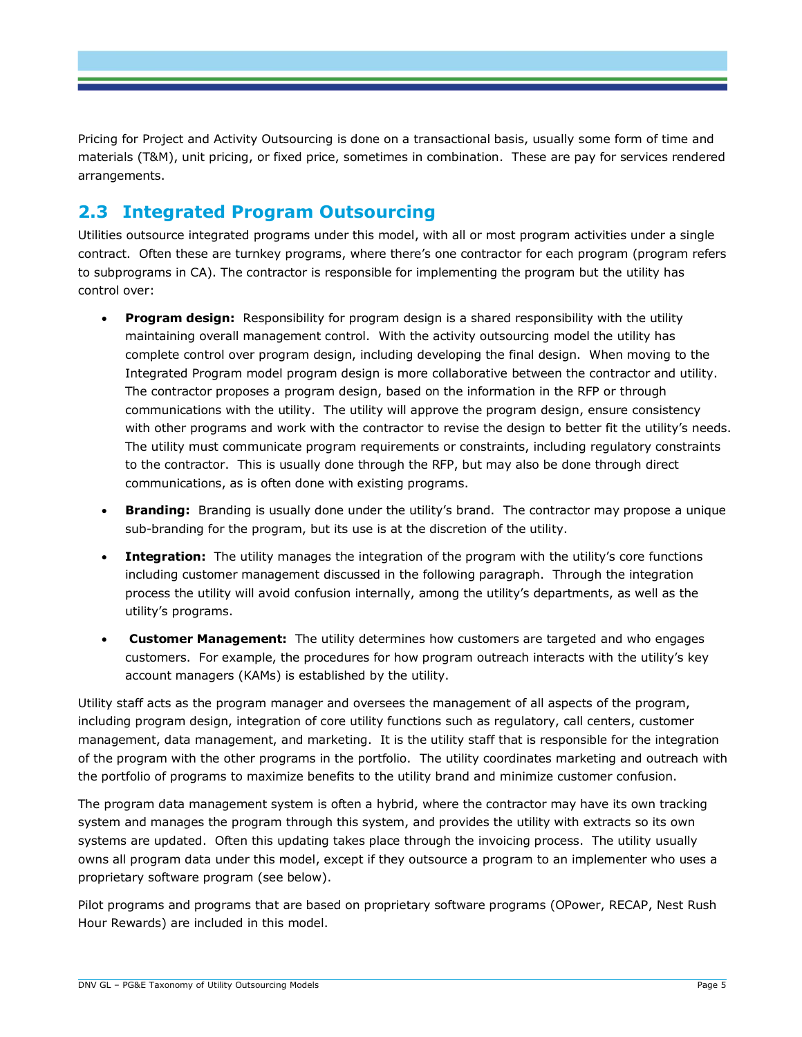Pricing for Project and Activity Outsourcing is done on a transactional basis, usually some form of time and materials (T&M), unit pricing, or fixed price, sometimes in combination. These are pay for services rendered arrangements.

## 2.3 Integrated Program Outsourcing

Utilities outsource integrated programs under this model, with all or most program activities under a single contract. Often these are turnkey programs, where there's one contractor for each program (program refers to subprograms in CA). The contractor is responsible for implementing the program but the utility has control over:

- **Program design:** Responsibility for program design is a shared responsibility with the utility maintaining overall management control. With the activity outsourcing model the utility has complete control over program design, including developing the final design. When moving to the Integrated Program model program design is more collaborative between the contractor and utility. The contractor proposes a program design, based on the information in the RFP or through communications with the utility. The utility will approve the program design, ensure consistency with other programs and work with the contractor to revise the design to better fit the utility's needs. The utility must communicate program requirements or constraints, including regulatory constraints to the contractor. This is usually done through the RFP, but may also be done through direct communications, as is often done with existing programs.
- **Branding:** Branding is usually done under the utility's brand. The contractor may propose a unique sub-branding for the program, but its use is at the discretion of the utility.
- **Integration:** The utility manages the integration of the program with the utility's core functions including customer management discussed in the following paragraph. Through the integration process the utility will avoid confusion internally, among the utility's departments, as well as the utility's programs.
- **Customer Management:** The utility determines how customers are targeted and who engages customers. For example, the procedures for how program outreach interacts with the utility's key account managers (KAMs) is established by the utility.

Utility staff acts as the program manager and oversees the management of all aspects of the program, including program design, integration of core utility functions such as regulatory, call centers, customer management, data management, and marketing. It is the utility staff that is responsible for the integration of the program with the other programs in the portfolio. The utility coordinates marketing and outreach with the portfolio of programs to maximize benefits to the utility brand and minimize customer confusion.

The program data management system is often a hybrid, where the contractor may have its own tracking system and manages the program through this system, and provides the utility with extracts so its own systems are updated. Often this updating takes place through the invoicing process. The utility usually owns all program data under this model, except if they outsource a program to an implementer who uses a proprietary software program (see below).

Pilot programs and programs that are based on proprietary software programs (OPower, RECAP, Nest Rush Hour Rewards) are included in this model.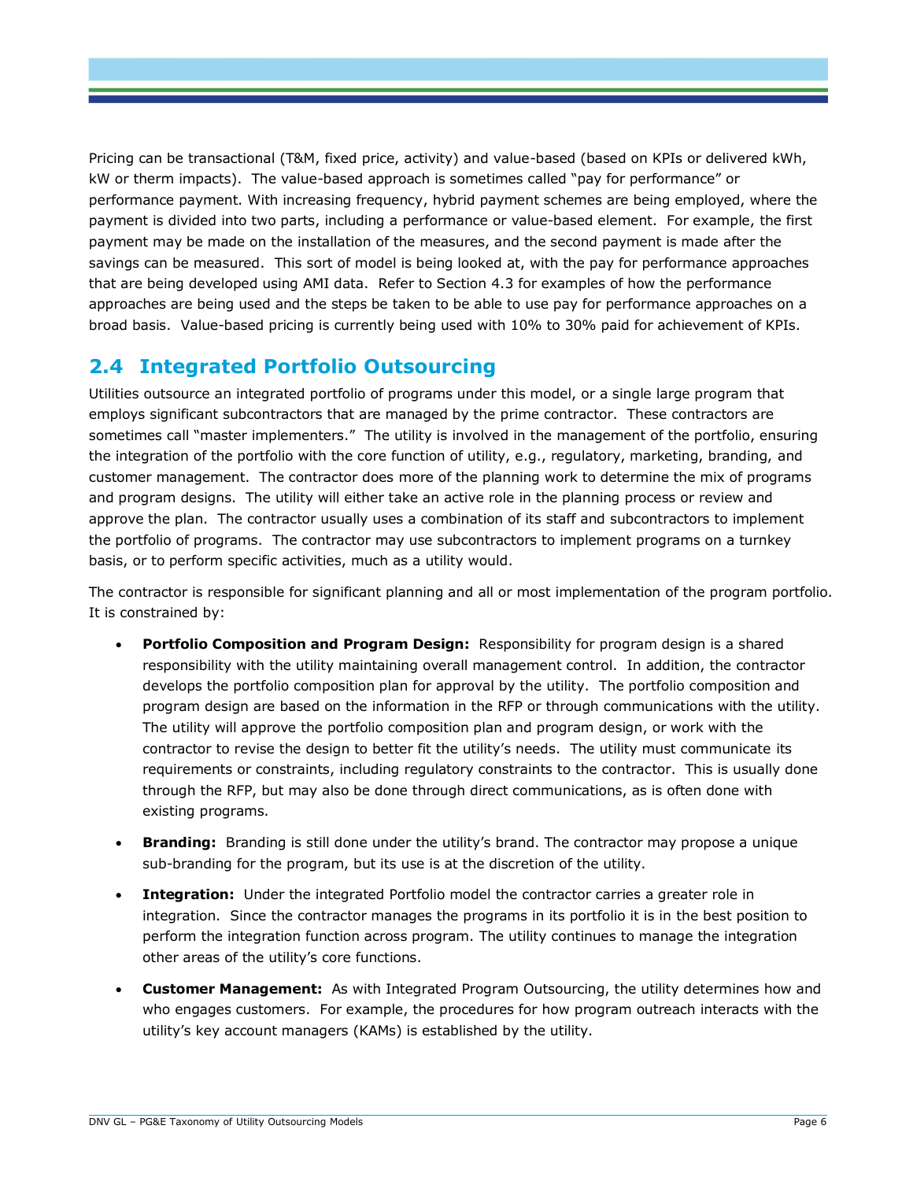Pricing can be transactional (T&M, fixed price, activity) and value-based (based on KPIs or delivered kWh, kW or therm impacts). The value-based approach is sometimes called "pay for performance" or performance payment. With increasing frequency, hybrid payment schemes are being employed, where the payment is divided into two parts, including a performance or value-based element. For example, the first payment may be made on the installation of the measures, and the second payment is made after the savings can be measured. This sort of model is being looked at, with the pay for performance approaches that are being developed using AMI data. Refer to Section 4.3 for examples of how the performance approaches are being used and the steps be taken to be able to use pay for performance approaches on a broad basis. Value-based pricing is currently being used with 10% to 30% paid for achievement of KPIs.

## 2.4 Integrated Portfolio Outsourcing

Utilities outsource an integrated portfolio of programs under this model, or a single large program that employs significant subcontractors that are managed by the prime contractor. These contractors are sometimes call "master implementers." The utility is involved in the management of the portfolio, ensuring the integration of the portfolio with the core function of utility, e.g., regulatory, marketing, branding, and customer management. The contractor does more of the planning work to determine the mix of programs and program designs. The utility will either take an active role in the planning process or review and approve the plan. The contractor usually uses a combination of its staff and subcontractors to implement the portfolio of programs. The contractor may use subcontractors to implement programs on a turnkey basis, or to perform specific activities, much as a utility would.

The contractor is responsible for significant planning and all or most implementation of the program portfolio. It is constrained by:

- **Portfolio Composition and Program Design:** Responsibility for program design is a shared responsibility with the utility maintaining overall management control. In addition, the contractor develops the portfolio composition plan for approval by the utility. The portfolio composition and program design are based on the information in the RFP or through communications with the utility. The utility will approve the portfolio composition plan and program design, or work with the contractor to revise the design to better fit the utility's needs. The utility must communicate its requirements or constraints, including regulatory constraints to the contractor. This is usually done through the RFP, but may also be done through direct communications, as is often done with existing programs.
- **Branding:** Branding is still done under the utility's brand. The contractor may propose a unique sub-branding for the program, but its use is at the discretion of the utility.
- **Integration:** Under the integrated Portfolio model the contractor carries a greater role in integration. Since the contractor manages the programs in its portfolio it is in the best position to perform the integration function across program. The utility continues to manage the integration other areas of the utility's core functions.
- **Customer Management:** As with Integrated Program Outsourcing, the utility determines how and who engages customers. For example, the procedures for how program outreach interacts with the utility's key account managers (KAMs) is established by the utility.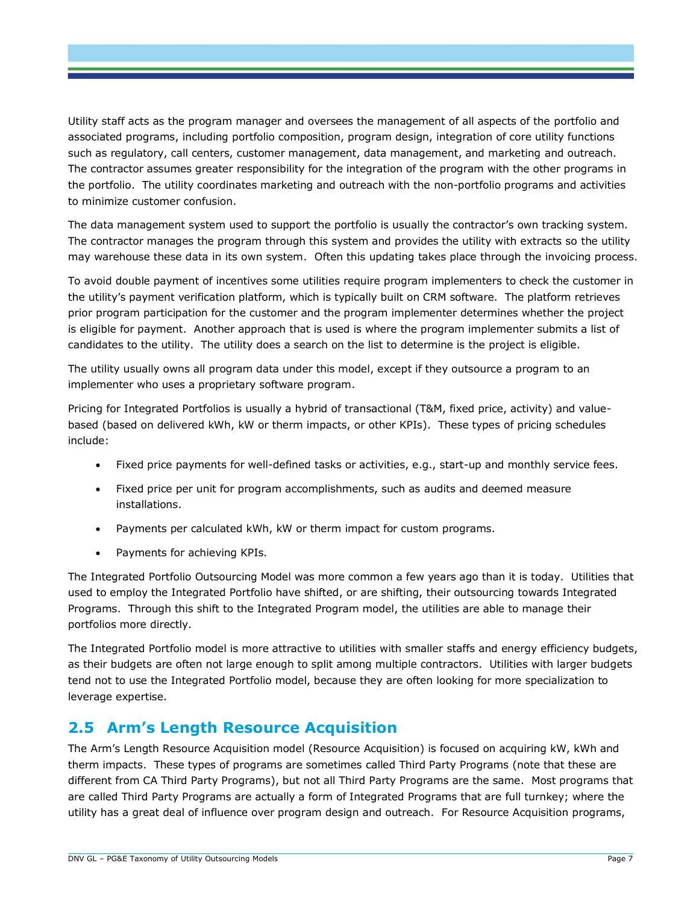Utility staff acts as the program manager and oversees the management of all aspects of the portfolio and associated programs, including portfolio composition, program design, integration of core utility functions such as regulatory, call centers, customer management, data management, and marketing and outreach. The contractor assumes greater responsibility for the integration of the program with the other programs in the portfolio. The utility coordinates marketing and outreach with the non-portfolio programs and activities to minimize customer confusion.

The data management system used to support the portfolio is usually the contractor's own tracking system. The contractor manages the program through this system and provides the utility with extracts so the utility may warehouse these data in its own system. Often this updating takes place through the invoicing process.

To avoid double payment of incentives some utilities require program implementers to check the customer in the utility's payment verification platform, which is typically built on CRM software. The platform retrieves prior program participation for the customer and the program implementer determines whether the project is eligible for payment. Another approach that is used is where the program implementer submits a list of candidates to the utility. The utility does a search on the list to determine is the project is eligible.

The utility usually owns all program data under this model, except if they outsource a program to an implementer who uses a proprietary software program.

Pricing for Integrated Portfolios is usually a hybrid of transactional (T&M, fixed price, activity) and value-based (based on delivered kWh, kW or therm impacts, or other KPIs). These types of pricing schedules include:

- Fixed price payments for well-defined tasks or activities, e.g., start-up and monthly service fees.
- Fixed price per unit for program accomplishments, such as audits and deemed measure installations.
- Payments per calculated kWh, kW or therm impact for custom programs.
- Payments for achieving KPIs.

The Integrated Portfolio Outsourcing Model was more common a few years ago than it is today. Utilities that used to employ the Integrated Portfolio have shifted, or are shifting, their outsourcing towards Integrated Programs. Through this shift to the Integrated Program model, the utilities are able to manage their portfolios more directly.

The Integrated Portfolio model is more attractive to utilities with smaller staffs and energy efficiency budgets, as their budgets are often not large enough to split among multiple contractors. Utilities with larger budgets tend not to use the Integrated Portfolio model, because they are often looking for more specialization to leverage expertise.

## 2.5 Arm's Length Resource Acquisition

The Arm's Length Resource Acquisition model (Resource Acquisition) is focused on acquiring kW, kWh and therm impacts. These types of programs are sometimes called Third Party Programs (note that these are different from CA Third Party Programs), but not all Third Party Programs are the same. Most programs that are called Third Party Programs are actually a form of Integrated Programs that are full turnkey; where the utility has a great deal of influence over program design and outreach. For Resource Acquisition programs,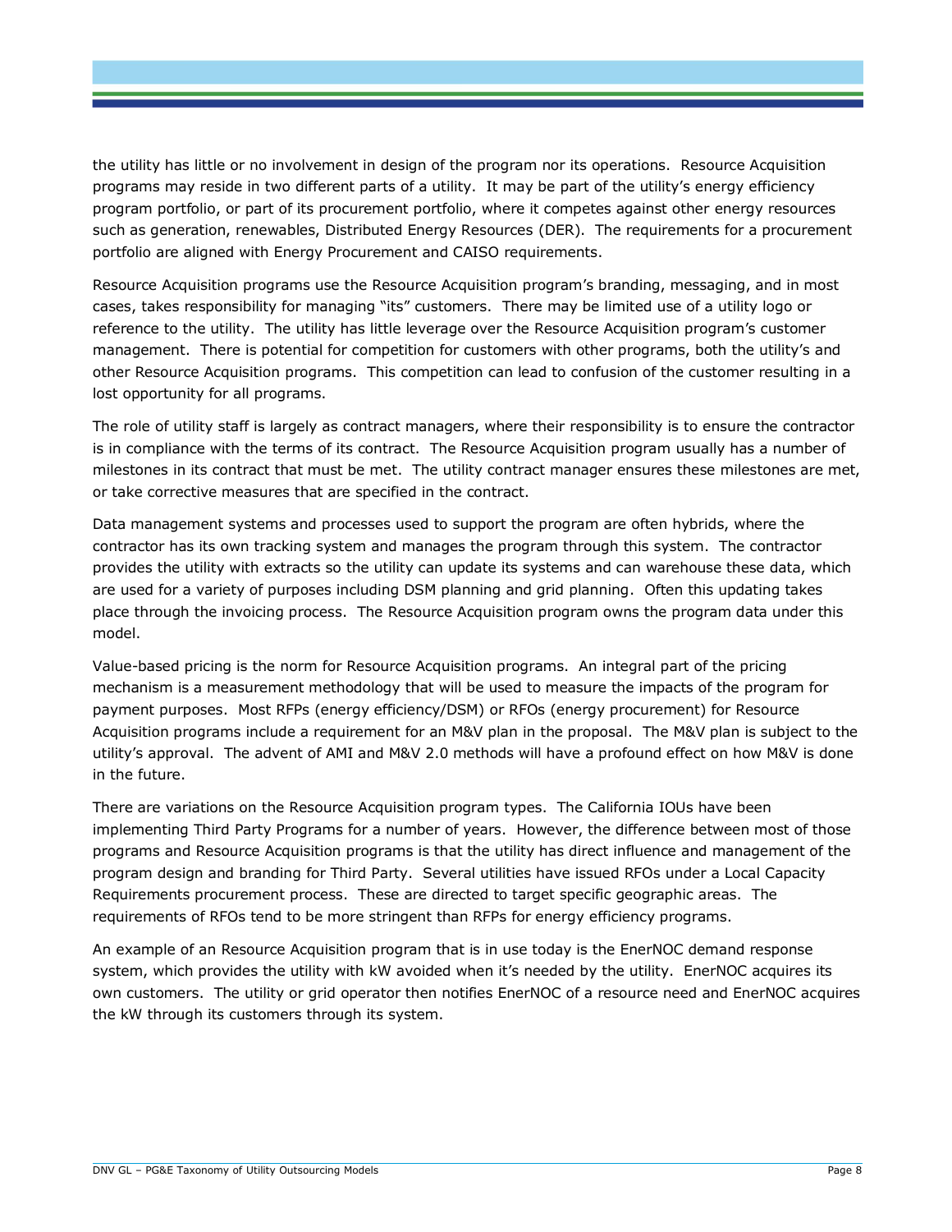the utility has little or no involvement in design of the program nor its operations. Resource Acquisition programs may reside in two different parts of a utility. It may be part of the utility's energy efficiency program portfolio, or part of its procurement portfolio, where it competes against other energy resources such as generation, renewables, Distributed Energy Resources (DER). The requirements for a procurement portfolio are aligned with Energy Procurement and CAISO requirements.

Resource Acquisition programs use the Resource Acquisition program's branding, messaging, and in most cases, takes responsibility for managing "its" customers. There may be limited use of a utility logo or reference to the utility. The utility has little leverage over the Resource Acquisition program's customer management. There is potential for competition for customers with other programs, both the utility's and other Resource Acquisition programs. This competition can lead to confusion of the customer resulting in a lost opportunity for all programs.

The role of utility staff is largely as contract managers, where their responsibility is to ensure the contractor is in compliance with the terms of its contract. The Resource Acquisition program usually has a number of milestones in its contract that must be met. The utility contract manager ensures these milestones are met, or take corrective measures that are specified in the contract.

Data management systems and processes used to support the program are often hybrids, where the contractor has its own tracking system and manages the program through this system. The contractor provides the utility with extracts so the utility can update its systems and can warehouse these data, which are used for a variety of purposes including DSM planning and grid planning. Often this updating takes place through the invoicing process. The Resource Acquisition program owns the program data under this model.

Value-based pricing is the norm for Resource Acquisition programs. An integral part of the pricing mechanism is a measurement methodology that will be used to measure the impacts of the program for payment purposes. Most RFPs (energy efficiency/DSM) or RFOs (energy procurement) for Resource Acquisition programs include a requirement for an M&V plan in the proposal. The M&V plan is subject to the utility's approval. The advent of AMI and M&V 2.0 methods will have a profound effect on how M&V is done in the future.

There are variations on the Resource Acquisition program types. The California IOUs have been implementing Third Party Programs for a number of years. However, the difference between most of those programs and Resource Acquisition programs is that the utility has direct influence and management of the program design and branding for Third Party. Several utilities have issued RFOs under a Local Capacity Requirements procurement process. These are directed to target specific geographic areas. The requirements of RFOs tend to be more stringent than RFPs for energy efficiency programs.

An example of an Resource Acquisition program that is in use today is the EnerNOC demand response system, which provides the utility with kW avoided when it's needed by the utility. EnerNOC acquires its own customers. The utility or grid operator then notifies EnerNOC of a resource need and EnerNOC acquires the kW through its customers through its system.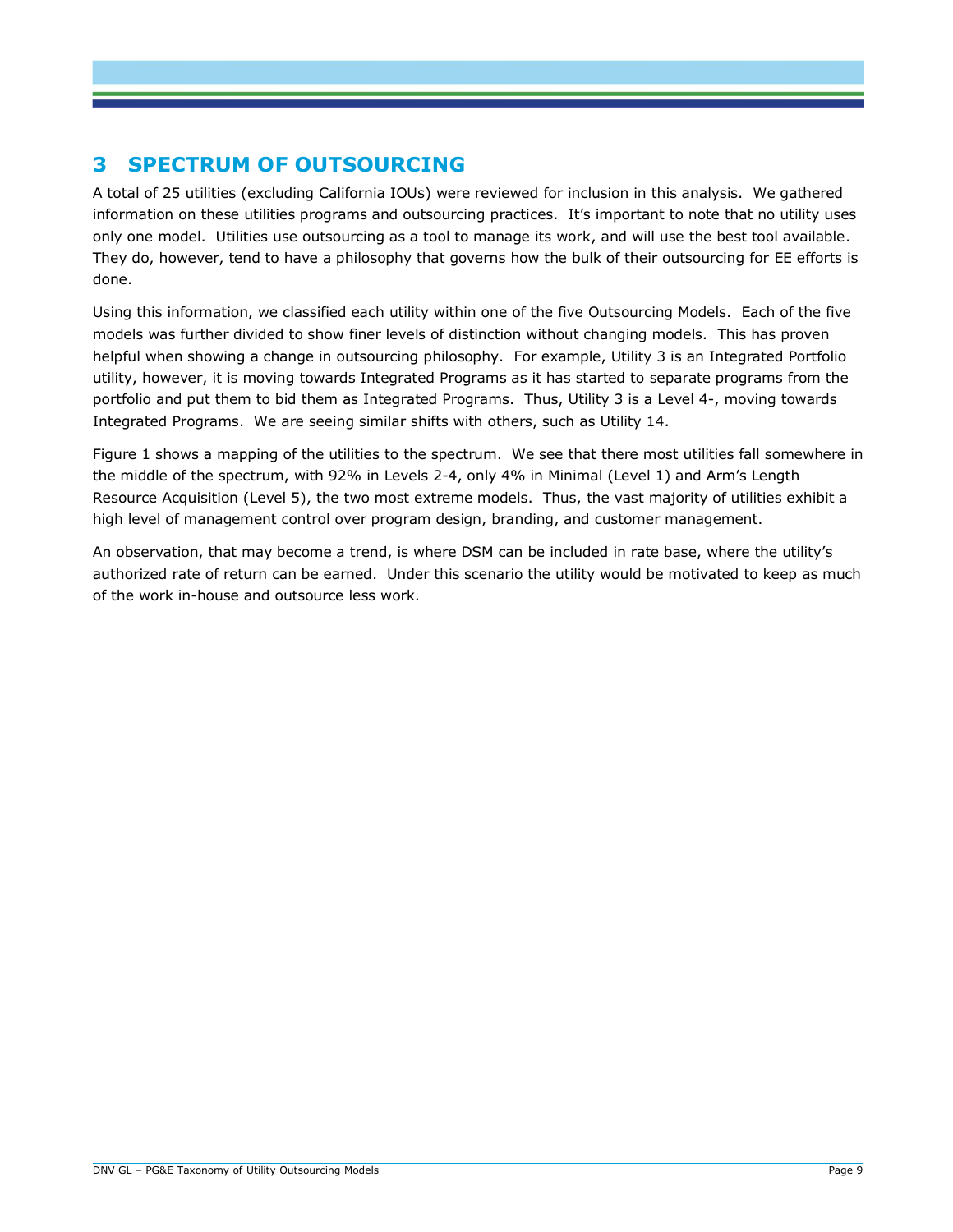# 3 SPECTRUM OF OUTSOURCING

A total of 25 utilities (excluding California IOUs) were reviewed for inclusion in this analysis. We gathered information on these utilities programs and outsourcing practices. It's important to note that no utility uses only one model. Utilities use outsourcing as a tool to manage its work, and will use the best tool available. They do, however, tend to have a philosophy that governs how the bulk of their outsourcing for EE efforts is done.

Using this information, we classified each utility within one of the five Outsourcing Models. Each of the five models was further divided to show finer levels of distinction without changing models. This has proven helpful when showing a change in outsourcing philosophy. For example, Utility 3 is an Integrated Portfolio utility, however, it is moving towards Integrated Programs as it has started to separate programs from the portfolio and put them to bid them as Integrated Programs. Thus, Utility 3 is a Level 4-, moving towards Integrated Programs. We are seeing similar shifts with others, such as Utility 14.

Figure 1 shows a mapping of the utilities to the spectrum. We see that there most utilities fall somewhere in the middle of the spectrum, with 92% in Levels 2-4, only 4% in Minimal (Level 1) and Arm's Length Resource Acquisition (Level 5), the two most extreme models. Thus, the vast majority of utilities exhibit a high level of management control over program design, branding, and customer management.

An observation, that may become a trend, is where DSM can be included in rate base, where the utility's authorized rate of return can be earned. Under this scenario the utility would be motivated to keep as much of the work in-house and outsource less work.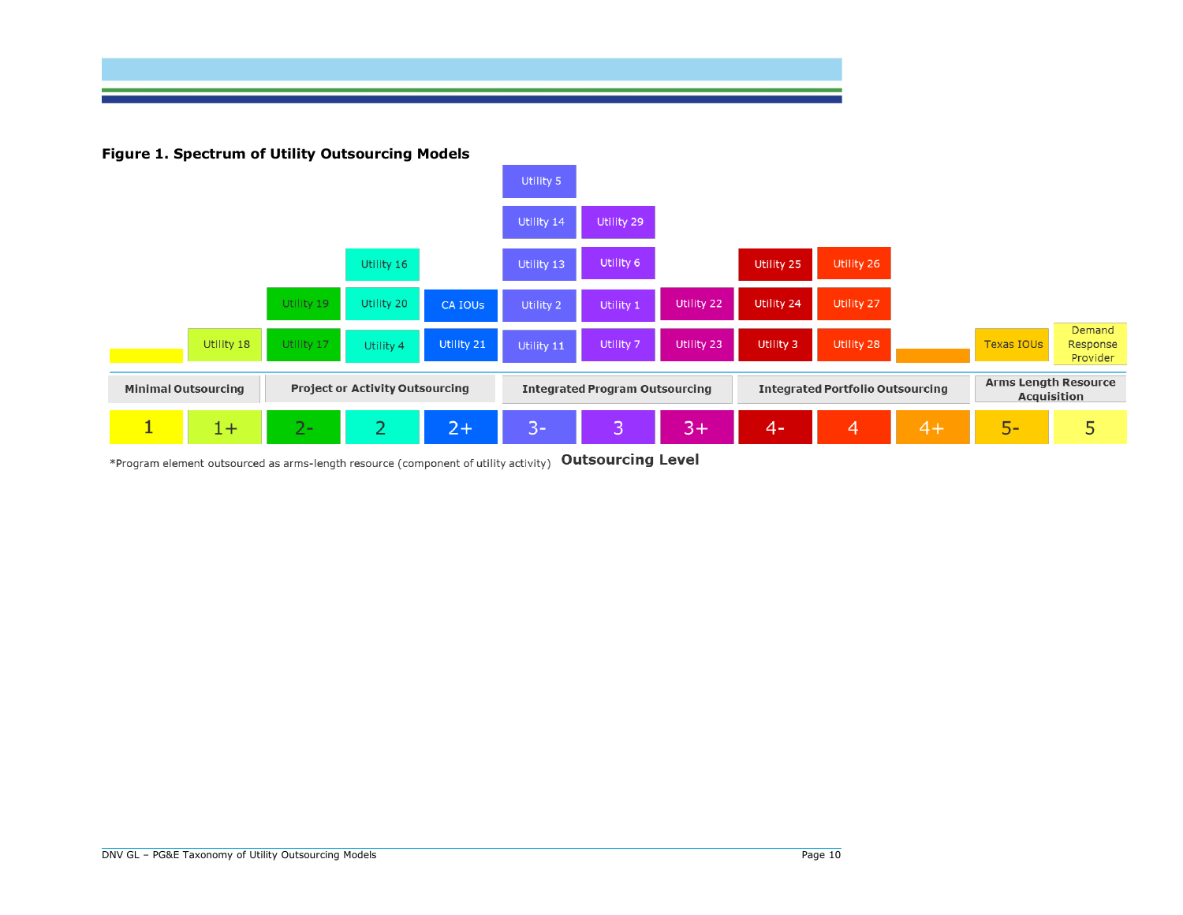**Figure 1. Spectrum of Utility Outsourcing Models**

| Category | Outsourcing Level | Utilities |
|---|---|---|
| Minimal Outsourcing | 1 | |
| | 1+ | Utility 18 |
| Project or Activity Outsourcing | 2- | Utility 17, Utility 19 |
| | 2 | Utility 4, Utility 20, Utility 16 |
| | 2+ | Utility 21, CA IOUs |
| Integrated Program Outsourcing | 3- | Utility 11, Utility 2, Utility 13, Utility 14, Utility 5 |
| | 3 | Utility 7, Utility 1, Utility 6, Utility 29 |
| | 3+ | Utility 23, Utility 22 |
| Integrated Portfolio Outsourcing | 4- | Utility 3, Utility 24, Utility 25 |
| | 4 | Utility 28, Utility 27, Utility 26 |
| | 4+ | |
| Arms Length Resource Acquisition | 5- | Texas IOUs |
| | 5 | Demand Response Provider |

*Program element outsourced as arms-length resource (component of utility activity)

**Outsourcing Level**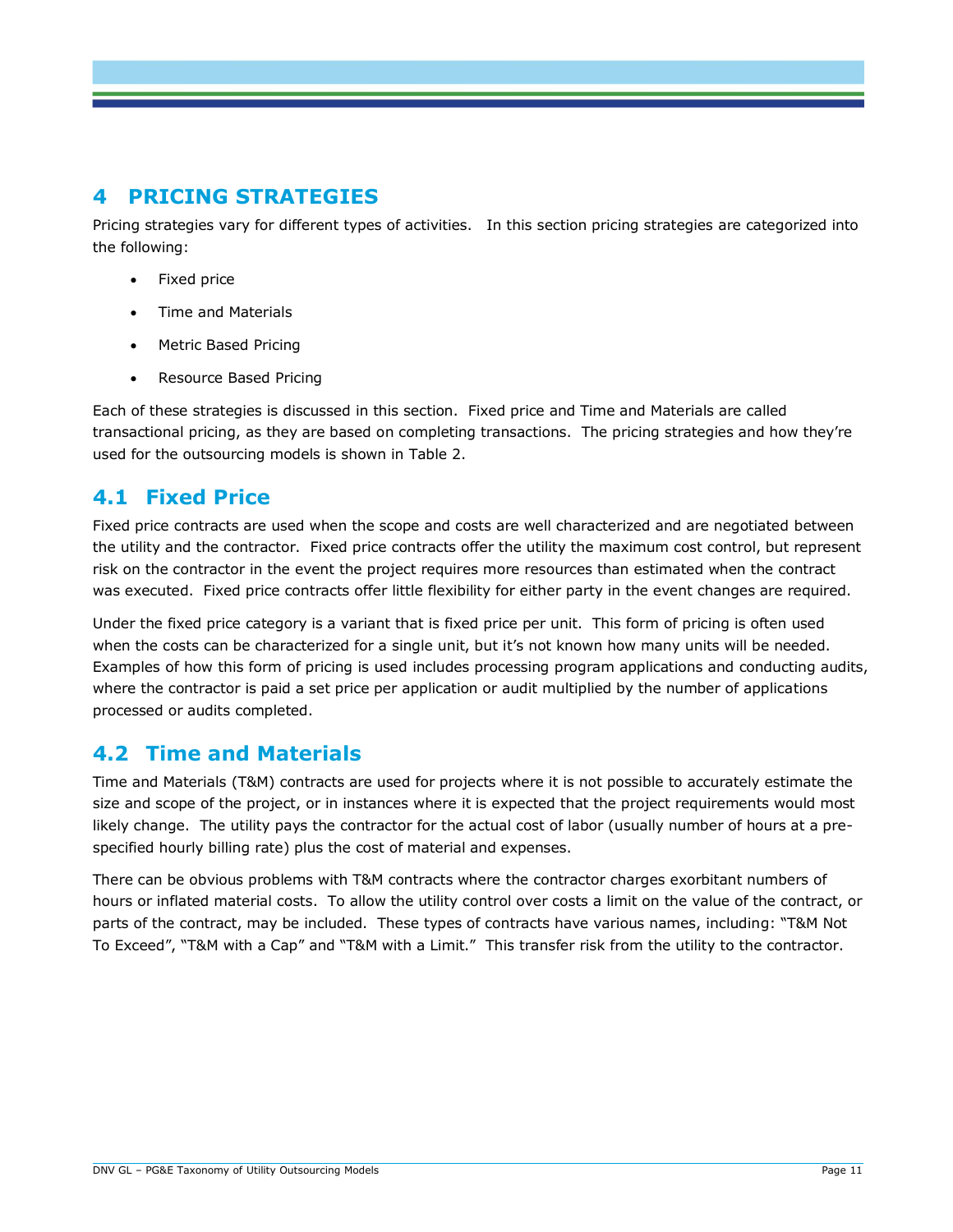# 4 PRICING STRATEGIES

Pricing strategies vary for different types of activities. In this section pricing strategies are categorized into the following:

- Fixed price
- Time and Materials
- Metric Based Pricing
- Resource Based Pricing

Each of these strategies is discussed in this section. Fixed price and Time and Materials are called transactional pricing, as they are based on completing transactions. The pricing strategies and how they're used for the outsourcing models is shown in Table 2.

## 4.1 Fixed Price

Fixed price contracts are used when the scope and costs are well characterized and are negotiated between the utility and the contractor. Fixed price contracts offer the utility the maximum cost control, but represent risk on the contractor in the event the project requires more resources than estimated when the contract was executed. Fixed price contracts offer little flexibility for either party in the event changes are required.

Under the fixed price category is a variant that is fixed price per unit. This form of pricing is often used when the costs can be characterized for a single unit, but it's not known how many units will be needed. Examples of how this form of pricing is used includes processing program applications and conducting audits, where the contractor is paid a set price per application or audit multiplied by the number of applications processed or audits completed.

## 4.2 Time and Materials

Time and Materials (T&M) contracts are used for projects where it is not possible to accurately estimate the size and scope of the project, or in instances where it is expected that the project requirements would most likely change. The utility pays the contractor for the actual cost of labor (usually number of hours at a pre-specified hourly billing rate) plus the cost of material and expenses.

There can be obvious problems with T&M contracts where the contractor charges exorbitant numbers of hours or inflated material costs. To allow the utility control over costs a limit on the value of the contract, or parts of the contract, may be included. These types of contracts have various names, including: "T&M Not To Exceed", "T&M with a Cap" and "T&M with a Limit." This transfer risk from the utility to the contractor.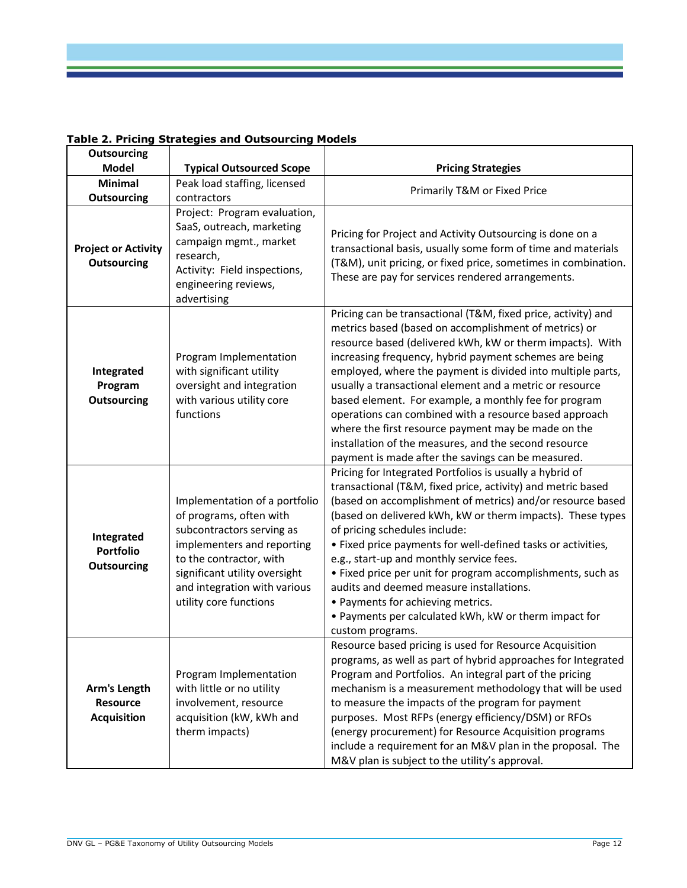**Table 2. Pricing Strategies and Outsourcing Models**

| Outsourcing Model | Typical Outsourced Scope | Pricing Strategies |
|---|---|---|
| **Minimal Outsourcing** | Peak load staffing, licensed contractors | Primarily T&M or Fixed Price |
| **Project or Activity Outsourcing** | Project: Program evaluation, SaaS, outreach, marketing campaign mgmt., market research,<br>Activity: Field inspections, engineering reviews, advertising | Pricing for Project and Activity Outsourcing is done on a transactional basis, usually some form of time and materials (T&M), unit pricing, or fixed price, sometimes in combination. These are pay for services rendered arrangements. |
| **Integrated Program Outsourcing** | Program Implementation with significant utility oversight and integration with various utility core functions | Pricing can be transactional (T&M, fixed price, activity) and metrics based (based on accomplishment of metrics) or resource based (delivered kWh, kW or therm impacts). With increasing frequency, hybrid payment schemes are being employed, where the payment is divided into multiple parts, usually a transactional element and a metric or resource based element. For example, a monthly fee for program operations can combined with a resource based approach where the first resource payment may be made on the installation of the measures, and the second resource payment is made after the savings can be measured. |
| **Integrated Portfolio Outsourcing** | Implementation of a portfolio of programs, often with subcontractors serving as implementers and reporting to the contractor, with significant utility oversight and integration with various utility core functions | Pricing for Integrated Portfolios is usually a hybrid of transactional (T&M, fixed price, activity) and metric based (based on accomplishment of metrics) and/or resource based (based on delivered kWh, kW or therm impacts). These types of pricing schedules include:<br>• Fixed price payments for well-defined tasks or activities, e.g., start-up and monthly service fees.<br>• Fixed price per unit for program accomplishments, such as audits and deemed measure installations.<br>• Payments for achieving metrics.<br>• Payments per calculated kWh, kW or therm impact for custom programs. |
| **Arm's Length Resource Acquisition** | Program Implementation with little or no utility involvement, resource acquisition (kW, kWh and therm impacts) | Resource based pricing is used for Resource Acquisition programs, as well as part of hybrid approaches for Integrated Program and Portfolios. An integral part of the pricing mechanism is a measurement methodology that will be used to measure the impacts of the program for payment purposes. Most RFPs (energy efficiency/DSM) or RFOs (energy procurement) for Resource Acquisition programs include a requirement for an M&V plan in the proposal. The M&V plan is subject to the utility's approval. |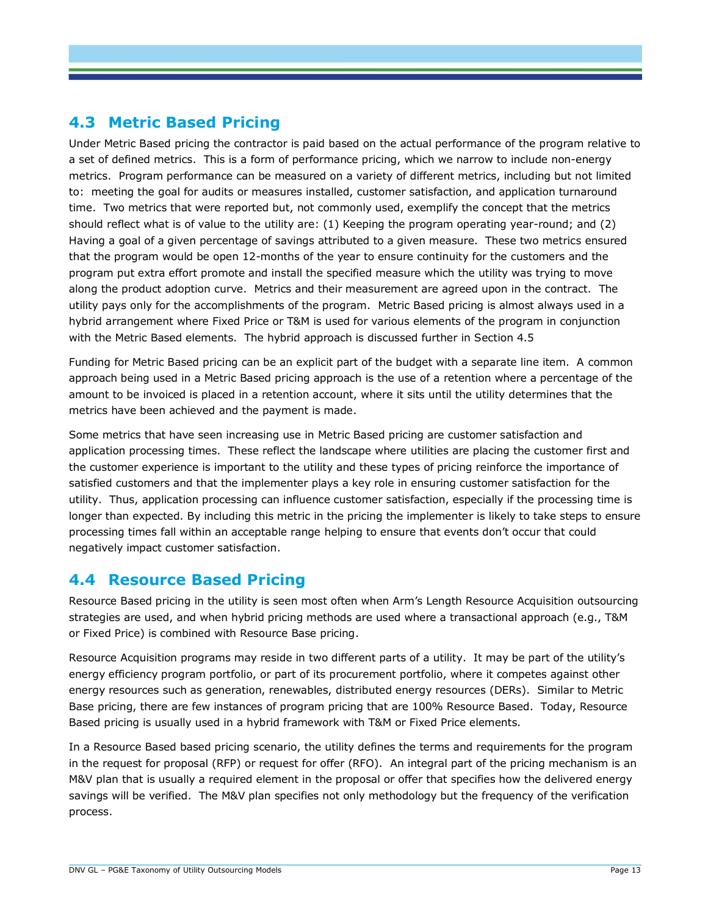## 4.3 Metric Based Pricing

Under Metric Based pricing the contractor is paid based on the actual performance of the program relative to a set of defined metrics. This is a form of performance pricing, which we narrow to include non-energy metrics. Program performance can be measured on a variety of different metrics, including but not limited to: meeting the goal for audits or measures installed, customer satisfaction, and application turnaround time. Two metrics that were reported but, not commonly used, exemplify the concept that the metrics should reflect what is of value to the utility are: (1) Keeping the program operating year-round; and (2) Having a goal of a given percentage of savings attributed to a given measure. These two metrics ensured that the program would be open 12-months of the year to ensure continuity for the customers and the program put extra effort promote and install the specified measure which the utility was trying to move along the product adoption curve. Metrics and their measurement are agreed upon in the contract. The utility pays only for the accomplishments of the program. Metric Based pricing is almost always used in a hybrid arrangement where Fixed Price or T&M is used for various elements of the program in conjunction with the Metric Based elements. The hybrid approach is discussed further in Section 4.5

Funding for Metric Based pricing can be an explicit part of the budget with a separate line item. A common approach being used in a Metric Based pricing approach is the use of a retention where a percentage of the amount to be invoiced is placed in a retention account, where it sits until the utility determines that the metrics have been achieved and the payment is made.

Some metrics that have seen increasing use in Metric Based pricing are customer satisfaction and application processing times. These reflect the landscape where utilities are placing the customer first and the customer experience is important to the utility and these types of pricing reinforce the importance of satisfied customers and that the implementer plays a key role in ensuring customer satisfaction for the utility. Thus, application processing can influence customer satisfaction, especially if the processing time is longer than expected. By including this metric in the pricing the implementer is likely to take steps to ensure processing times fall within an acceptable range helping to ensure that events don't occur that could negatively impact customer satisfaction.

## 4.4 Resource Based Pricing

Resource Based pricing in the utility is seen most often when Arm's Length Resource Acquisition outsourcing strategies are used, and when hybrid pricing methods are used where a transactional approach (e.g., T&M or Fixed Price) is combined with Resource Base pricing.

Resource Acquisition programs may reside in two different parts of a utility. It may be part of the utility's energy efficiency program portfolio, or part of its procurement portfolio, where it competes against other energy resources such as generation, renewables, distributed energy resources (DERs). Similar to Metric Base pricing, there are few instances of program pricing that are 100% Resource Based. Today, Resource Based pricing is usually used in a hybrid framework with T&M or Fixed Price elements.

In a Resource Based based pricing scenario, the utility defines the terms and requirements for the program in the request for proposal (RFP) or request for offer (RFO). An integral part of the pricing mechanism is an M&V plan that is usually a required element in the proposal or offer that specifies how the delivered energy savings will be verified. The M&V plan specifies not only methodology but the frequency of the verification process.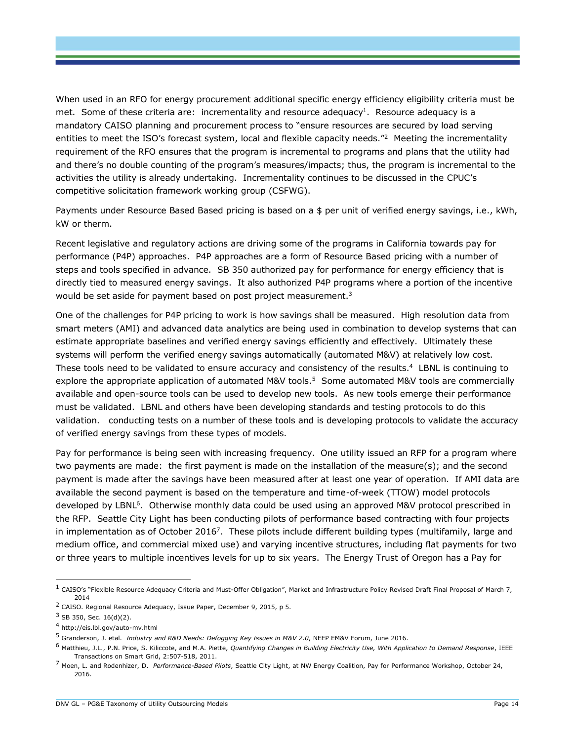When used in an RFO for energy procurement additional specific energy efficiency eligibility criteria must be met. Some of these criteria are: incrementality and resource adequacy[1]. Resource adequacy is a mandatory CAISO planning and procurement process to "ensure resources are secured by load serving entities to meet the ISO's forecast system, local and flexible capacity needs."[2] Meeting the incrementality requirement of the RFO ensures that the program is incremental to programs and plans that the utility had and there's no double counting of the program's measures/impacts; thus, the program is incremental to the activities the utility is already undertaking. Incrementality continues to be discussed in the CPUC's competitive solicitation framework working group (CSFWG).

Payments under Resource Based Based pricing is based on a $ per unit of verified energy savings, i.e., kWh, kW or therm.

Recent legislative and regulatory actions are driving some of the programs in California towards pay for performance (P4P) approaches. P4P approaches are a form of Resource Based pricing with a number of steps and tools specified in advance. SB 350 authorized pay for performance for energy efficiency that is directly tied to measured energy savings. It also authorized P4P programs where a portion of the incentive would be set aside for payment based on post project measurement.[3]

One of the challenges for P4P pricing to work is how savings shall be measured. High resolution data from smart meters (AMI) and advanced data analytics are being used in combination to develop systems that can estimate appropriate baselines and verified energy savings efficiently and effectively. Ultimately these systems will perform the verified energy savings automatically (automated M&V) at relatively low cost. These tools need to be validated to ensure accuracy and consistency of the results.[4] LBNL is continuing to explore the appropriate application of automated M&V tools.[5] Some automated M&V tools are commercially available and open-source tools can be used to develop new tools. As new tools emerge their performance must be validated. LBNL and others have been developing standards and testing protocols to do this validation. conducting tests on a number of these tools and is developing protocols to validate the accuracy of verified energy savings from these types of models.

Pay for performance is being seen with increasing frequency. One utility issued an RFP for a program where two payments are made: the first payment is made on the installation of the measure(s); and the second payment is made after the savings have been measured after at least one year of operation. If AMI data are available the second payment is based on the temperature and time-of-week (TTOW) model protocols developed by LBNL[6]. Otherwise monthly data could be used using an approved M&V protocol prescribed in the RFP. Seattle City Light has been conducting pilots of performance based contracting with four projects in implementation as of October 2016[7]. These pilots include different building types (multifamily, large and medium office, and commercial mixed use) and varying incentive structures, including flat payments for two or three years to multiple incentives levels for up to six years. The Energy Trust of Oregon has a Pay for

---

[1] CAISO's "Flexible Resource Adequacy Criteria and Must-Offer Obligation", Market and Infrastructure Policy Revised Draft Final Proposal of March 7, 2014

[2] CAISO. Regional Resource Adequacy, Issue Paper, December 9, 2015, p 5.

[3] SB 350, Sec. 16(d)(2).

[4] http://eis.lbl.gov/auto-mv.html

[5] Granderson, J. etal. *Industry and R&D Needs: Defogging Key Issues in M&V 2.0*, NEEP EM&V Forum, June 2016.

[6] Matthieu, J.L., P.N. Price, S. Kiliccote, and M.A. Piette, *Quantifying Changes in Building Electricity Use, With Application to Demand Response*, IEEE Transactions on Smart Grid, 2:507-518, 2011.

[7] Moen, L. and Rodenhizer, D. *Performance-Based Pilots*, Seattle City Light, at NW Energy Coalition, Pay for Performance Workshop, October 24, 2016.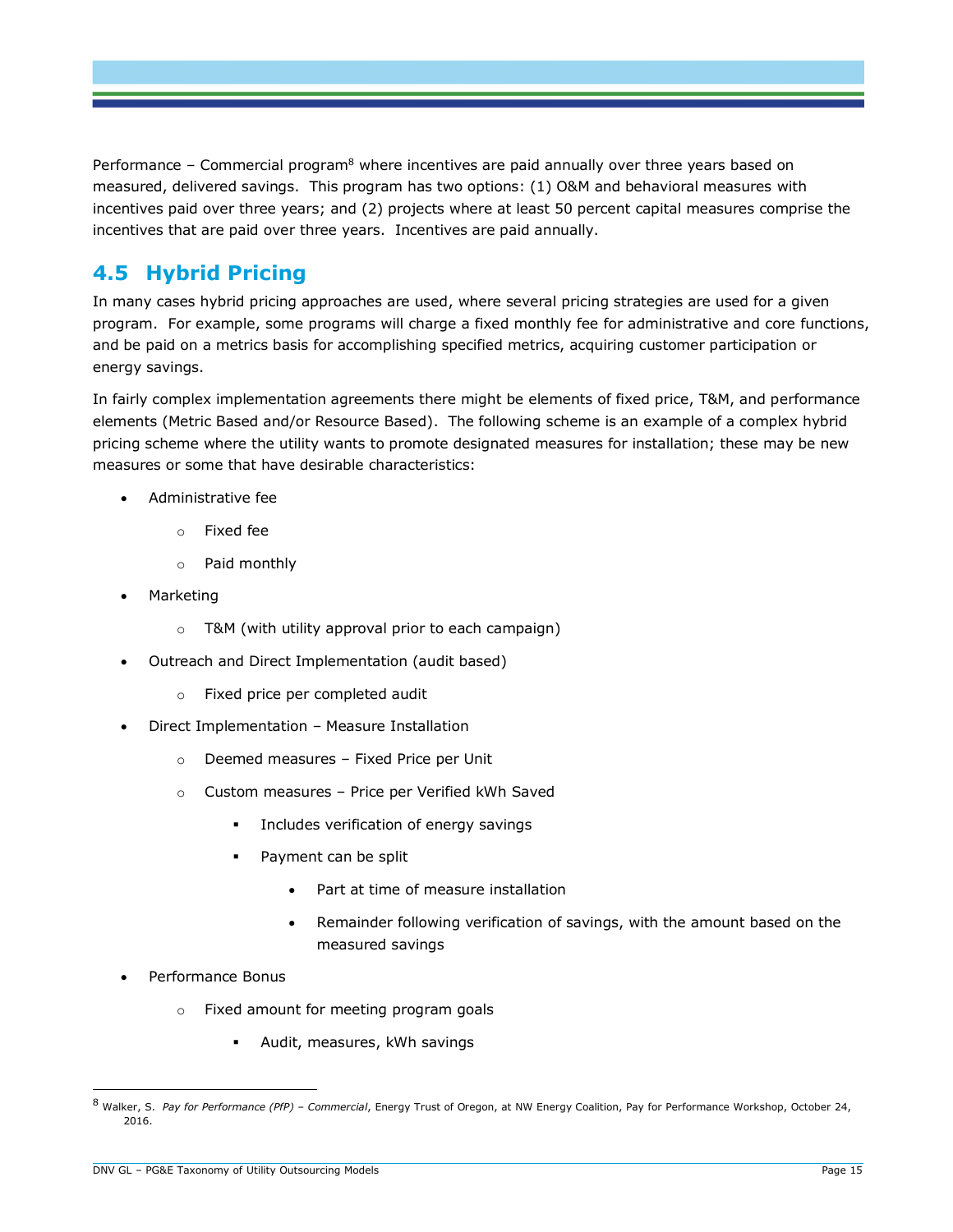Performance – Commercial program[8] where incentives are paid annually over three years based on measured, delivered savings. This program has two options: (1) O&M and behavioral measures with incentives paid over three years; and (2) projects where at least 50 percent capital measures comprise the incentives that are paid over three years. Incentives are paid annually.

## 4.5 Hybrid Pricing

In many cases hybrid pricing approaches are used, where several pricing strategies are used for a given program. For example, some programs will charge a fixed monthly fee for administrative and core functions, and be paid on a metrics basis for accomplishing specified metrics, acquiring customer participation or energy savings.

In fairly complex implementation agreements there might be elements of fixed price, T&M, and performance elements (Metric Based and/or Resource Based). The following scheme is an example of a complex hybrid pricing scheme where the utility wants to promote designated measures for installation; these may be new measures or some that have desirable characteristics:

- Administrative fee
  - Fixed fee
  - Paid monthly
- Marketing
  - T&M (with utility approval prior to each campaign)
- Outreach and Direct Implementation (audit based)
  - Fixed price per completed audit
- Direct Implementation – Measure Installation
  - Deemed measures – Fixed Price per Unit
  - Custom measures – Price per Verified kWh Saved
    - Includes verification of energy savings
    - Payment can be split
      - Part at time of measure installation
      - Remainder following verification of savings, with the amount based on the measured savings
- Performance Bonus
  - Fixed amount for meeting program goals
    - Audit, measures, kWh savings

---

[8] Walker, S. *Pay for Performance (PfP) – Commercial*, Energy Trust of Oregon, at NW Energy Coalition, Pay for Performance Workshop, October 24, 2016.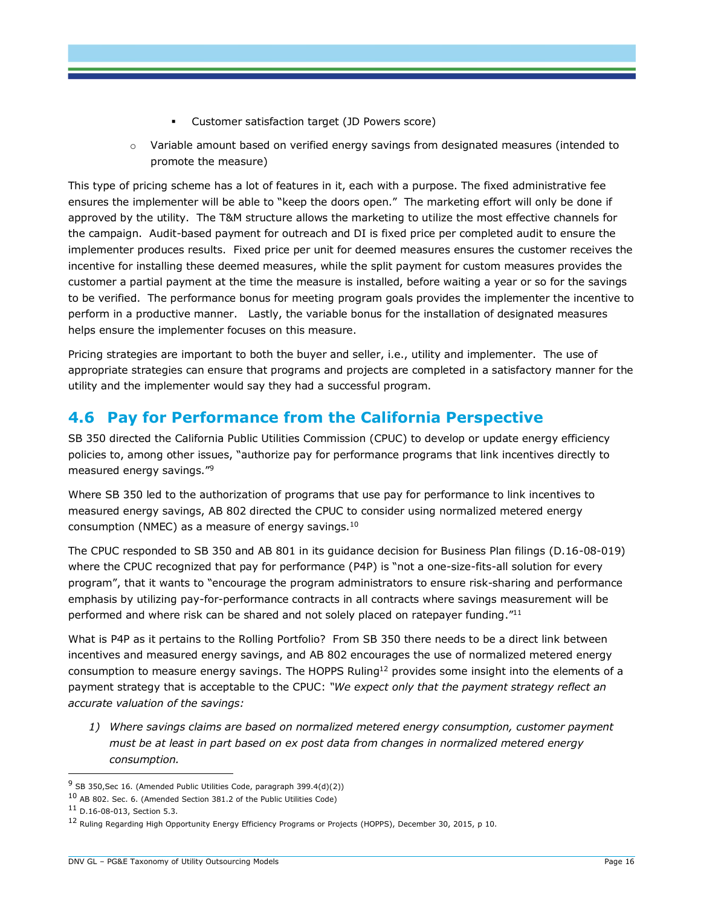- Customer satisfaction target (JD Powers score)
   - Variable amount based on verified energy savings from designated measures (intended to promote the measure)

This type of pricing scheme has a lot of features in it, each with a purpose. The fixed administrative fee ensures the implementer will be able to "keep the doors open." The marketing effort will only be done if approved by the utility. The T&M structure allows the marketing to utilize the most effective channels for the campaign. Audit-based payment for outreach and DI is fixed price per completed audit to ensure the implementer produces results. Fixed price per unit for deemed measures ensures the customer receives the incentive for installing these deemed measures, while the split payment for custom measures provides the customer a partial payment at the time the measure is installed, before waiting a year or so for the savings to be verified. The performance bonus for meeting program goals provides the implementer the incentive to perform in a productive manner. Lastly, the variable bonus for the installation of designated measures helps ensure the implementer focuses on this measure.

Pricing strategies are important to both the buyer and seller, i.e., utility and implementer. The use of appropriate strategies can ensure that programs and projects are completed in a satisfactory manner for the utility and the implementer would say they had a successful program.

## 4.6 Pay for Performance from the California Perspective

SB 350 directed the California Public Utilities Commission (CPUC) to develop or update energy efficiency policies to, among other issues, "authorize pay for performance programs that link incentives directly to measured energy savings."[9]

Where SB 350 led to the authorization of programs that use pay for performance to link incentives to measured energy savings, AB 802 directed the CPUC to consider using normalized metered energy consumption (NMEC) as a measure of energy savings.[10]

The CPUC responded to SB 350 and AB 801 in its guidance decision for Business Plan filings (D.16-08-019) where the CPUC recognized that pay for performance (P4P) is "not a one-size-fits-all solution for every program", that it wants to "encourage the program administrators to ensure risk-sharing and performance emphasis by utilizing pay-for-performance contracts in all contracts where savings measurement will be performed and where risk can be shared and not solely placed on ratepayer funding."[11]

What is P4P as it pertains to the Rolling Portfolio? From SB 350 there needs to be a direct link between incentives and measured energy savings, and AB 802 encourages the use of normalized metered energy consumption to measure energy savings. The HOPPS Ruling[12] provides some insight into the elements of a payment strategy that is acceptable to the CPUC: *"We expect only that the payment strategy reflect an accurate valuation of the savings:*

1) *Where savings claims are based on normalized metered energy consumption, customer payment must be at least in part based on ex post data from changes in normalized metered energy consumption.*

---

[9] SB 350,Sec 16. (Amended Public Utilities Code, paragraph 399.4(d)(2))

[10] AB 802. Sec. 6. (Amended Section 381.2 of the Public Utilities Code)

[11] D.16-08-013, Section 5.3.

[12] Ruling Regarding High Opportunity Energy Efficiency Programs or Projects (HOPPS), December 30, 2015, p 10.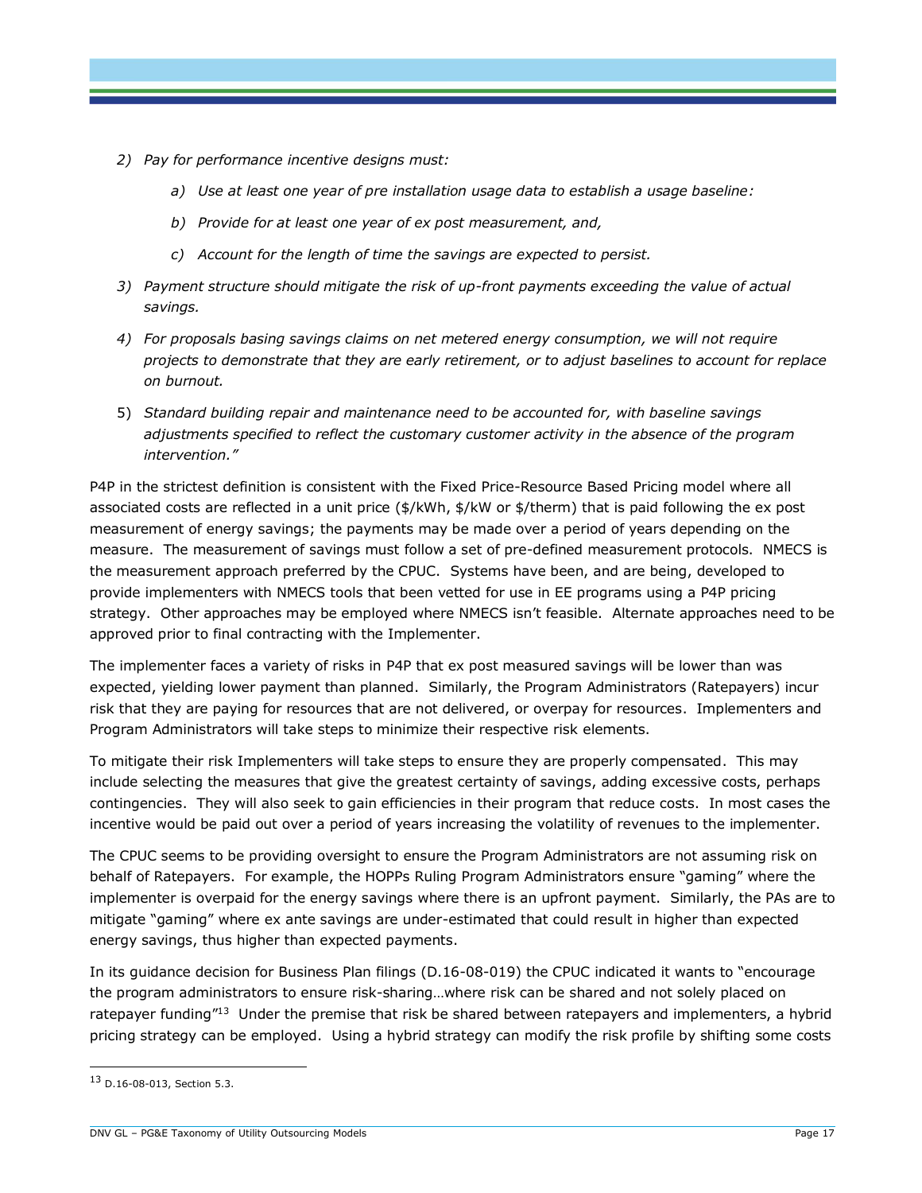2) *Pay for performance incentive designs must:*

    a) *Use at least one year of pre installation usage data to establish a usage baseline:*

    b) *Provide for at least one year of ex post measurement, and,*

    c) *Account for the length of time the savings are expected to persist.*

3) *Payment structure should mitigate the risk of up-front payments exceeding the value of actual savings.*

4) *For proposals basing savings claims on net metered energy consumption, we will not require projects to demonstrate that they are early retirement, or to adjust baselines to account for replace on burnout.*

5) *Standard building repair and maintenance need to be accounted for, with baseline savings adjustments specified to reflect the customary customer activity in the absence of the program intervention."*

P4P in the strictest definition is consistent with the Fixed Price-Resource Based Pricing model where all associated costs are reflected in a unit price ($/kWh, $/kW or $/therm) that is paid following the ex post measurement of energy savings; the payments may be made over a period of years depending on the measure. The measurement of savings must follow a set of pre-defined measurement protocols. NMECS is the measurement approach preferred by the CPUC. Systems have been, and are being, developed to provide implementers with NMECS tools that been vetted for use in EE programs using a P4P pricing strategy. Other approaches may be employed where NMECS isn't feasible. Alternate approaches need to be approved prior to final contracting with the Implementer.

The implementer faces a variety of risks in P4P that ex post measured savings will be lower than was expected, yielding lower payment than planned. Similarly, the Program Administrators (Ratepayers) incur risk that they are paying for resources that are not delivered, or overpay for resources. Implementers and Program Administrators will take steps to minimize their respective risk elements.

To mitigate their risk Implementers will take steps to ensure they are properly compensated. This may include selecting the measures that give the greatest certainty of savings, adding excessive costs, perhaps contingencies. They will also seek to gain efficiencies in their program that reduce costs. In most cases the incentive would be paid out over a period of years increasing the volatility of revenues to the implementer.

The CPUC seems to be providing oversight to ensure the Program Administrators are not assuming risk on behalf of Ratepayers. For example, the HOPPs Ruling Program Administrators ensure "gaming" where the implementer is overpaid for the energy savings where there is an upfront payment. Similarly, the PAs are to mitigate "gaming" where ex ante savings are under-estimated that could result in higher than expected energy savings, thus higher than expected payments.

In its guidance decision for Business Plan filings (D.16-08-019) the CPUC indicated it wants to "encourage the program administrators to ensure risk-sharing…where risk can be shared and not solely placed on ratepayer funding"[13] Under the premise that risk be shared between ratepayers and implementers, a hybrid pricing strategy can be employed. Using a hybrid strategy can modify the risk profile by shifting some costs

[13] D.16-08-013, Section 5.3.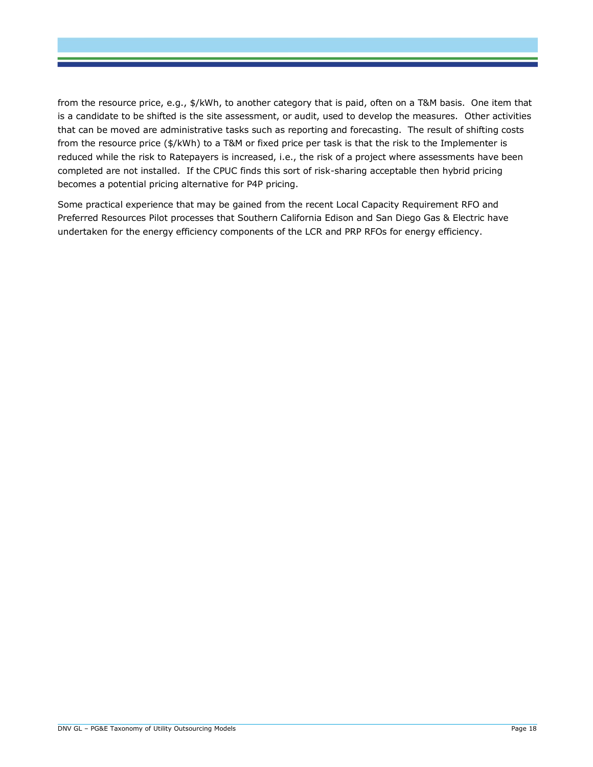from the resource price, e.g., $/kWh, to another category that is paid, often on a T&M basis. One item that is a candidate to be shifted is the site assessment, or audit, used to develop the measures. Other activities that can be moved are administrative tasks such as reporting and forecasting. The result of shifting costs from the resource price ($/kWh) to a T&M or fixed price per task is that the risk to the Implementer is reduced while the risk to Ratepayers is increased, i.e., the risk of a project where assessments have been completed are not installed. If the CPUC finds this sort of risk-sharing acceptable then hybrid pricing becomes a potential pricing alternative for P4P pricing.

Some practical experience that may be gained from the recent Local Capacity Requirement RFO and Preferred Resources Pilot processes that Southern California Edison and San Diego Gas & Electric have undertaken for the energy efficiency components of the LCR and PRP RFOs for energy efficiency.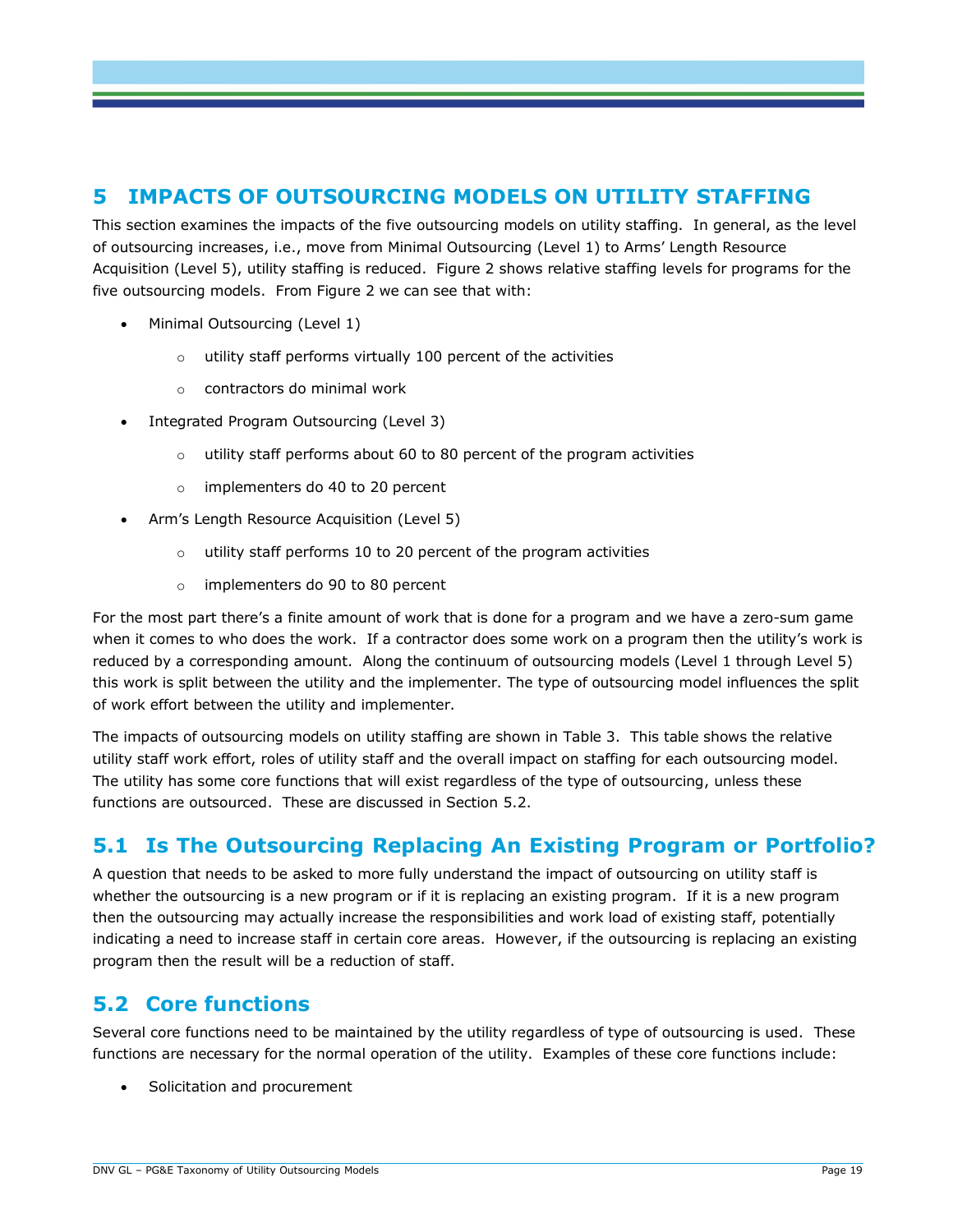# 5 IMPACTS OF OUTSOURCING MODELS ON UTILITY STAFFING

This section examines the impacts of the five outsourcing models on utility staffing. In general, as the level of outsourcing increases, i.e., move from Minimal Outsourcing (Level 1) to Arms' Length Resource Acquisition (Level 5), utility staffing is reduced. Figure 2 shows relative staffing levels for programs for the five outsourcing models. From Figure 2 we can see that with:

- Minimal Outsourcing (Level 1)
  - utility staff performs virtually 100 percent of the activities
  - contractors do minimal work
- Integrated Program Outsourcing (Level 3)
  - utility staff performs about 60 to 80 percent of the program activities
  - implementers do 40 to 20 percent
- Arm's Length Resource Acquisition (Level 5)
  - utility staff performs 10 to 20 percent of the program activities
  - implementers do 90 to 80 percent

For the most part there's a finite amount of work that is done for a program and we have a zero-sum game when it comes to who does the work. If a contractor does some work on a program then the utility's work is reduced by a corresponding amount. Along the continuum of outsourcing models (Level 1 through Level 5) this work is split between the utility and the implementer. The type of outsourcing model influences the split of work effort between the utility and implementer.

The impacts of outsourcing models on utility staffing are shown in Table 3. This table shows the relative utility staff work effort, roles of utility staff and the overall impact on staffing for each outsourcing model. The utility has some core functions that will exist regardless of the type of outsourcing, unless these functions are outsourced. These are discussed in Section 5.2.

## 5.1 Is The Outsourcing Replacing An Existing Program or Portfolio?

A question that needs to be asked to more fully understand the impact of outsourcing on utility staff is whether the outsourcing is a new program or if it is replacing an existing program. If it is a new program then the outsourcing may actually increase the responsibilities and work load of existing staff, potentially indicating a need to increase staff in certain core areas. However, if the outsourcing is replacing an existing program then the result will be a reduction of staff.

## 5.2 Core functions

Several core functions need to be maintained by the utility regardless of type of outsourcing is used. These functions are necessary for the normal operation of the utility. Examples of these core functions include:

- Solicitation and procurement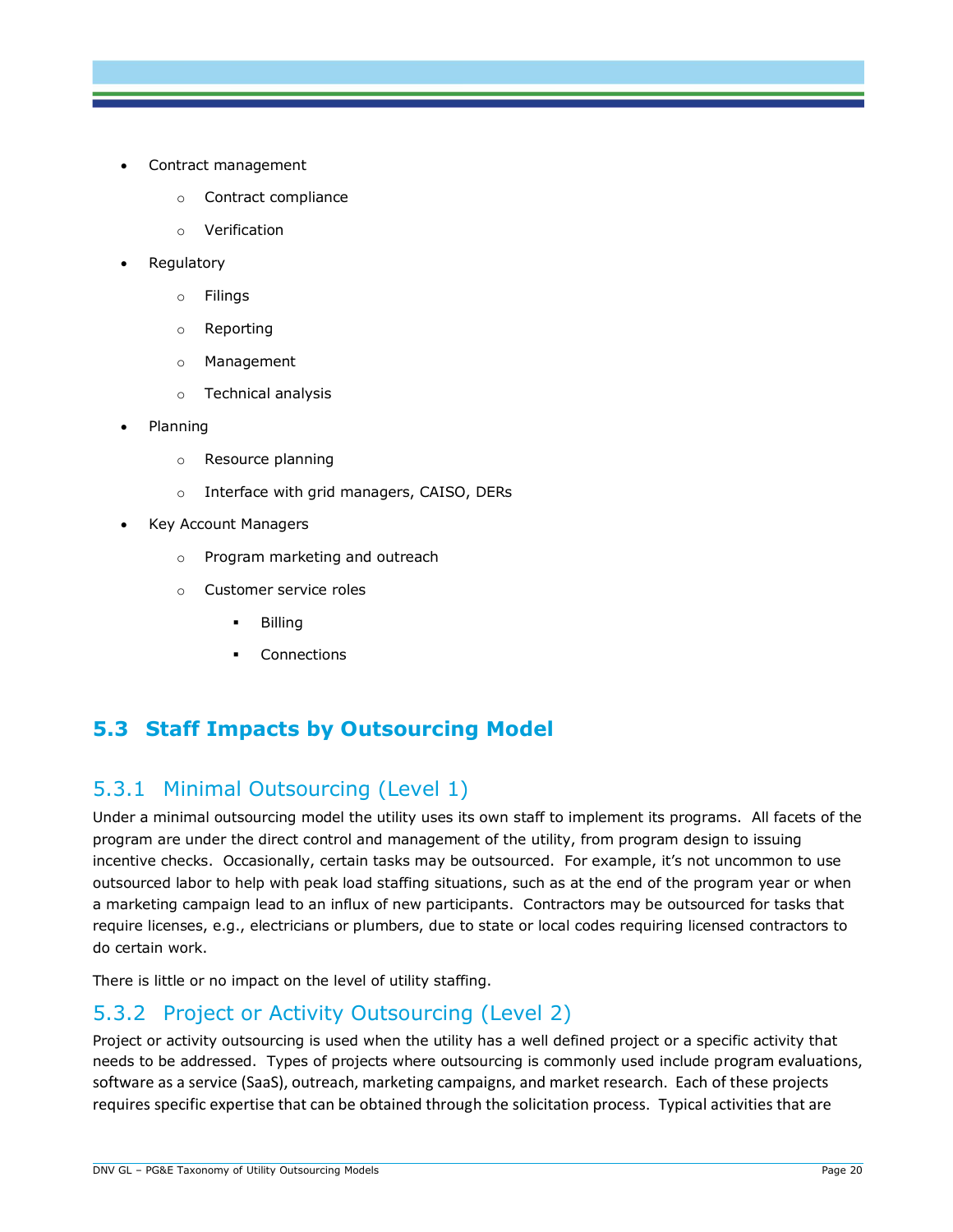- Contract management
    - Contract compliance
    - Verification
- Regulatory
    - Filings
    - Reporting
    - Management
    - Technical analysis
- Planning
    - Resource planning
    - Interface with grid managers, CAISO, DERs
- Key Account Managers
    - Program marketing and outreach
    - Customer service roles
        - Billing
        - Connections

## 5.3 Staff Impacts by Outsourcing Model

### 5.3.1 Minimal Outsourcing (Level 1)

Under a minimal outsourcing model the utility uses its own staff to implement its programs. All facets of the program are under the direct control and management of the utility, from program design to issuing incentive checks. Occasionally, certain tasks may be outsourced. For example, it's not uncommon to use outsourced labor to help with peak load staffing situations, such as at the end of the program year or when a marketing campaign lead to an influx of new participants. Contractors may be outsourced for tasks that require licenses, e.g., electricians or plumbers, due to state or local codes requiring licensed contractors to do certain work.

There is little or no impact on the level of utility staffing.

### 5.3.2 Project or Activity Outsourcing (Level 2)

Project or activity outsourcing is used when the utility has a well defined project or a specific activity that needs to be addressed. Types of projects where outsourcing is commonly used include program evaluations, software as a service (SaaS), outreach, marketing campaigns, and market research. Each of these projects requires specific expertise that can be obtained through the solicitation process. Typical activities that are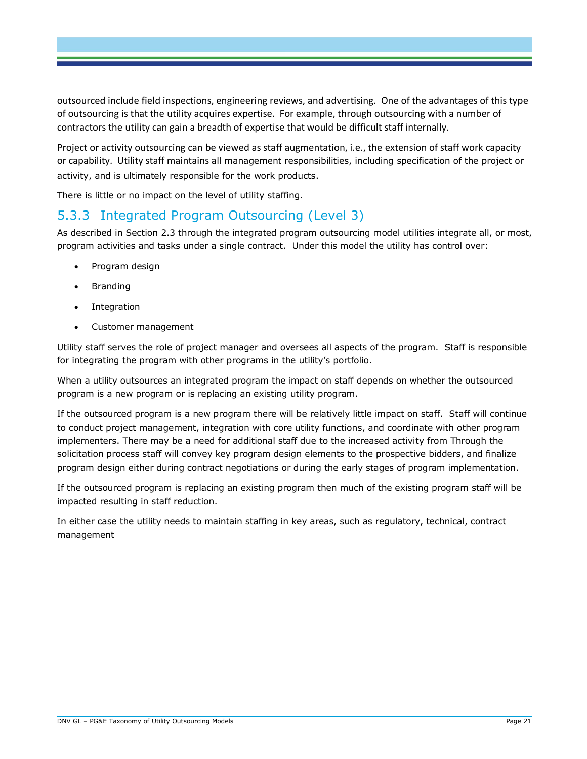outsourced include field inspections, engineering reviews, and advertising. One of the advantages of this type of outsourcing is that the utility acquires expertise. For example, through outsourcing with a number of contractors the utility can gain a breadth of expertise that would be difficult staff internally.

Project or activity outsourcing can be viewed as staff augmentation, i.e., the extension of staff work capacity or capability. Utility staff maintains all management responsibilities, including specification of the project or activity, and is ultimately responsible for the work products.

There is little or no impact on the level of utility staffing.

### 5.3.3 Integrated Program Outsourcing (Level 3)

As described in Section 2.3 through the integrated program outsourcing model utilities integrate all, or most, program activities and tasks under a single contract. Under this model the utility has control over:

- Program design
- Branding
- Integration
- Customer management

Utility staff serves the role of project manager and oversees all aspects of the program. Staff is responsible for integrating the program with other programs in the utility's portfolio.

When a utility outsources an integrated program the impact on staff depends on whether the outsourced program is a new program or is replacing an existing utility program.

If the outsourced program is a new program there will be relatively little impact on staff. Staff will continue to conduct project management, integration with core utility functions, and coordinate with other program implementers. There may be a need for additional staff due to the increased activity from Through the solicitation process staff will convey key program design elements to the prospective bidders, and finalize program design either during contract negotiations or during the early stages of program implementation.

If the outsourced program is replacing an existing program then much of the existing program staff will be impacted resulting in staff reduction.

In either case the utility needs to maintain staffing in key areas, such as regulatory, technical, contract management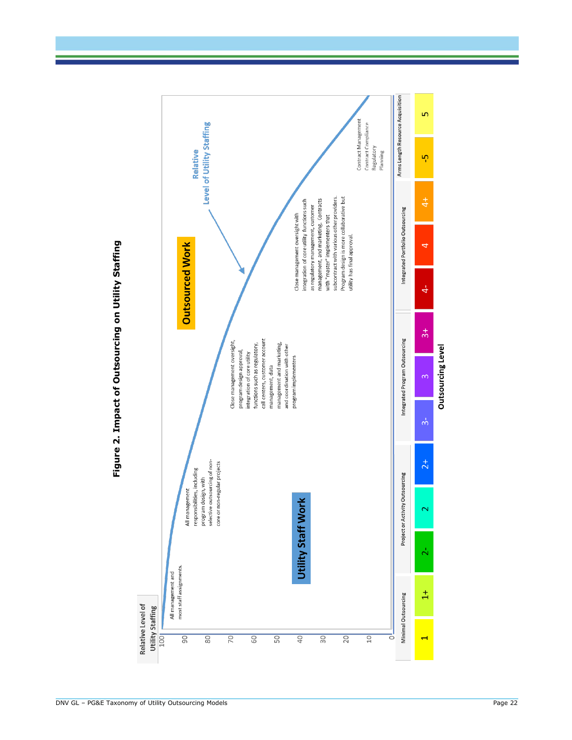# Figure 2. Impact of Outsourcing on Utility Staffing

Relative Level of Utility Staffing

100, 90, 80, 70, 60, 50, 40, 30, 20, 10, 0

All management and most staff assignments.

All management responsibilities, including program design, with selective outsourcing of non-core or non-regular projects

Close management oversight, program design approval, integration of core utility functions such as regulatory, call centers, customer account management, data management and marketing, and coordination with other program implementers

Close management oversight with integration of core utility functions such as regulatory management, customer management, and marketing. Contracts with "master" implementers that subcontract with various other providers. Program design is more collaborative but utility has final approval.

Contract Management
Contract Compliance
Regulatory
Planning

**Utility Staff Work**

**Outsourced Work**

Relative Level of Utility Staffing

| Minimal Outsourcing | | Project or Activity Outsourcing | | | Integrated Program Outsourcing | | | Integrated Portfolio Outsourcing | | | Arms Length Resource Acquisition | |
|---|---|---|---|---|---|---|---|---|---|---|---|---|
| 1 | 1+ | 2- | 2 | 2+ | 3- | 3 | 3+ | 4- | 4 | 4+ | -5 | 5 |

**Outsourcing Level**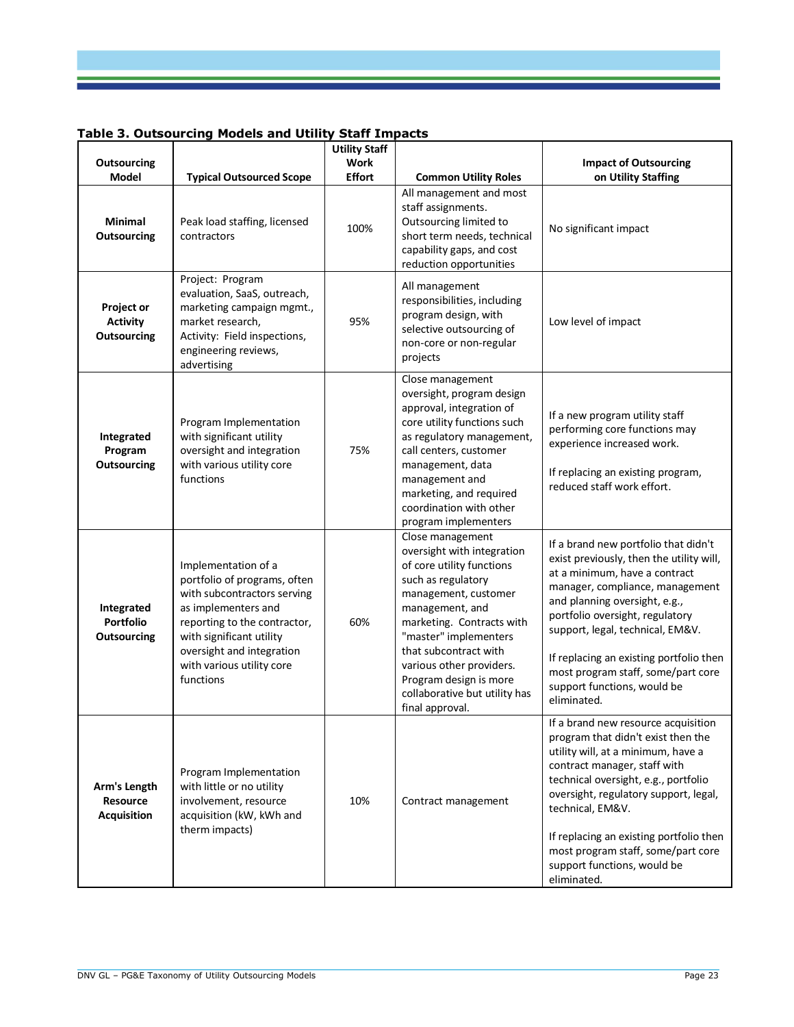**Table 3. Outsourcing Models and Utility Staff Impacts**

| Outsourcing Model | Typical Outsourced Scope | Utility Staff Work Effort | Common Utility Roles | Impact of Outsourcing on Utility Staffing |
|---|---|---|---|---|
| **Minimal Outsourcing** | Peak load staffing, licensed contractors | 100% | All management and most staff assignments. Outsourcing limited to short term needs, technical capability gaps, and cost reduction opportunities | No significant impact |
| **Project or Activity Outsourcing** | Project: Program evaluation, SaaS, outreach, marketing campaign mgmt., market research, Activity: Field inspections, engineering reviews, advertising | 95% | All management responsibilities, including program design, with selective outsourcing of non-core or non-regular projects | Low level of impact |
| **Integrated Program Outsourcing** | Program Implementation with significant utility oversight and integration with various utility core functions | 75% | Close management oversight, program design approval, integration of core utility functions such as regulatory management, call centers, customer management, data management and marketing, and required coordination with other program implementers | If a new program utility staff performing core functions may experience increased work.<br><br>If replacing an existing program, reduced staff work effort. |
| **Integrated Portfolio Outsourcing** | Implementation of a portfolio of programs, often with subcontractors serving as implementers and reporting to the contractor, with significant utility oversight and integration with various utility core functions | 60% | Close management oversight with integration of core utility functions such as regulatory management, customer management, and marketing. Contracts with "master" implementers that subcontract with various other providers. Program design is more collaborative but utility has final approval. | If a brand new portfolio that didn't exist previously, then the utility will, at a minimum, have a contract manager, compliance, management and planning oversight, e.g., portfolio oversight, regulatory support, legal, technical, EM&V.<br><br>If replacing an existing portfolio then most program staff, some/part core support functions, would be eliminated. |
| **Arm's Length Resource Acquisition** | Program Implementation with little or no utility involvement, resource acquisition (kW, kWh and therm impacts) | 10% | Contract management | If a brand new resource acquisition program that didn't exist then the utility will, at a minimum, have a contract manager, staff with technical oversight, e.g., portfolio oversight, regulatory support, legal, technical, EM&V.<br><br>If replacing an existing portfolio then most program staff, some/part core support functions, would be eliminated. |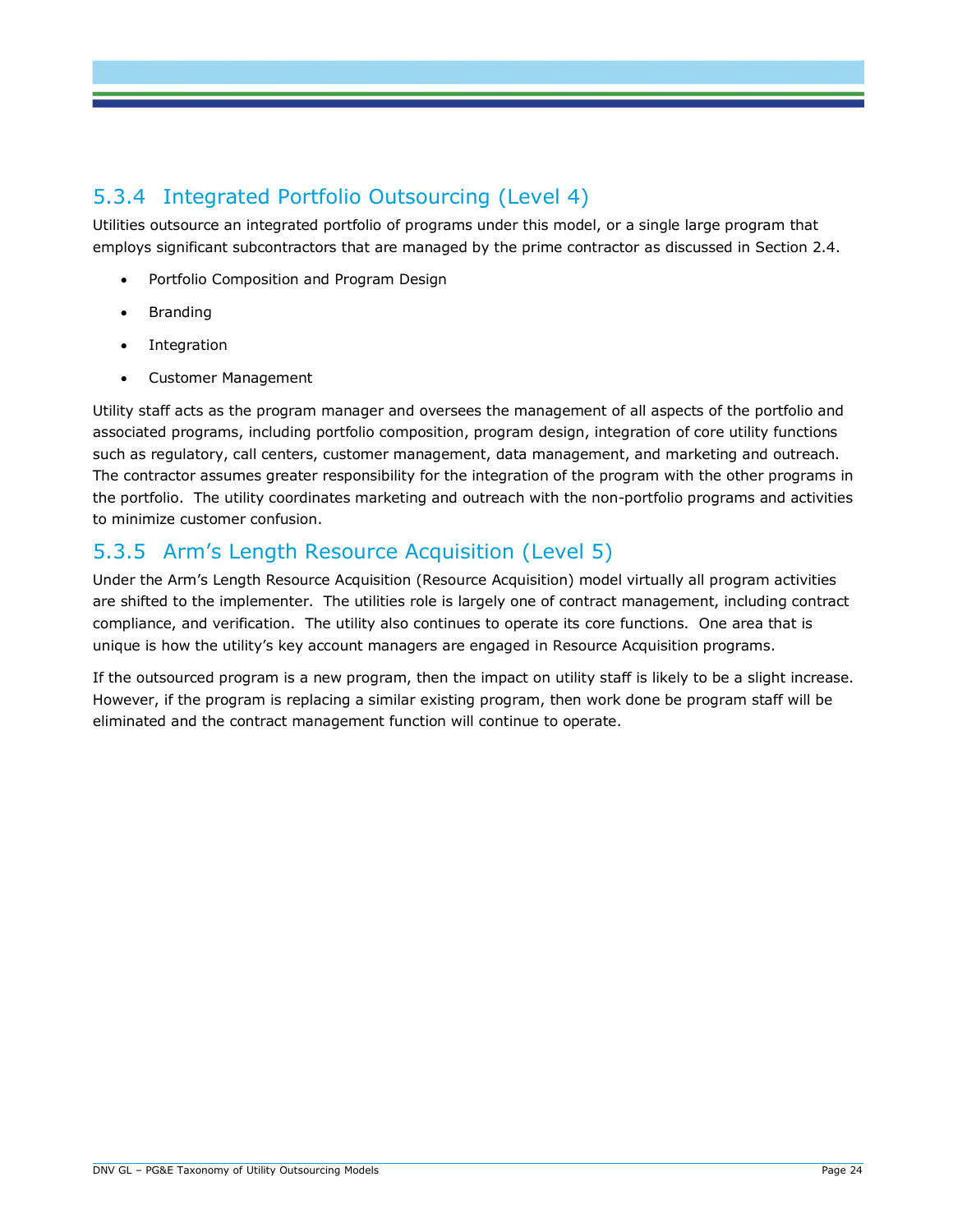### 5.3.4 Integrated Portfolio Outsourcing (Level 4)

Utilities outsource an integrated portfolio of programs under this model, or a single large program that employs significant subcontractors that are managed by the prime contractor as discussed in Section 2.4.

- Portfolio Composition and Program Design
- Branding
- Integration
- Customer Management

Utility staff acts as the program manager and oversees the management of all aspects of the portfolio and associated programs, including portfolio composition, program design, integration of core utility functions such as regulatory, call centers, customer management, data management, and marketing and outreach. The contractor assumes greater responsibility for the integration of the program with the other programs in the portfolio. The utility coordinates marketing and outreach with the non-portfolio programs and activities to minimize customer confusion.

### 5.3.5 Arm's Length Resource Acquisition (Level 5)

Under the Arm's Length Resource Acquisition (Resource Acquisition) model virtually all program activities are shifted to the implementer. The utilities role is largely one of contract management, including contract compliance, and verification. The utility also continues to operate its core functions. One area that is unique is how the utility's key account managers are engaged in Resource Acquisition programs.

If the outsourced program is a new program, then the impact on utility staff is likely to be a slight increase. However, if the program is replacing a similar existing program, then work done be program staff will be eliminated and the contract management function will continue to operate.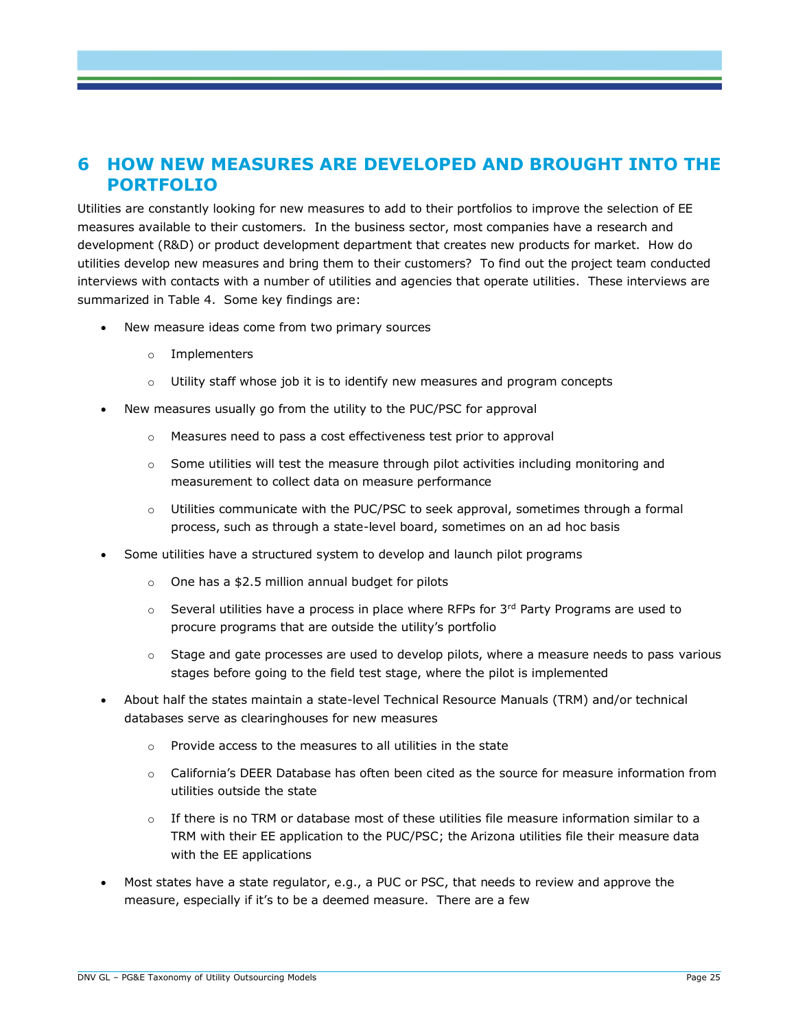# 6 HOW NEW MEASURES ARE DEVELOPED AND BROUGHT INTO THE PORTFOLIO

Utilities are constantly looking for new measures to add to their portfolios to improve the selection of EE measures available to their customers. In the business sector, most companies have a research and development (R&D) or product development department that creates new products for market. How do utilities develop new measures and bring them to their customers? To find out the project team conducted interviews with contacts with a number of utilities and agencies that operate utilities. These interviews are summarized in Table 4. Some key findings are:

- New measure ideas come from two primary sources
  - Implementers
  - Utility staff whose job it is to identify new measures and program concepts
- New measures usually go from the utility to the PUC/PSC for approval
  - Measures need to pass a cost effectiveness test prior to approval
  - Some utilities will test the measure through pilot activities including monitoring and measurement to collect data on measure performance
  - Utilities communicate with the PUC/PSC to seek approval, sometimes through a formal process, such as through a state-level board, sometimes on an ad hoc basis
- Some utilities have a structured system to develop and launch pilot programs
  - One has a $2.5 million annual budget for pilots
  - Several utilities have a process in place where RFPs for 3rd Party Programs are used to procure programs that are outside the utility's portfolio
  - Stage and gate processes are used to develop pilots, where a measure needs to pass various stages before going to the field test stage, where the pilot is implemented
- About half the states maintain a state-level Technical Resource Manuals (TRM) and/or technical databases serve as clearinghouses for new measures
  - Provide access to the measures to all utilities in the state
  - California's DEER Database has often been cited as the source for measure information from utilities outside the state
  - If there is no TRM or database most of these utilities file measure information similar to a TRM with their EE application to the PUC/PSC; the Arizona utilities file their measure data with the EE applications
- Most states have a state regulator, e.g., a PUC or PSC, that needs to review and approve the measure, especially if it's to be a deemed measure. There are a few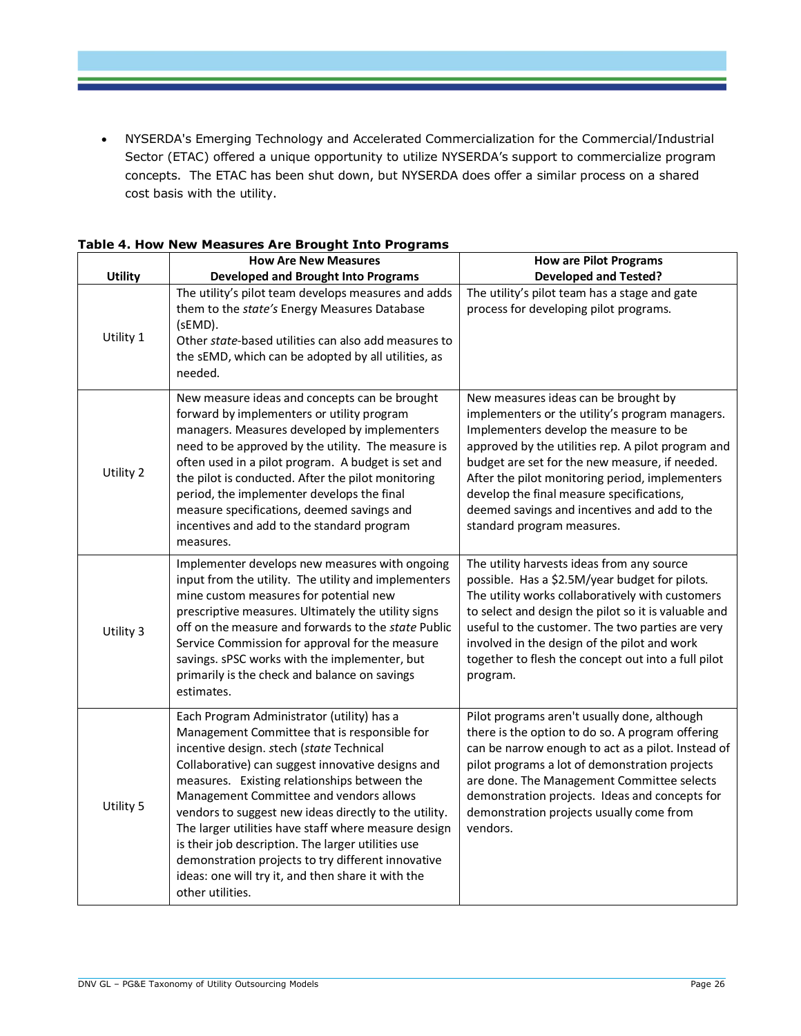- NYSERDA's Emerging Technology and Accelerated Commercialization for the Commercial/Industrial Sector (ETAC) offered a unique opportunity to utilize NYSERDA's support to commercialize program concepts. The ETAC has been shut down, but NYSERDA does offer a similar process on a shared cost basis with the utility.

**Table 4. How New Measures Are Brought Into Programs**

| Utility | How Are New Measures Developed and Brought Into Programs | How are Pilot Programs Developed and Tested? |
|---|---|---|
| Utility 1 | The utility's pilot team develops measures and adds them to the *state's* Energy Measures Database (sEMD).<br>Other *state*-based utilities can also add measures to the sEMD, which can be adopted by all utilities, as needed. | The utility's pilot team has a stage and gate process for developing pilot programs. |
| Utility 2 | New measure ideas and concepts can be brought forward by implementers or utility program managers. Measures developed by implementers need to be approved by the utility. The measure is often used in a pilot program. A budget is set and the pilot is conducted. After the pilot monitoring period, the implementer develops the final measure specifications, deemed savings and incentives and add to the standard program measures. | New measures ideas can be brought by implementers or the utility's program managers. Implementers develop the measure to be approved by the utilities rep. A pilot program and budget are set for the new measure, if needed. After the pilot monitoring period, implementers develop the final measure specifications, deemed savings and incentives and add to the standard program measures. |
| Utility 3 | Implementer develops new measures with ongoing input from the utility. The utility and implementers mine custom measures for potential new prescriptive measures. Ultimately the utility signs off on the measure and forwards to the *state* Public Service Commission for approval for the measure savings. sPSC works with the implementer, but primarily is the check and balance on savings estimates. | The utility harvests ideas from any source possible. Has a $2.5M/year budget for pilots. The utility works collaboratively with customers to select and design the pilot so it is valuable and useful to the customer. The two parties are very involved in the design of the pilot and work together to flesh the concept out into a full pilot program. |
| Utility 5 | Each Program Administrator (utility) has a Management Committee that is responsible for incentive design. stech (*state* Technical Collaborative) can suggest innovative designs and measures. Existing relationships between the Management Committee and vendors allows vendors to suggest new ideas directly to the utility. The larger utilities have staff where measure design is their job description. The larger utilities use demonstration projects to try different innovative ideas: one will try it, and then share it with the other utilities. | Pilot programs aren't usually done, although there is the option to do so. A program offering can be narrow enough to act as a pilot. Instead of pilot programs a lot of demonstration projects are done. The Management Committee selects demonstration projects. Ideas and concepts for demonstration projects usually come from vendors. |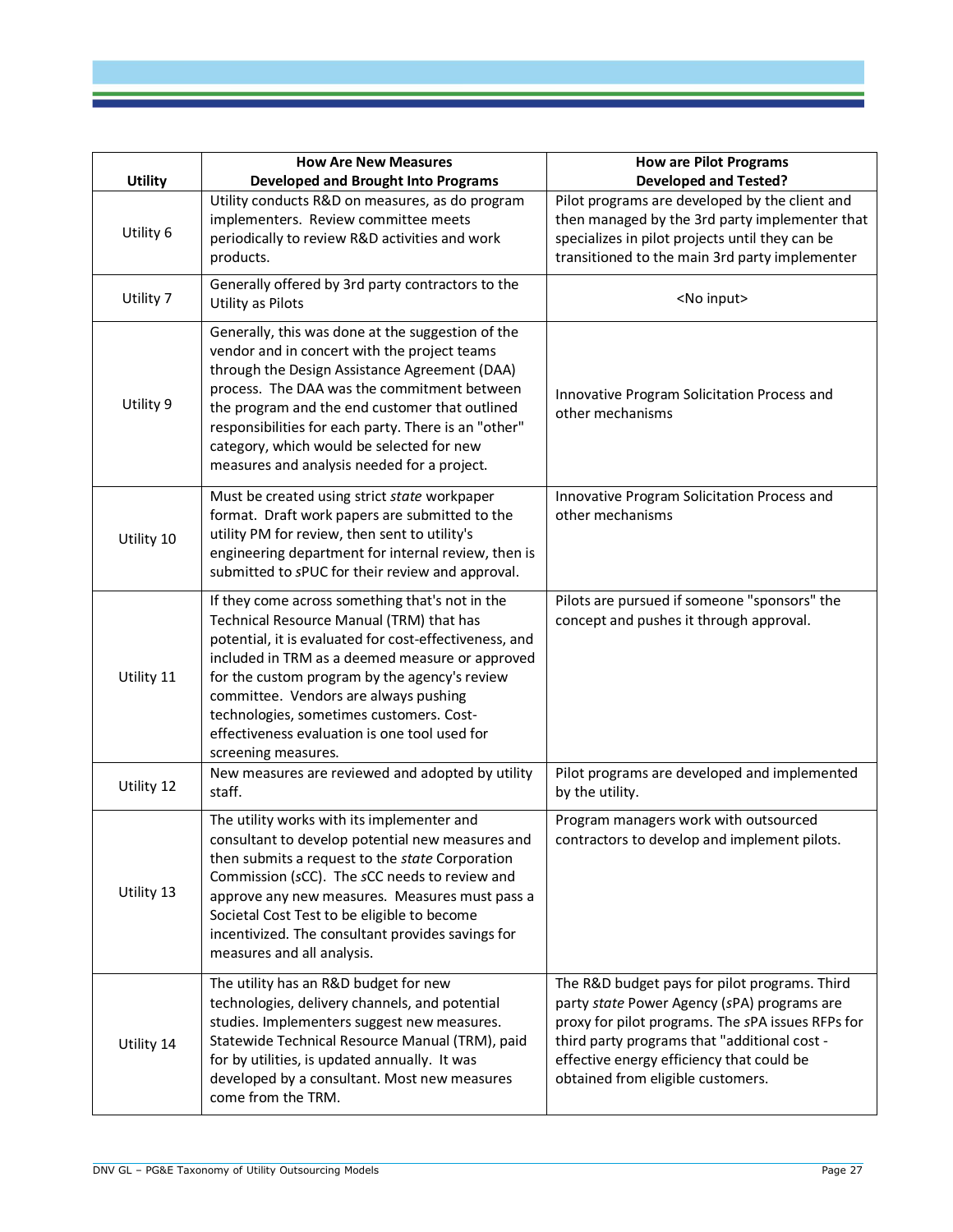| Utility | How Are New Measures Developed and Brought Into Programs | How are Pilot Programs Developed and Tested? |
|---|---|---|
| Utility 6 | Utility conducts R&D on measures, as do program implementers. Review committee meets periodically to review R&D activities and work products. | Pilot programs are developed by the client and then managed by the 3rd party implementer that specializes in pilot projects until they can be transitioned to the main 3rd party implementer |
| Utility 7 | Generally offered by 3rd party contractors to the Utility as Pilots | <No input> |
| Utility 9 | Generally, this was done at the suggestion of the vendor and in concert with the project teams through the Design Assistance Agreement (DAA) process. The DAA was the commitment between the program and the end customer that outlined responsibilities for each party. There is an "other" category, which would be selected for new measures and analysis needed for a project. | Innovative Program Solicitation Process and other mechanisms |
| Utility 10 | Must be created using strict *state* workpaper format. Draft work papers are submitted to the utility PM for review, then sent to utility's engineering department for internal review, then is submitted to *s*PUC for their review and approval. | Innovative Program Solicitation Process and other mechanisms |
| Utility 11 | If they come across something that's not in the Technical Resource Manual (TRM) that has potential, it is evaluated for cost-effectiveness, and included in TRM as a deemed measure or approved for the custom program by the agency's review committee. Vendors are always pushing technologies, sometimes customers. Cost-effectiveness evaluation is one tool used for screening measures. | Pilots are pursued if someone "sponsors" the concept and pushes it through approval. |
| Utility 12 | New measures are reviewed and adopted by utility staff. | Pilot programs are developed and implemented by the utility. |
| Utility 13 | The utility works with its implementer and consultant to develop potential new measures and then submits a request to the *state* Corporation Commission (*s*CC). The *s*CC needs to review and approve any new measures. Measures must pass a Societal Cost Test to be eligible to become incentivized. The consultant provides savings for measures and all analysis. | Program managers work with outsourced contractors to develop and implement pilots. |
| Utility 14 | The utility has an R&D budget for new technologies, delivery channels, and potential studies. Implementers suggest new measures. Statewide Technical Resource Manual (TRM), paid for by utilities, is updated annually. It was developed by a consultant. Most new measures come from the TRM. | The R&D budget pays for pilot programs. Third party *state* Power Agency (*s*PA) programs are proxy for pilot programs. The *s*PA issues RFPs for third party programs that "additional cost - effective energy efficiency that could be obtained from eligible customers. |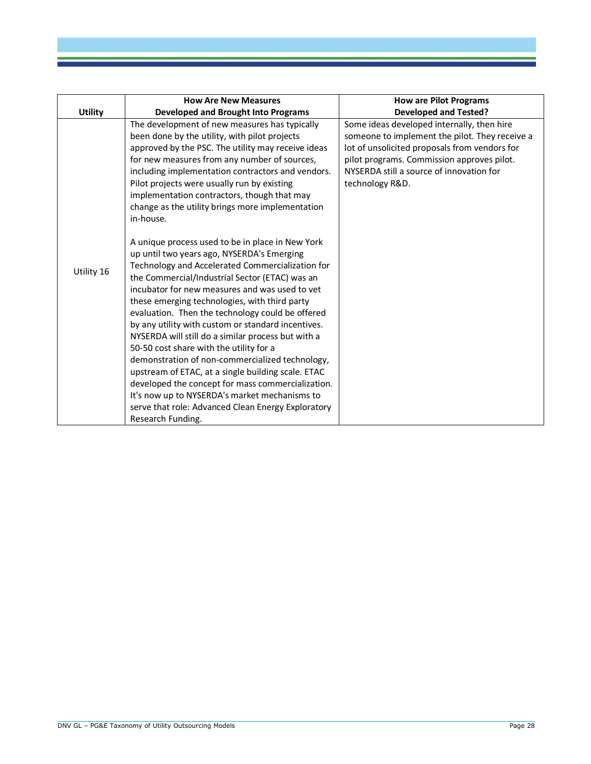| Utility | How Are New Measures Developed and Brought Into Programs | How are Pilot Programs Developed and Tested? |
|---|---|---|
| Utility 16 | The development of new measures has typically been done by the utility, with pilot projects approved by the PSC. The utility may receive ideas for new measures from any number of sources, including implementation contractors and vendors. Pilot projects were usually run by existing implementation contractors, though that may change as the utility brings more implementation in-house.<br><br>A unique process used to be in place in New York up until two years ago, NYSERDA's Emerging Technology and Accelerated Commercialization for the Commercial/Industrial Sector (ETAC) was an incubator for new measures and was used to vet these emerging technologies, with third party evaluation. Then the technology could be offered by any utility with custom or standard incentives. NYSERDA will still do a similar process but with a 50-50 cost share with the utility for a demonstration of non-commercialized technology, upstream of ETAC, at a single building scale. ETAC developed the concept for mass commercialization. It's now up to NYSERDA's market mechanisms to serve that role: Advanced Clean Energy Exploratory Research Funding. | Some ideas developed internally, then hire someone to implement the pilot. They receive a lot of unsolicited proposals from vendors for pilot programs. Commission approves pilot. NYSERDA still a source of innovation for technology R&D. |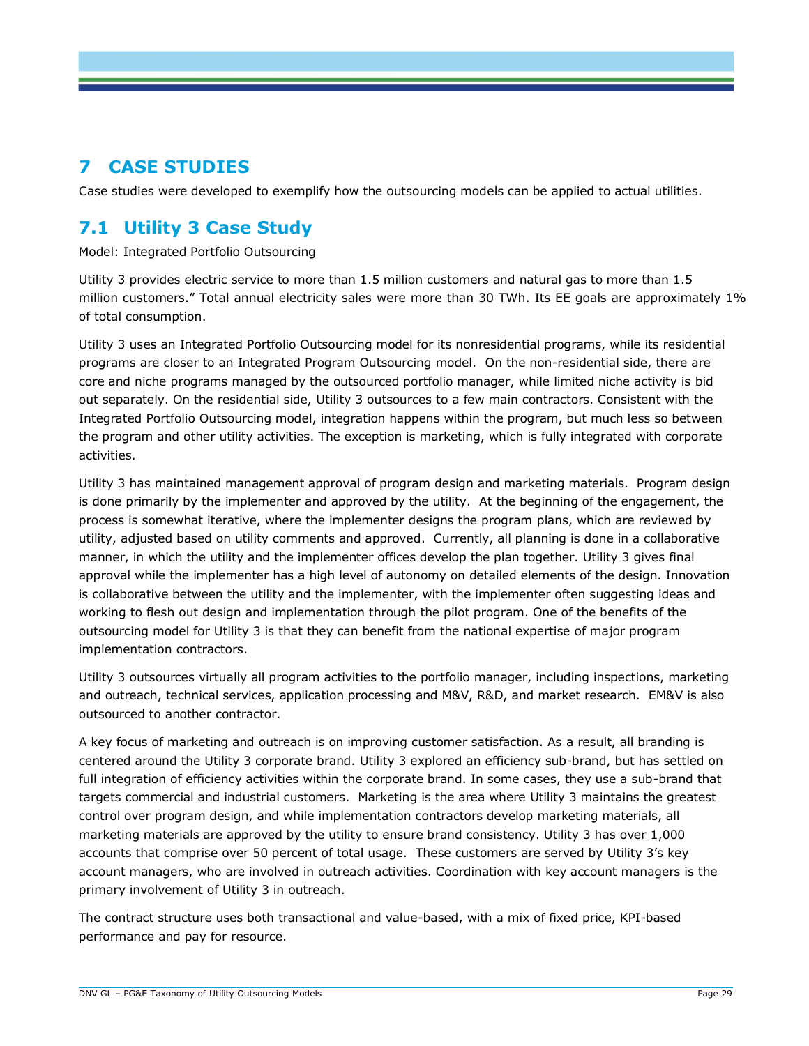# 7 CASE STUDIES

Case studies were developed to exemplify how the outsourcing models can be applied to actual utilities.

## 7.1 Utility 3 Case Study

Model: Integrated Portfolio Outsourcing

Utility 3 provides electric service to more than 1.5 million customers and natural gas to more than 1.5 million customers." Total annual electricity sales were more than 30 TWh. Its EE goals are approximately 1% of total consumption.

Utility 3 uses an Integrated Portfolio Outsourcing model for its nonresidential programs, while its residential programs are closer to an Integrated Program Outsourcing model. On the non-residential side, there are core and niche programs managed by the outsourced portfolio manager, while limited niche activity is bid out separately. On the residential side, Utility 3 outsources to a few main contractors. Consistent with the Integrated Portfolio Outsourcing model, integration happens within the program, but much less so between the program and other utility activities. The exception is marketing, which is fully integrated with corporate activities.

Utility 3 has maintained management approval of program design and marketing materials. Program design is done primarily by the implementer and approved by the utility. At the beginning of the engagement, the process is somewhat iterative, where the implementer designs the program plans, which are reviewed by utility, adjusted based on utility comments and approved. Currently, all planning is done in a collaborative manner, in which the utility and the implementer offices develop the plan together. Utility 3 gives final approval while the implementer has a high level of autonomy on detailed elements of the design. Innovation is collaborative between the utility and the implementer, with the implementer often suggesting ideas and working to flesh out design and implementation through the pilot program. One of the benefits of the outsourcing model for Utility 3 is that they can benefit from the national expertise of major program implementation contractors.

Utility 3 outsources virtually all program activities to the portfolio manager, including inspections, marketing and outreach, technical services, application processing and M&V, R&D, and market research. EM&V is also outsourced to another contractor.

A key focus of marketing and outreach is on improving customer satisfaction. As a result, all branding is centered around the Utility 3 corporate brand. Utility 3 explored an efficiency sub-brand, but has settled on full integration of efficiency activities within the corporate brand. In some cases, they use a sub-brand that targets commercial and industrial customers. Marketing is the area where Utility 3 maintains the greatest control over program design, and while implementation contractors develop marketing materials, all marketing materials are approved by the utility to ensure brand consistency. Utility 3 has over 1,000 accounts that comprise over 50 percent of total usage. These customers are served by Utility 3's key account managers, who are involved in outreach activities. Coordination with key account managers is the primary involvement of Utility 3 in outreach.

The contract structure uses both transactional and value-based, with a mix of fixed price, KPI-based performance and pay for resource.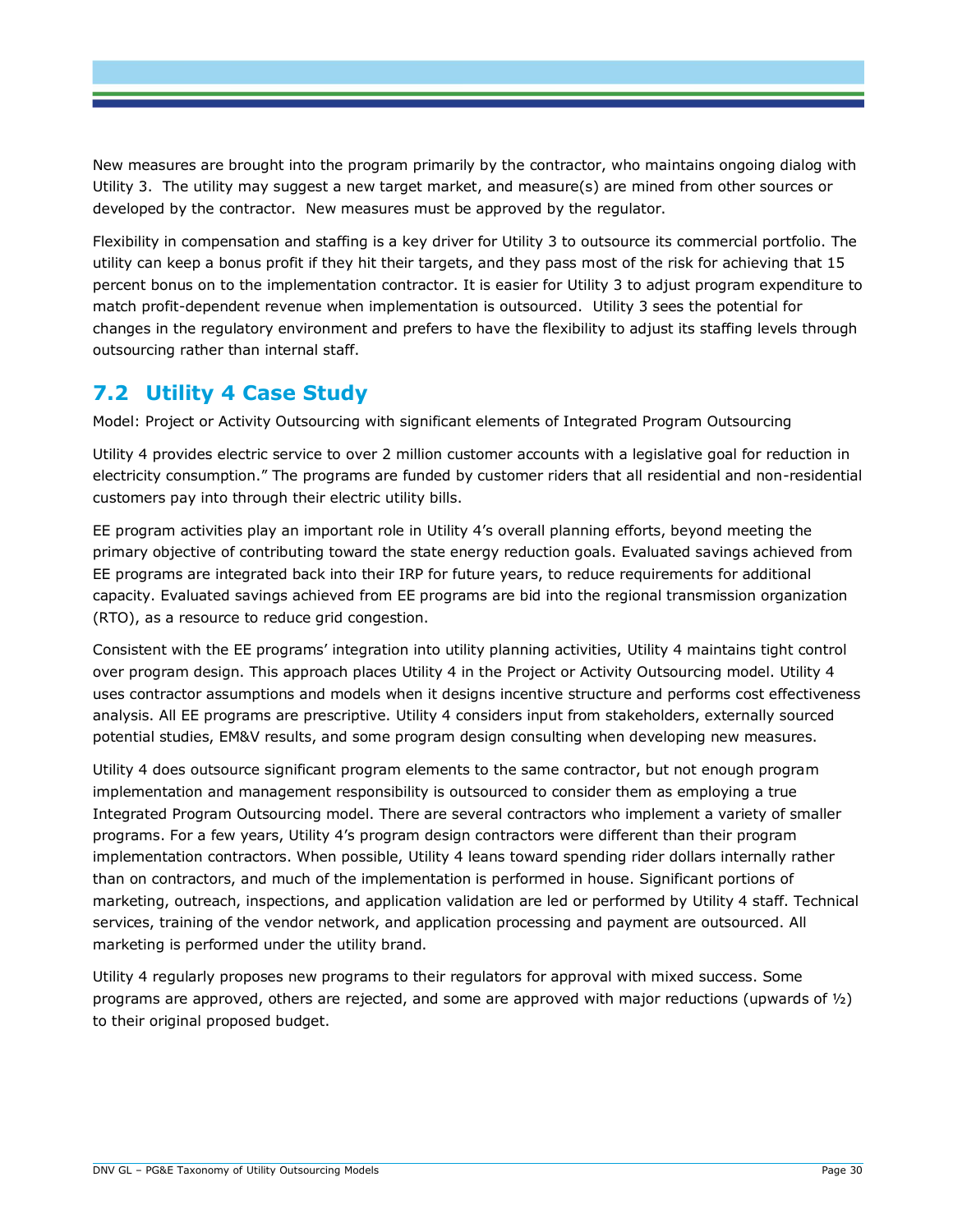New measures are brought into the program primarily by the contractor, who maintains ongoing dialog with Utility 3. The utility may suggest a new target market, and measure(s) are mined from other sources or developed by the contractor. New measures must be approved by the regulator.

Flexibility in compensation and staffing is a key driver for Utility 3 to outsource its commercial portfolio. The utility can keep a bonus profit if they hit their targets, and they pass most of the risk for achieving that 15 percent bonus on to the implementation contractor. It is easier for Utility 3 to adjust program expenditure to match profit-dependent revenue when implementation is outsourced. Utility 3 sees the potential for changes in the regulatory environment and prefers to have the flexibility to adjust its staffing levels through outsourcing rather than internal staff.

## 7.2 Utility 4 Case Study

Model: Project or Activity Outsourcing with significant elements of Integrated Program Outsourcing

Utility 4 provides electric service to over 2 million customer accounts with a legislative goal for reduction in electricity consumption." The programs are funded by customer riders that all residential and non-residential customers pay into through their electric utility bills.

EE program activities play an important role in Utility 4's overall planning efforts, beyond meeting the primary objective of contributing toward the state energy reduction goals. Evaluated savings achieved from EE programs are integrated back into their IRP for future years, to reduce requirements for additional capacity. Evaluated savings achieved from EE programs are bid into the regional transmission organization (RTO), as a resource to reduce grid congestion.

Consistent with the EE programs' integration into utility planning activities, Utility 4 maintains tight control over program design. This approach places Utility 4 in the Project or Activity Outsourcing model. Utility 4 uses contractor assumptions and models when it designs incentive structure and performs cost effectiveness analysis. All EE programs are prescriptive. Utility 4 considers input from stakeholders, externally sourced potential studies, EM&V results, and some program design consulting when developing new measures.

Utility 4 does outsource significant program elements to the same contractor, but not enough program implementation and management responsibility is outsourced to consider them as employing a true Integrated Program Outsourcing model. There are several contractors who implement a variety of smaller programs. For a few years, Utility 4's program design contractors were different than their program implementation contractors. When possible, Utility 4 leans toward spending rider dollars internally rather than on contractors, and much of the implementation is performed in house. Significant portions of marketing, outreach, inspections, and application validation are led or performed by Utility 4 staff. Technical services, training of the vendor network, and application processing and payment are outsourced. All marketing is performed under the utility brand.

Utility 4 regularly proposes new programs to their regulators for approval with mixed success. Some programs are approved, others are rejected, and some are approved with major reductions (upwards of ½) to their original proposed budget.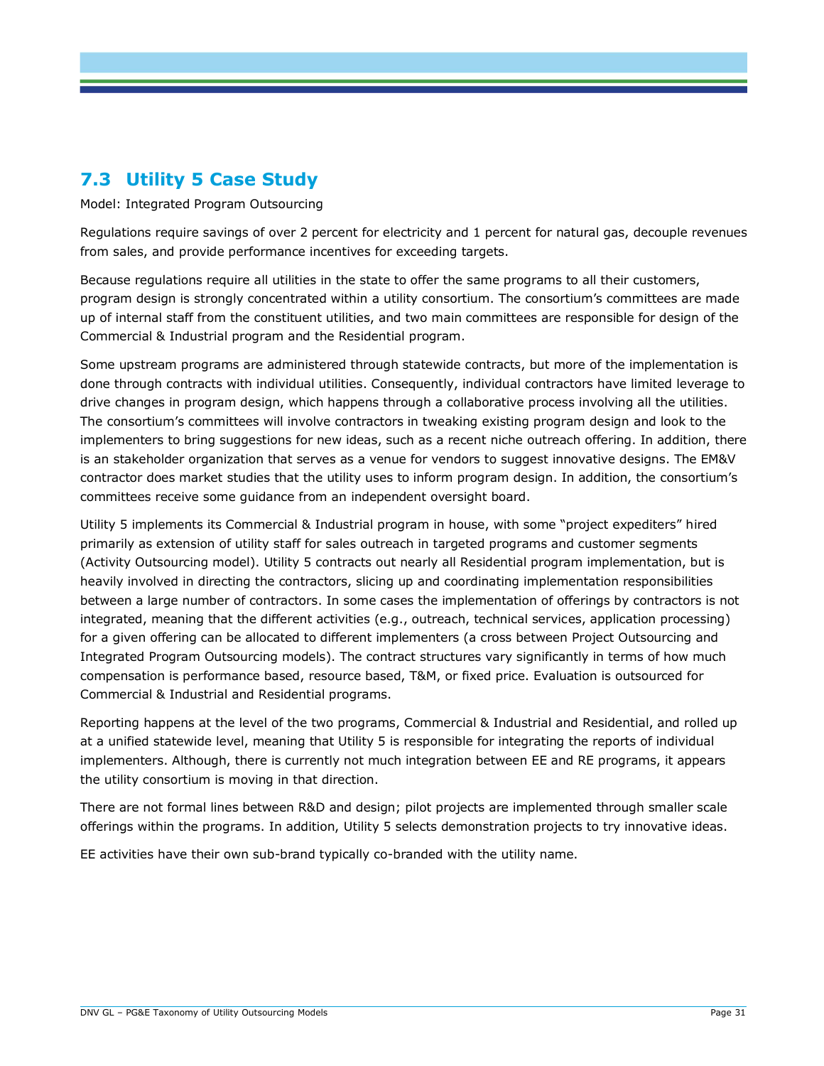## 7.3 Utility 5 Case Study

Model: Integrated Program Outsourcing

Regulations require savings of over 2 percent for electricity and 1 percent for natural gas, decouple revenues from sales, and provide performance incentives for exceeding targets.

Because regulations require all utilities in the state to offer the same programs to all their customers, program design is strongly concentrated within a utility consortium. The consortium's committees are made up of internal staff from the constituent utilities, and two main committees are responsible for design of the Commercial & Industrial program and the Residential program.

Some upstream programs are administered through statewide contracts, but more of the implementation is done through contracts with individual utilities. Consequently, individual contractors have limited leverage to drive changes in program design, which happens through a collaborative process involving all the utilities. The consortium's committees will involve contractors in tweaking existing program design and look to the implementers to bring suggestions for new ideas, such as a recent niche outreach offering. In addition, there is an stakeholder organization that serves as a venue for vendors to suggest innovative designs. The EM&V contractor does market studies that the utility uses to inform program design. In addition, the consortium's committees receive some guidance from an independent oversight board.

Utility 5 implements its Commercial & Industrial program in house, with some "project expediters" hired primarily as extension of utility staff for sales outreach in targeted programs and customer segments (Activity Outsourcing model). Utility 5 contracts out nearly all Residential program implementation, but is heavily involved in directing the contractors, slicing up and coordinating implementation responsibilities between a large number of contractors. In some cases the implementation of offerings by contractors is not integrated, meaning that the different activities (e.g., outreach, technical services, application processing) for a given offering can be allocated to different implementers (a cross between Project Outsourcing and Integrated Program Outsourcing models). The contract structures vary significantly in terms of how much compensation is performance based, resource based, T&M, or fixed price. Evaluation is outsourced for Commercial & Industrial and Residential programs.

Reporting happens at the level of the two programs, Commercial & Industrial and Residential, and rolled up at a unified statewide level, meaning that Utility 5 is responsible for integrating the reports of individual implementers. Although, there is currently not much integration between EE and RE programs, it appears the utility consortium is moving in that direction.

There are not formal lines between R&D and design; pilot projects are implemented through smaller scale offerings within the programs. In addition, Utility 5 selects demonstration projects to try innovative ideas.

EE activities have their own sub-brand typically co-branded with the utility name.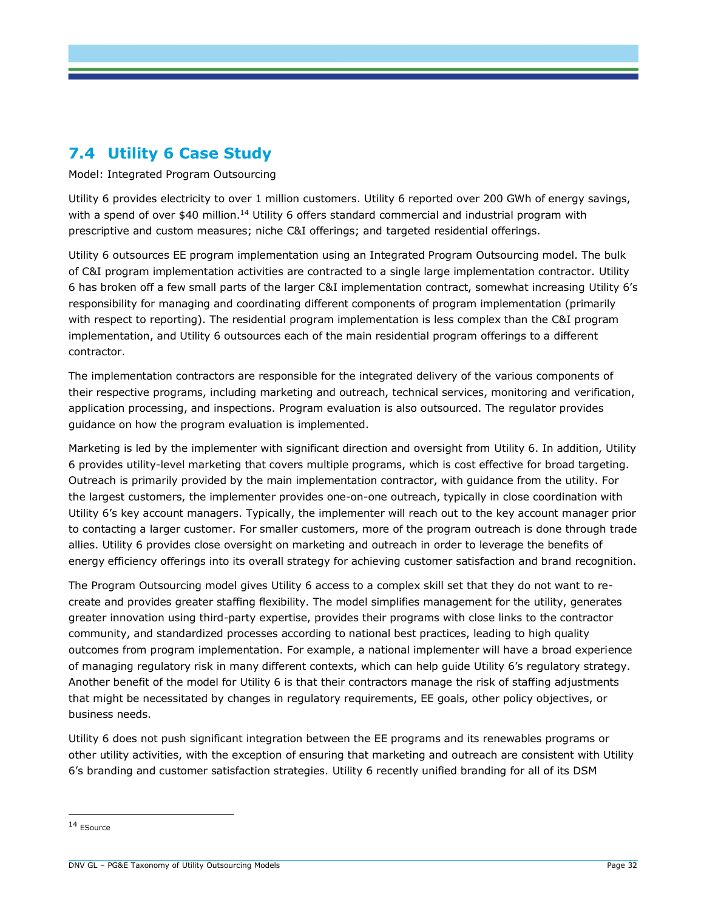## 7.4 Utility 6 Case Study

Model: Integrated Program Outsourcing

Utility 6 provides electricity to over 1 million customers. Utility 6 reported over 200 GWh of energy savings, with a spend of over $40 million.[14] Utility 6 offers standard commercial and industrial program with prescriptive and custom measures; niche C&I offerings; and targeted residential offerings.

Utility 6 outsources EE program implementation using an Integrated Program Outsourcing model. The bulk of C&I program implementation activities are contracted to a single large implementation contractor. Utility 6 has broken off a few small parts of the larger C&I implementation contract, somewhat increasing Utility 6's responsibility for managing and coordinating different components of program implementation (primarily with respect to reporting). The residential program implementation is less complex than the C&I program implementation, and Utility 6 outsources each of the main residential program offerings to a different contractor.

The implementation contractors are responsible for the integrated delivery of the various components of their respective programs, including marketing and outreach, technical services, monitoring and verification, application processing, and inspections. Program evaluation is also outsourced. The regulator provides guidance on how the program evaluation is implemented.

Marketing is led by the implementer with significant direction and oversight from Utility 6. In addition, Utility 6 provides utility-level marketing that covers multiple programs, which is cost effective for broad targeting. Outreach is primarily provided by the main implementation contractor, with guidance from the utility. For the largest customers, the implementer provides one-on-one outreach, typically in close coordination with Utility 6's key account managers. Typically, the implementer will reach out to the key account manager prior to contacting a larger customer. For smaller customers, more of the program outreach is done through trade allies. Utility 6 provides close oversight on marketing and outreach in order to leverage the benefits of energy efficiency offerings into its overall strategy for achieving customer satisfaction and brand recognition.

The Program Outsourcing model gives Utility 6 access to a complex skill set that they do not want to re-create and provides greater staffing flexibility. The model simplifies management for the utility, generates greater innovation using third-party expertise, provides their programs with close links to the contractor community, and standardized processes according to national best practices, leading to high quality outcomes from program implementation. For example, a national implementer will have a broad experience of managing regulatory risk in many different contexts, which can help guide Utility 6's regulatory strategy. Another benefit of the model for Utility 6 is that their contractors manage the risk of staffing adjustments that might be necessitated by changes in regulatory requirements, EE goals, other policy objectives, or business needs.

Utility 6 does not push significant integration between the EE programs and its renewables programs or other utility activities, with the exception of ensuring that marketing and outreach are consistent with Utility 6's branding and customer satisfaction strategies. Utility 6 recently unified branding for all of its DSM

[14] ESource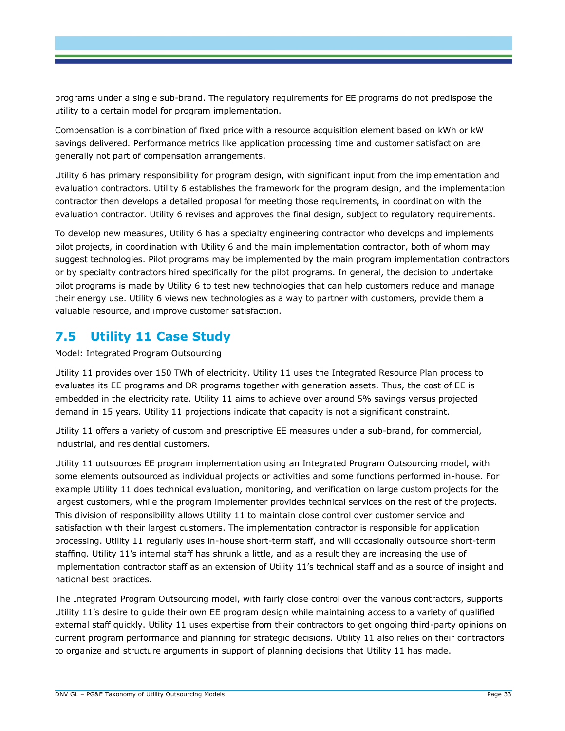programs under a single sub-brand. The regulatory requirements for EE programs do not predispose the utility to a certain model for program implementation.

Compensation is a combination of fixed price with a resource acquisition element based on kWh or kW savings delivered. Performance metrics like application processing time and customer satisfaction are generally not part of compensation arrangements.

Utility 6 has primary responsibility for program design, with significant input from the implementation and evaluation contractors. Utility 6 establishes the framework for the program design, and the implementation contractor then develops a detailed proposal for meeting those requirements, in coordination with the evaluation contractor. Utility 6 revises and approves the final design, subject to regulatory requirements.

To develop new measures, Utility 6 has a specialty engineering contractor who develops and implements pilot projects, in coordination with Utility 6 and the main implementation contractor, both of whom may suggest technologies. Pilot programs may be implemented by the main program implementation contractors or by specialty contractors hired specifically for the pilot programs. In general, the decision to undertake pilot programs is made by Utility 6 to test new technologies that can help customers reduce and manage their energy use. Utility 6 views new technologies as a way to partner with customers, provide them a valuable resource, and improve customer satisfaction.

## 7.5 Utility 11 Case Study

Model: Integrated Program Outsourcing

Utility 11 provides over 150 TWh of electricity. Utility 11 uses the Integrated Resource Plan process to evaluates its EE programs and DR programs together with generation assets. Thus, the cost of EE is embedded in the electricity rate. Utility 11 aims to achieve over around 5% savings versus projected demand in 15 years. Utility 11 projections indicate that capacity is not a significant constraint.

Utility 11 offers a variety of custom and prescriptive EE measures under a sub-brand, for commercial, industrial, and residential customers.

Utility 11 outsources EE program implementation using an Integrated Program Outsourcing model, with some elements outsourced as individual projects or activities and some functions performed in-house. For example Utility 11 does technical evaluation, monitoring, and verification on large custom projects for the largest customers, while the program implementer provides technical services on the rest of the projects. This division of responsibility allows Utility 11 to maintain close control over customer service and satisfaction with their largest customers. The implementation contractor is responsible for application processing. Utility 11 regularly uses in-house short-term staff, and will occasionally outsource short-term staffing. Utility 11's internal staff has shrunk a little, and as a result they are increasing the use of implementation contractor staff as an extension of Utility 11's technical staff and as a source of insight and national best practices.

The Integrated Program Outsourcing model, with fairly close control over the various contractors, supports Utility 11's desire to guide their own EE program design while maintaining access to a variety of qualified external staff quickly. Utility 11 uses expertise from their contractors to get ongoing third-party opinions on current program performance and planning for strategic decisions. Utility 11 also relies on their contractors to organize and structure arguments in support of planning decisions that Utility 11 has made.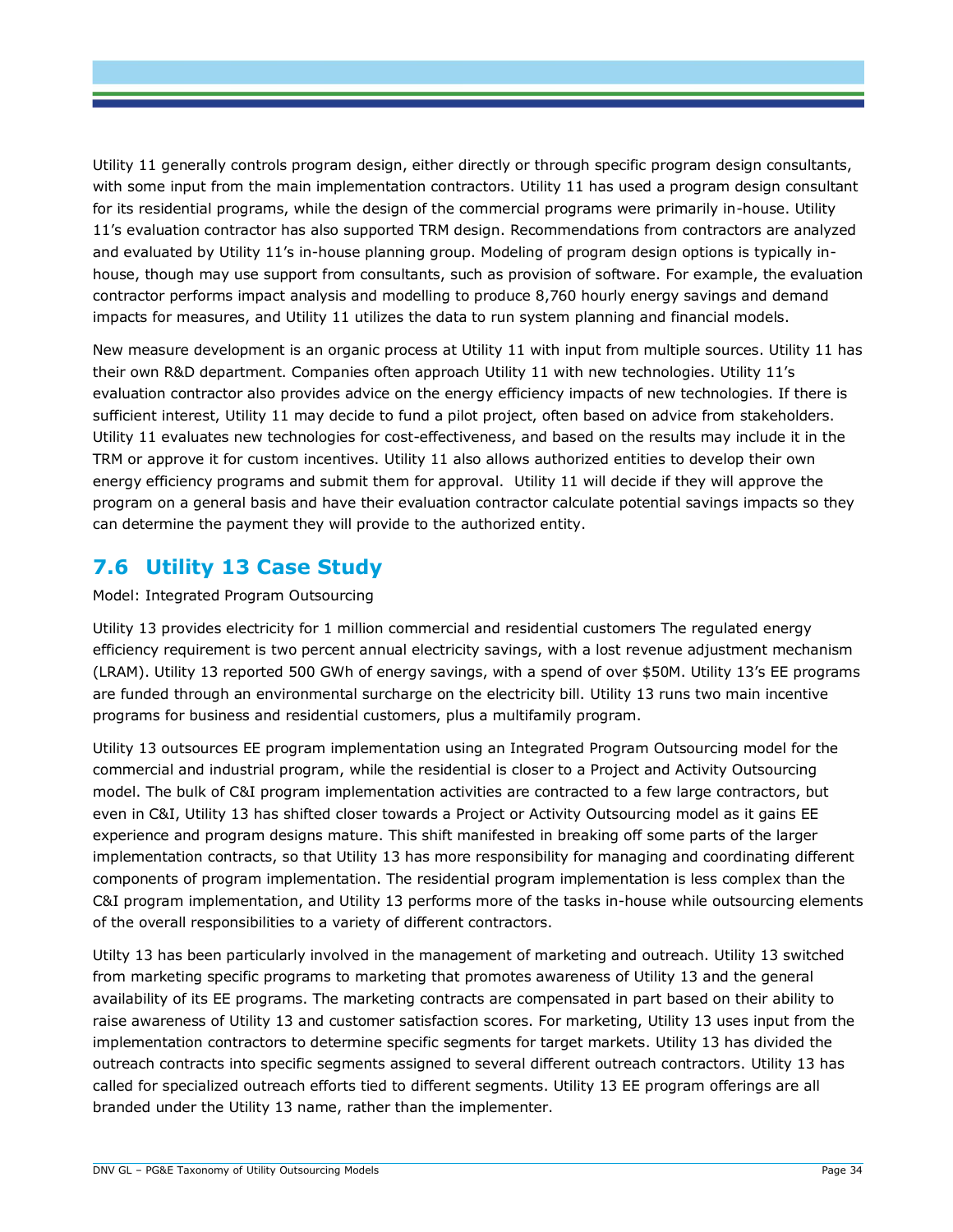Utility 11 generally controls program design, either directly or through specific program design consultants, with some input from the main implementation contractors. Utility 11 has used a program design consultant for its residential programs, while the design of the commercial programs were primarily in-house. Utility 11's evaluation contractor has also supported TRM design. Recommendations from contractors are analyzed and evaluated by Utility 11's in-house planning group. Modeling of program design options is typically in-house, though may use support from consultants, such as provision of software. For example, the evaluation contractor performs impact analysis and modelling to produce 8,760 hourly energy savings and demand impacts for measures, and Utility 11 utilizes the data to run system planning and financial models.

New measure development is an organic process at Utility 11 with input from multiple sources. Utility 11 has their own R&D department. Companies often approach Utility 11 with new technologies. Utility 11's evaluation contractor also provides advice on the energy efficiency impacts of new technologies. If there is sufficient interest, Utility 11 may decide to fund a pilot project, often based on advice from stakeholders. Utility 11 evaluates new technologies for cost-effectiveness, and based on the results may include it in the TRM or approve it for custom incentives. Utility 11 also allows authorized entities to develop their own energy efficiency programs and submit them for approval. Utility 11 will decide if they will approve the program on a general basis and have their evaluation contractor calculate potential savings impacts so they can determine the payment they will provide to the authorized entity.

## 7.6 Utility 13 Case Study

Model: Integrated Program Outsourcing

Utility 13 provides electricity for 1 million commercial and residential customers The regulated energy efficiency requirement is two percent annual electricity savings, with a lost revenue adjustment mechanism (LRAM). Utility 13 reported 500 GWh of energy savings, with a spend of over $50M. Utility 13's EE programs are funded through an environmental surcharge on the electricity bill. Utility 13 runs two main incentive programs for business and residential customers, plus a multifamily program.

Utility 13 outsources EE program implementation using an Integrated Program Outsourcing model for the commercial and industrial program, while the residential is closer to a Project and Activity Outsourcing model. The bulk of C&I program implementation activities are contracted to a few large contractors, but even in C&I, Utility 13 has shifted closer towards a Project or Activity Outsourcing model as it gains EE experience and program designs mature. This shift manifested in breaking off some parts of the larger implementation contracts, so that Utility 13 has more responsibility for managing and coordinating different components of program implementation. The residential program implementation is less complex than the C&I program implementation, and Utility 13 performs more of the tasks in-house while outsourcing elements of the overall responsibilities to a variety of different contractors.

Utlity 13 has been particularly involved in the management of marketing and outreach. Utility 13 switched from marketing specific programs to marketing that promotes awareness of Utility 13 and the general availability of its EE programs. The marketing contracts are compensated in part based on their ability to raise awareness of Utility 13 and customer satisfaction scores. For marketing, Utility 13 uses input from the implementation contractors to determine specific segments for target markets. Utility 13 has divided the outreach contracts into specific segments assigned to several different outreach contractors. Utility 13 has called for specialized outreach efforts tied to different segments. Utility 13 EE program offerings are all branded under the Utility 13 name, rather than the implementer.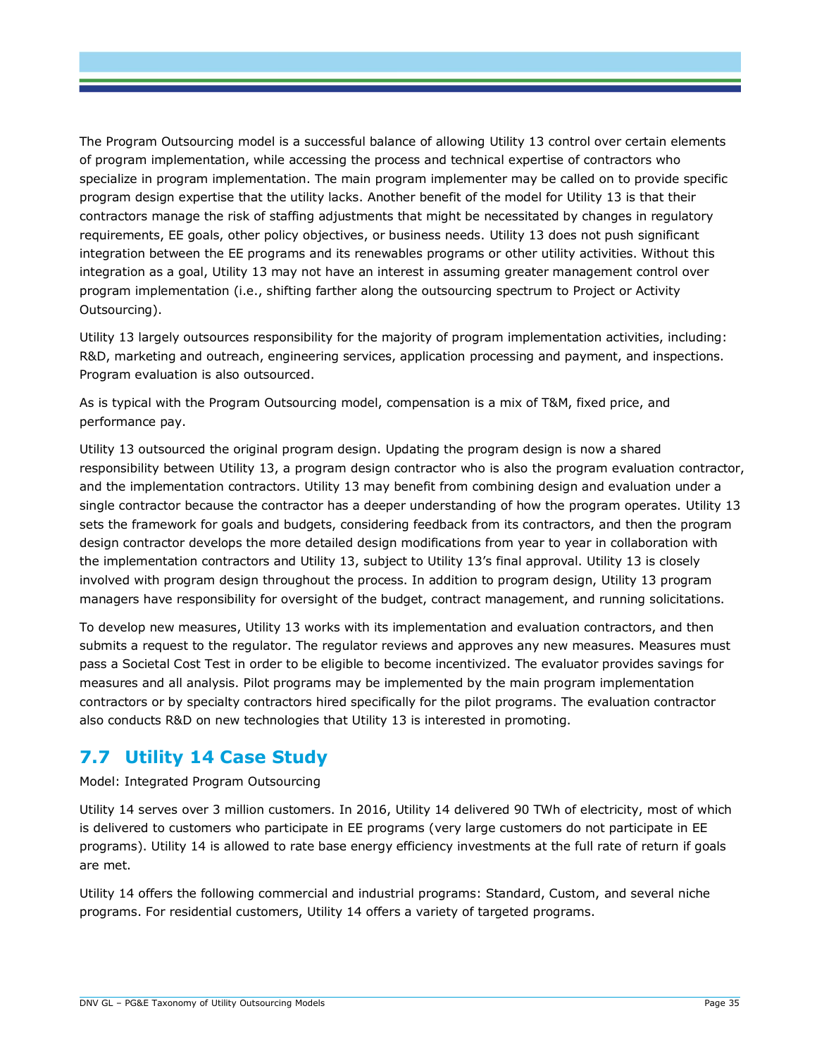The Program Outsourcing model is a successful balance of allowing Utility 13 control over certain elements of program implementation, while accessing the process and technical expertise of contractors who specialize in program implementation. The main program implementer may be called on to provide specific program design expertise that the utility lacks. Another benefit of the model for Utility 13 is that their contractors manage the risk of staffing adjustments that might be necessitated by changes in regulatory requirements, EE goals, other policy objectives, or business needs. Utility 13 does not push significant integration between the EE programs and its renewables programs or other utility activities. Without this integration as a goal, Utility 13 may not have an interest in assuming greater management control over program implementation (i.e., shifting farther along the outsourcing spectrum to Project or Activity Outsourcing).

Utility 13 largely outsources responsibility for the majority of program implementation activities, including: R&D, marketing and outreach, engineering services, application processing and payment, and inspections. Program evaluation is also outsourced.

As is typical with the Program Outsourcing model, compensation is a mix of T&M, fixed price, and performance pay.

Utility 13 outsourced the original program design. Updating the program design is now a shared responsibility between Utility 13, a program design contractor who is also the program evaluation contractor, and the implementation contractors. Utility 13 may benefit from combining design and evaluation under a single contractor because the contractor has a deeper understanding of how the program operates. Utility 13 sets the framework for goals and budgets, considering feedback from its contractors, and then the program design contractor develops the more detailed design modifications from year to year in collaboration with the implementation contractors and Utility 13, subject to Utility 13's final approval. Utility 13 is closely involved with program design throughout the process. In addition to program design, Utility 13 program managers have responsibility for oversight of the budget, contract management, and running solicitations.

To develop new measures, Utility 13 works with its implementation and evaluation contractors, and then submits a request to the regulator. The regulator reviews and approves any new measures. Measures must pass a Societal Cost Test in order to be eligible to become incentivized. The evaluator provides savings for measures and all analysis. Pilot programs may be implemented by the main program implementation contractors or by specialty contractors hired specifically for the pilot programs. The evaluation contractor also conducts R&D on new technologies that Utility 13 is interested in promoting.

## 7.7 Utility 14 Case Study

Model: Integrated Program Outsourcing

Utility 14 serves over 3 million customers. In 2016, Utility 14 delivered 90 TWh of electricity, most of which is delivered to customers who participate in EE programs (very large customers do not participate in EE programs). Utility 14 is allowed to rate base energy efficiency investments at the full rate of return if goals are met.

Utility 14 offers the following commercial and industrial programs: Standard, Custom, and several niche programs. For residential customers, Utility 14 offers a variety of targeted programs.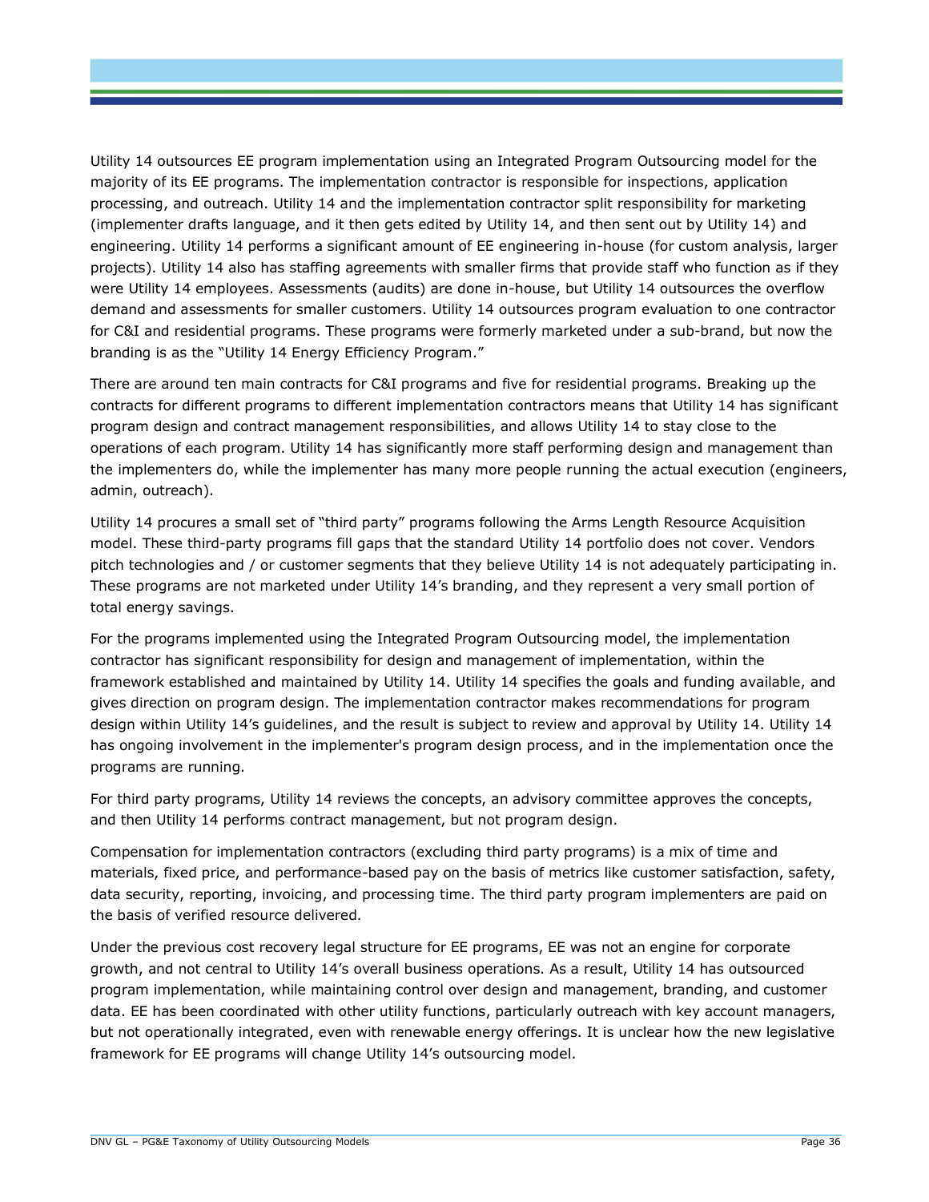Utility 14 outsources EE program implementation using an Integrated Program Outsourcing model for the majority of its EE programs. The implementation contractor is responsible for inspections, application processing, and outreach. Utility 14 and the implementation contractor split responsibility for marketing (implementer drafts language, and it then gets edited by Utility 14, and then sent out by Utility 14) and engineering. Utility 14 performs a significant amount of EE engineering in-house (for custom analysis, larger projects). Utility 14 also has staffing agreements with smaller firms that provide staff who function as if they were Utility 14 employees. Assessments (audits) are done in-house, but Utility 14 outsources the overflow demand and assessments for smaller customers. Utility 14 outsources program evaluation to one contractor for C&I and residential programs. These programs were formerly marketed under a sub-brand, but now the branding is as the "Utility 14 Energy Efficiency Program."

There are around ten main contracts for C&I programs and five for residential programs. Breaking up the contracts for different programs to different implementation contractors means that Utility 14 has significant program design and contract management responsibilities, and allows Utility 14 to stay close to the operations of each program. Utility 14 has significantly more staff performing design and management than the implementers do, while the implementer has many more people running the actual execution (engineers, admin, outreach).

Utility 14 procures a small set of "third party" programs following the Arms Length Resource Acquisition model. These third-party programs fill gaps that the standard Utility 14 portfolio does not cover. Vendors pitch technologies and / or customer segments that they believe Utility 14 is not adequately participating in. These programs are not marketed under Utility 14's branding, and they represent a very small portion of total energy savings.

For the programs implemented using the Integrated Program Outsourcing model, the implementation contractor has significant responsibility for design and management of implementation, within the framework established and maintained by Utility 14. Utility 14 specifies the goals and funding available, and gives direction on program design. The implementation contractor makes recommendations for program design within Utility 14's guidelines, and the result is subject to review and approval by Utility 14. Utility 14 has ongoing involvement in the implementer's program design process, and in the implementation once the programs are running.

For third party programs, Utility 14 reviews the concepts, an advisory committee approves the concepts, and then Utility 14 performs contract management, but not program design.

Compensation for implementation contractors (excluding third party programs) is a mix of time and materials, fixed price, and performance-based pay on the basis of metrics like customer satisfaction, safety, data security, reporting, invoicing, and processing time. The third party program implementers are paid on the basis of verified resource delivered.

Under the previous cost recovery legal structure for EE programs, EE was not an engine for corporate growth, and not central to Utility 14's overall business operations. As a result, Utility 14 has outsourced program implementation, while maintaining control over design and management, branding, and customer data. EE has been coordinated with other utility functions, particularly outreach with key account managers, but not operationally integrated, even with renewable energy offerings. It is unclear how the new legislative framework for EE programs will change Utility 14's outsourcing model.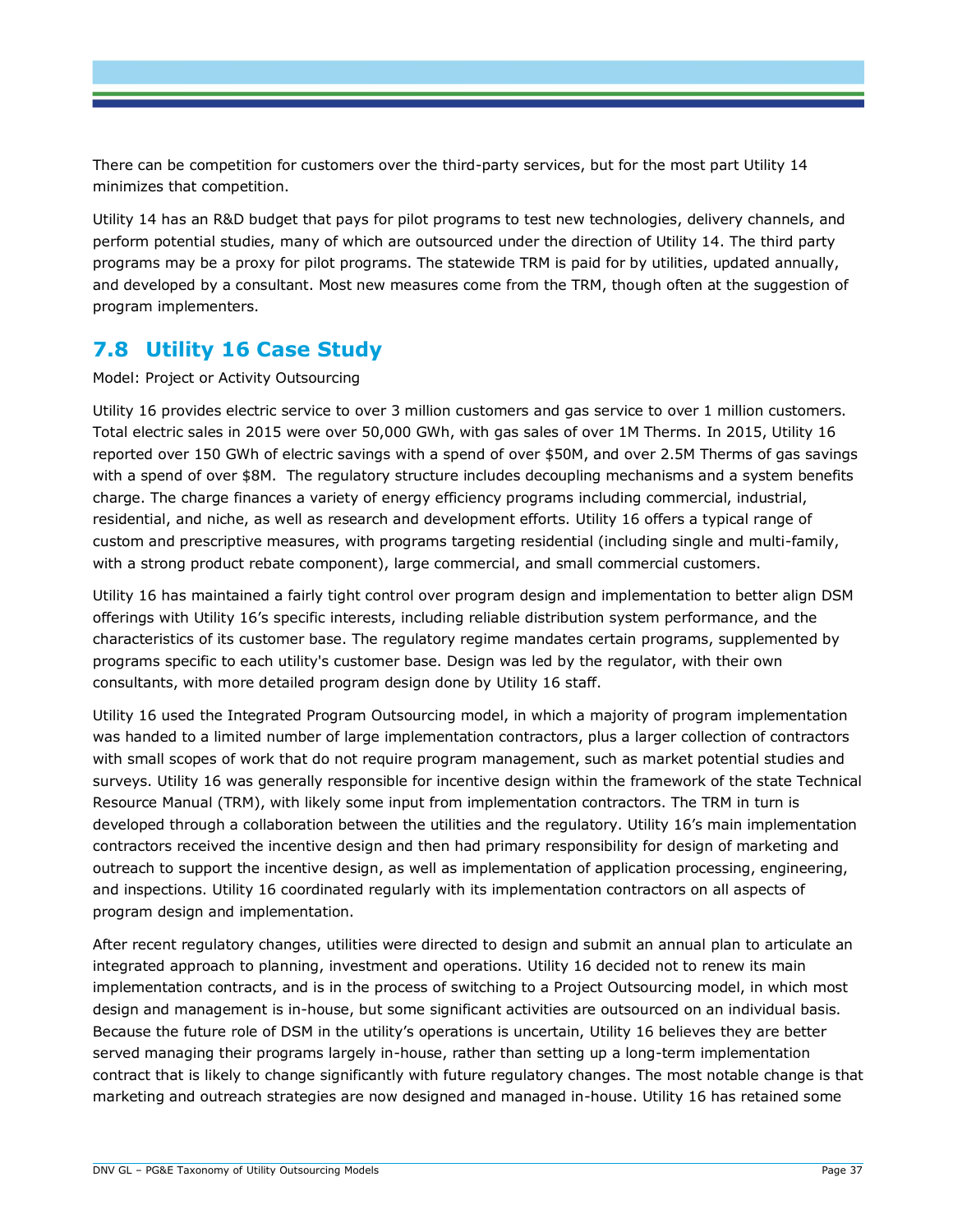There can be competition for customers over the third-party services, but for the most part Utility 14 minimizes that competition.

Utility 14 has an R&D budget that pays for pilot programs to test new technologies, delivery channels, and perform potential studies, many of which are outsourced under the direction of Utility 14. The third party programs may be a proxy for pilot programs. The statewide TRM is paid for by utilities, updated annually, and developed by a consultant. Most new measures come from the TRM, though often at the suggestion of program implementers.

## 7.8 Utility 16 Case Study

Model: Project or Activity Outsourcing

Utility 16 provides electric service to over 3 million customers and gas service to over 1 million customers. Total electric sales in 2015 were over 50,000 GWh, with gas sales of over 1M Therms. In 2015, Utility 16 reported over 150 GWh of electric savings with a spend of over $50M, and over 2.5M Therms of gas savings with a spend of over $8M. The regulatory structure includes decoupling mechanisms and a system benefits charge. The charge finances a variety of energy efficiency programs including commercial, industrial, residential, and niche, as well as research and development efforts. Utility 16 offers a typical range of custom and prescriptive measures, with programs targeting residential (including single and multi-family, with a strong product rebate component), large commercial, and small commercial customers.

Utility 16 has maintained a fairly tight control over program design and implementation to better align DSM offerings with Utility 16's specific interests, including reliable distribution system performance, and the characteristics of its customer base. The regulatory regime mandates certain programs, supplemented by programs specific to each utility's customer base. Design was led by the regulator, with their own consultants, with more detailed program design done by Utility 16 staff.

Utility 16 used the Integrated Program Outsourcing model, in which a majority of program implementation was handed to a limited number of large implementation contractors, plus a larger collection of contractors with small scopes of work that do not require program management, such as market potential studies and surveys. Utility 16 was generally responsible for incentive design within the framework of the state Technical Resource Manual (TRM), with likely some input from implementation contractors. The TRM in turn is developed through a collaboration between the utilities and the regulatory. Utility 16's main implementation contractors received the incentive design and then had primary responsibility for design of marketing and outreach to support the incentive design, as well as implementation of application processing, engineering, and inspections. Utility 16 coordinated regularly with its implementation contractors on all aspects of program design and implementation.

After recent regulatory changes, utilities were directed to design and submit an annual plan to articulate an integrated approach to planning, investment and operations. Utility 16 decided not to renew its main implementation contracts, and is in the process of switching to a Project Outsourcing model, in which most design and management is in-house, but some significant activities are outsourced on an individual basis. Because the future role of DSM in the utility's operations is uncertain, Utility 16 believes they are better served managing their programs largely in-house, rather than setting up a long-term implementation contract that is likely to change significantly with future regulatory changes. The most notable change is that marketing and outreach strategies are now designed and managed in-house. Utility 16 has retained some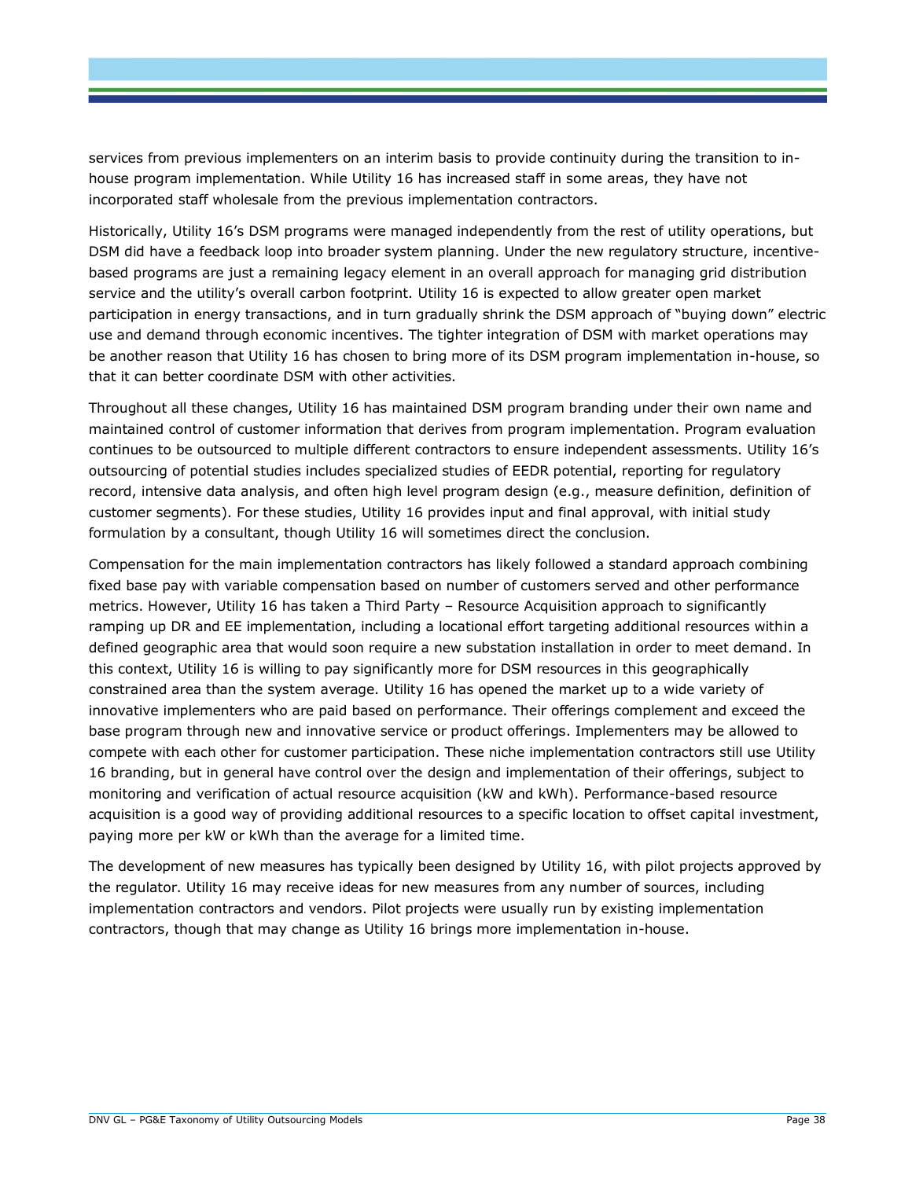services from previous implementers on an interim basis to provide continuity during the transition to in-house program implementation. While Utility 16 has increased staff in some areas, they have not incorporated staff wholesale from the previous implementation contractors.

Historically, Utility 16's DSM programs were managed independently from the rest of utility operations, but DSM did have a feedback loop into broader system planning. Under the new regulatory structure, incentive-based programs are just a remaining legacy element in an overall approach for managing grid distribution service and the utility's overall carbon footprint. Utility 16 is expected to allow greater open market participation in energy transactions, and in turn gradually shrink the DSM approach of "buying down" electric use and demand through economic incentives. The tighter integration of DSM with market operations may be another reason that Utility 16 has chosen to bring more of its DSM program implementation in-house, so that it can better coordinate DSM with other activities.

Throughout all these changes, Utility 16 has maintained DSM program branding under their own name and maintained control of customer information that derives from program implementation. Program evaluation continues to be outsourced to multiple different contractors to ensure independent assessments. Utility 16's outsourcing of potential studies includes specialized studies of EEDR potential, reporting for regulatory record, intensive data analysis, and often high level program design (e.g., measure definition, definition of customer segments). For these studies, Utility 16 provides input and final approval, with initial study formulation by a consultant, though Utility 16 will sometimes direct the conclusion.

Compensation for the main implementation contractors has likely followed a standard approach combining fixed base pay with variable compensation based on number of customers served and other performance metrics. However, Utility 16 has taken a Third Party – Resource Acquisition approach to significantly ramping up DR and EE implementation, including a locational effort targeting additional resources within a defined geographic area that would soon require a new substation installation in order to meet demand. In this context, Utility 16 is willing to pay significantly more for DSM resources in this geographically constrained area than the system average. Utility 16 has opened the market up to a wide variety of innovative implementers who are paid based on performance. Their offerings complement and exceed the base program through new and innovative service or product offerings. Implementers may be allowed to compete with each other for customer participation. These niche implementation contractors still use Utility 16 branding, but in general have control over the design and implementation of their offerings, subject to monitoring and verification of actual resource acquisition (kW and kWh). Performance-based resource acquisition is a good way of providing additional resources to a specific location to offset capital investment, paying more per kW or kWh than the average for a limited time.

The development of new measures has typically been designed by Utility 16, with pilot projects approved by the regulator. Utility 16 may receive ideas for new measures from any number of sources, including implementation contractors and vendors. Pilot projects were usually run by existing implementation contractors, though that may change as Utility 16 brings more implementation in-house.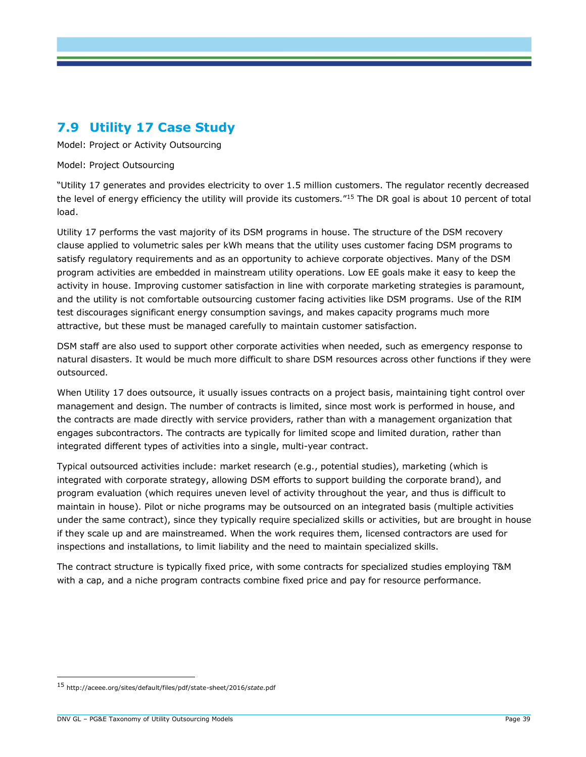## 7.9 Utility 17 Case Study

Model: Project or Activity Outsourcing

Model: Project Outsourcing

"Utility 17 generates and provides electricity to over 1.5 million customers. The regulator recently decreased the level of energy efficiency the utility will provide its customers."[15] The DR goal is about 10 percent of total load.

Utility 17 performs the vast majority of its DSM programs in house. The structure of the DSM recovery clause applied to volumetric sales per kWh means that the utility uses customer facing DSM programs to satisfy regulatory requirements and as an opportunity to achieve corporate objectives. Many of the DSM program activities are embedded in mainstream utility operations. Low EE goals make it easy to keep the activity in house. Improving customer satisfaction in line with corporate marketing strategies is paramount, and the utility is not comfortable outsourcing customer facing activities like DSM programs. Use of the RIM test discourages significant energy consumption savings, and makes capacity programs much more attractive, but these must be managed carefully to maintain customer satisfaction.

DSM staff are also used to support other corporate activities when needed, such as emergency response to natural disasters. It would be much more difficult to share DSM resources across other functions if they were outsourced.

When Utility 17 does outsource, it usually issues contracts on a project basis, maintaining tight control over management and design. The number of contracts is limited, since most work is performed in house, and the contracts are made directly with service providers, rather than with a management organization that engages subcontractors. The contracts are typically for limited scope and limited duration, rather than integrated different types of activities into a single, multi-year contract.

Typical outsourced activities include: market research (e.g., potential studies), marketing (which is integrated with corporate strategy, allowing DSM efforts to support building the corporate brand), and program evaluation (which requires uneven level of activity throughout the year, and thus is difficult to maintain in house). Pilot or niche programs may be outsourced on an integrated basis (multiple activities under the same contract), since they typically require specialized skills or activities, but are brought in house if they scale up and are mainstreamed. When the work requires them, licensed contractors are used for inspections and installations, to limit liability and the need to maintain specialized skills.

The contract structure is typically fixed price, with some contracts for specialized studies employing T&M with a cap, and a niche program contracts combine fixed price and pay for resource performance.

---

[15] http://aceee.org/sites/default/files/pdf/state-sheet/2016/*state*.pdf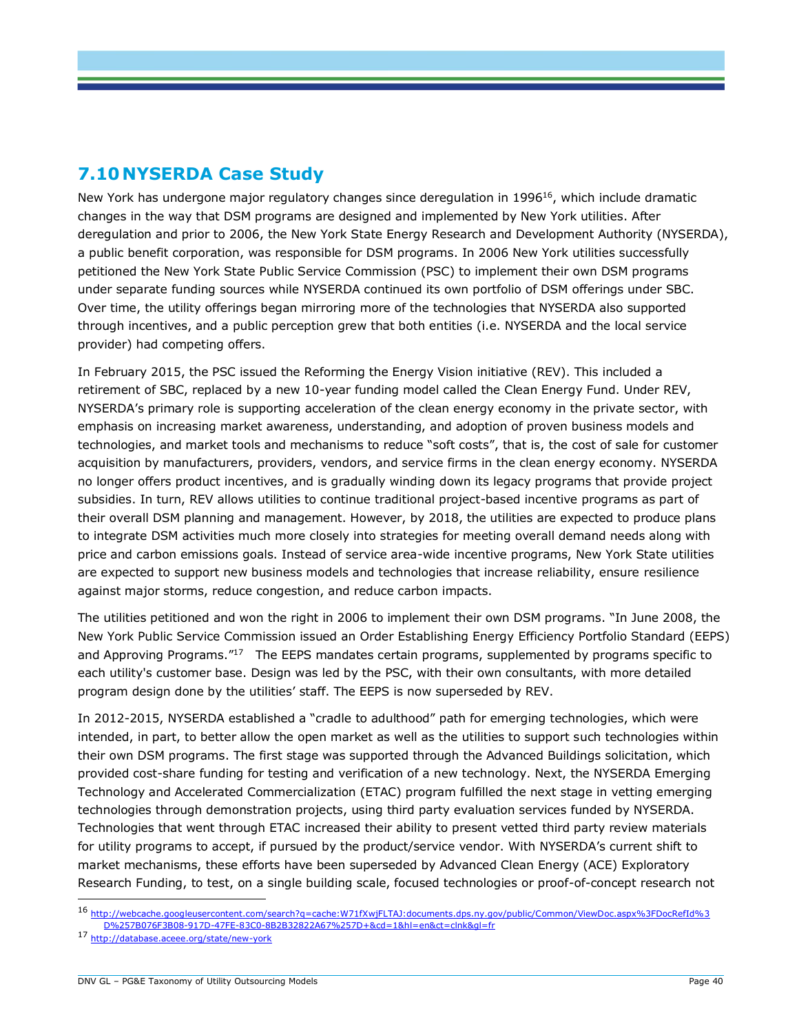## 7.10 NYSERDA Case Study

New York has undergone major regulatory changes since deregulation in 1996[16], which include dramatic changes in the way that DSM programs are designed and implemented by New York utilities. After deregulation and prior to 2006, the New York State Energy Research and Development Authority (NYSERDA), a public benefit corporation, was responsible for DSM programs. In 2006 New York utilities successfully petitioned the New York State Public Service Commission (PSC) to implement their own DSM programs under separate funding sources while NYSERDA continued its own portfolio of DSM offerings under SBC. Over time, the utility offerings began mirroring more of the technologies that NYSERDA also supported through incentives, and a public perception grew that both entities (i.e. NYSERDA and the local service provider) had competing offers.

In February 2015, the PSC issued the Reforming the Energy Vision initiative (REV). This included a retirement of SBC, replaced by a new 10-year funding model called the Clean Energy Fund. Under REV, NYSERDA's primary role is supporting acceleration of the clean energy economy in the private sector, with emphasis on increasing market awareness, understanding, and adoption of proven business models and technologies, and market tools and mechanisms to reduce "soft costs", that is, the cost of sale for customer acquisition by manufacturers, providers, vendors, and service firms in the clean energy economy. NYSERDA no longer offers product incentives, and is gradually winding down its legacy programs that provide project subsidies. In turn, REV allows utilities to continue traditional project-based incentive programs as part of their overall DSM planning and management. However, by 2018, the utilities are expected to produce plans to integrate DSM activities much more closely into strategies for meeting overall demand needs along with price and carbon emissions goals. Instead of service area-wide incentive programs, New York State utilities are expected to support new business models and technologies that increase reliability, ensure resilience against major storms, reduce congestion, and reduce carbon impacts.

The utilities petitioned and won the right in 2006 to implement their own DSM programs. "In June 2008, the New York Public Service Commission issued an Order Establishing Energy Efficiency Portfolio Standard (EEPS) and Approving Programs."[17] The EEPS mandates certain programs, supplemented by programs specific to each utility's customer base. Design was led by the PSC, with their own consultants, with more detailed program design done by the utilities' staff. The EEPS is now superseded by REV.

In 2012-2015, NYSERDA established a "cradle to adulthood" path for emerging technologies, which were intended, in part, to better allow the open market as well as the utilities to support such technologies within their own DSM programs. The first stage was supported through the Advanced Buildings solicitation, which provided cost-share funding for testing and verification of a new technology. Next, the NYSERDA Emerging Technology and Accelerated Commercialization (ETAC) program fulfilled the next stage in vetting emerging technologies through demonstration projects, using third party evaluation services funded by NYSERDA. Technologies that went through ETAC increased their ability to present vetted third party review materials for utility programs to accept, if pursued by the product/service vendor. With NYSERDA's current shift to market mechanisms, these efforts have been superseded by Advanced Clean Energy (ACE) Exploratory Research Funding, to test, on a single building scale, focused technologies or proof-of-concept research not

---

[16] http://webcache.googleusercontent.com/search?q=cache:W71fXwjFLTAJ:documents.dps.ny.gov/public/Common/ViewDoc.aspx%3FDocRefId%3D%257B076F3B08-917D-47FE-83C0-8B2B32822A67%257D+&cd=1&hl=en&ct=clnk&gl=fr

[17] http://database.aceee.org/state/new-york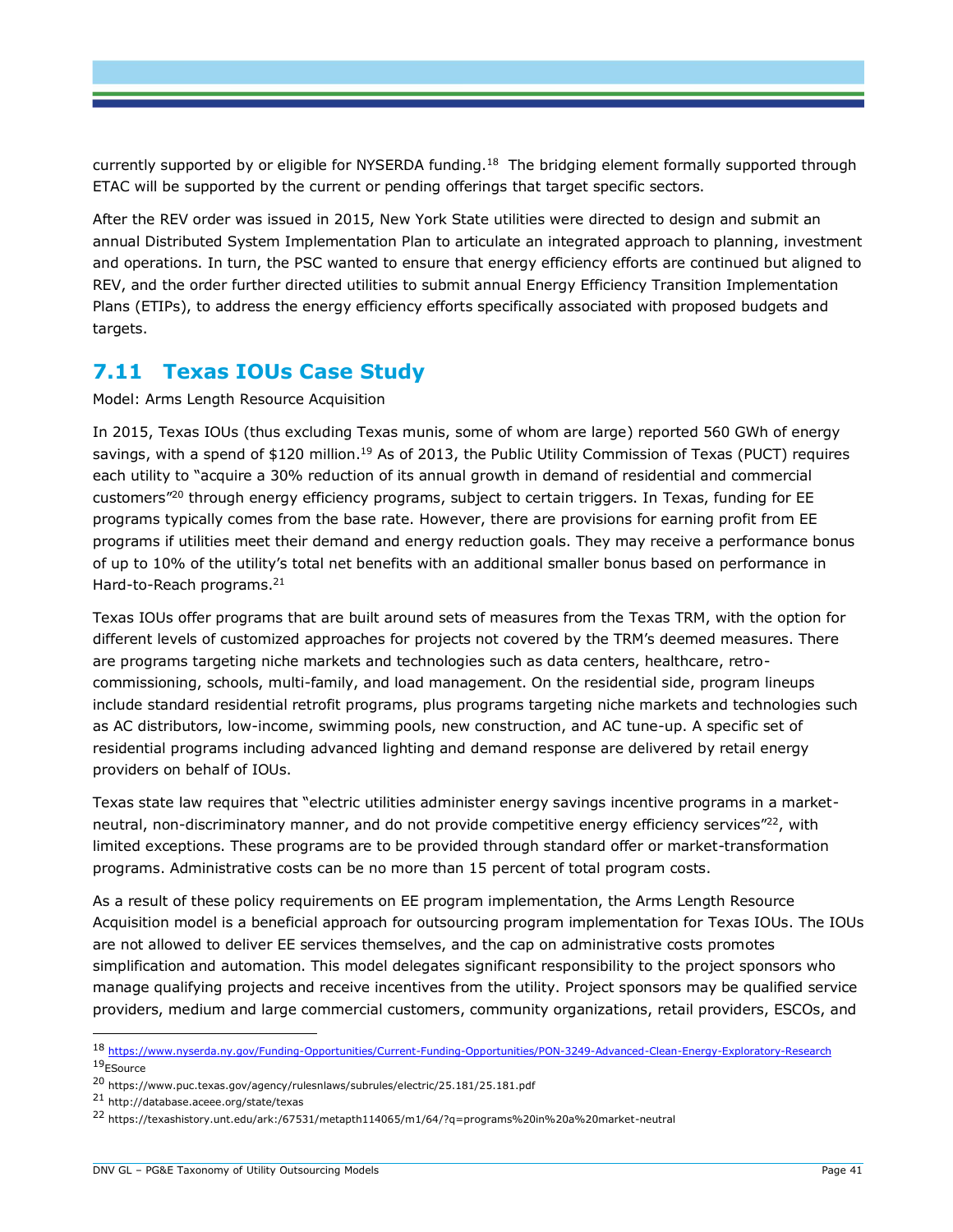currently supported by or eligible for NYSERDA funding.[18] The bridging element formally supported through ETAC will be supported by the current or pending offerings that target specific sectors.

After the REV order was issued in 2015, New York State utilities were directed to design and submit an annual Distributed System Implementation Plan to articulate an integrated approach to planning, investment and operations. In turn, the PSC wanted to ensure that energy efficiency efforts are continued but aligned to REV, and the order further directed utilities to submit annual Energy Efficiency Transition Implementation Plans (ETIPs), to address the energy efficiency efforts specifically associated with proposed budgets and targets.

## 7.11 Texas IOUs Case Study

Model: Arms Length Resource Acquisition

In 2015, Texas IOUs (thus excluding Texas munis, some of whom are large) reported 560 GWh of energy savings, with a spend of $120 million.[19] As of 2013, the Public Utility Commission of Texas (PUCT) requires each utility to "acquire a 30% reduction of its annual growth in demand of residential and commercial customers"[20] through energy efficiency programs, subject to certain triggers. In Texas, funding for EE programs typically comes from the base rate. However, there are provisions for earning profit from EE programs if utilities meet their demand and energy reduction goals. They may receive a performance bonus of up to 10% of the utility's total net benefits with an additional smaller bonus based on performance in Hard-to-Reach programs.[21]

Texas IOUs offer programs that are built around sets of measures from the Texas TRM, with the option for different levels of customized approaches for projects not covered by the TRM's deemed measures. There are programs targeting niche markets and technologies such as data centers, healthcare, retro-commissioning, schools, multi-family, and load management. On the residential side, program lineups include standard residential retrofit programs, plus programs targeting niche markets and technologies such as AC distributors, low-income, swimming pools, new construction, and AC tune-up. A specific set of residential programs including advanced lighting and demand response are delivered by retail energy providers on behalf of IOUs.

Texas state law requires that "electric utilities administer energy savings incentive programs in a market-neutral, non-discriminatory manner, and do not provide competitive energy efficiency services"[22], with limited exceptions. These programs are to be provided through standard offer or market-transformation programs. Administrative costs can be no more than 15 percent of total program costs.

As a result of these policy requirements on EE program implementation, the Arms Length Resource Acquisition model is a beneficial approach for outsourcing program implementation for Texas IOUs. The IOUs are not allowed to deliver EE services themselves, and the cap on administrative costs promotes simplification and automation. This model delegates significant responsibility to the project sponsors who manage qualifying projects and receive incentives from the utility. Project sponsors may be qualified service providers, medium and large commercial customers, community organizations, retail providers, ESCOs, and

---

[18] https://www.nyserda.ny.gov/Funding-Opportunities/Current-Funding-Opportunities/PON-3249-Advanced-Clean-Energy-Exploratory-Research

[19] ESource

[20] https://www.puc.texas.gov/agency/rulesnlaws/subrules/electric/25.181/25.181.pdf

[21] http://database.aceee.org/state/texas

[22] https://texashistory.unt.edu/ark:/67531/metapth114065/m1/64/?q=programs%20in%20a%20market-neutral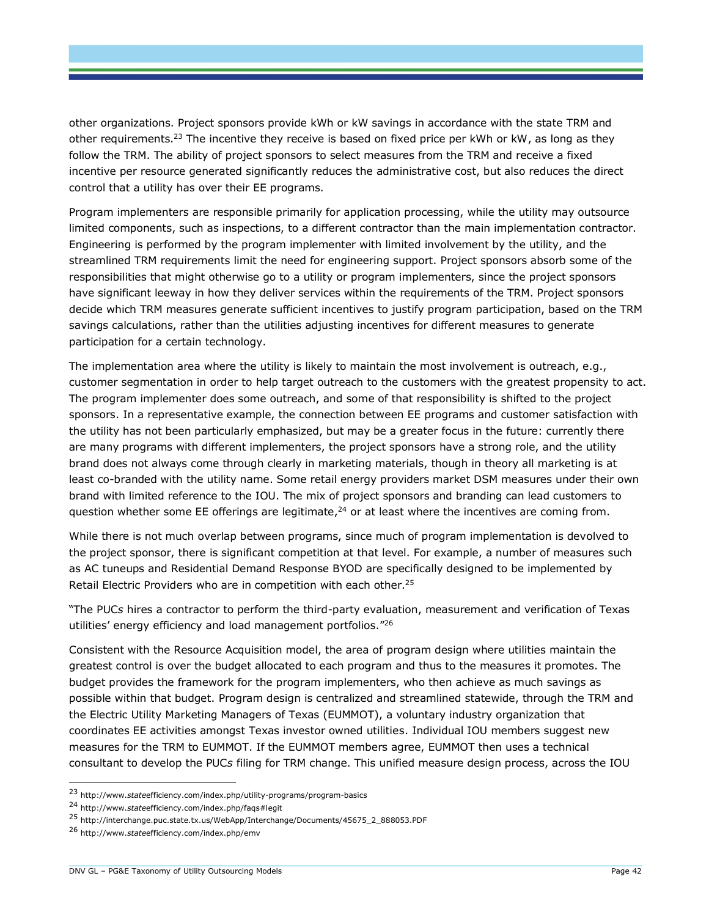other organizations. Project sponsors provide kWh or kW savings in accordance with the state TRM and other requirements.[23] The incentive they receive is based on fixed price per kWh or kW, as long as they follow the TRM. The ability of project sponsors to select measures from the TRM and receive a fixed incentive per resource generated significantly reduces the administrative cost, but also reduces the direct control that a utility has over their EE programs.

Program implementers are responsible primarily for application processing, while the utility may outsource limited components, such as inspections, to a different contractor than the main implementation contractor. Engineering is performed by the program implementer with limited involvement by the utility, and the streamlined TRM requirements limit the need for engineering support. Project sponsors absorb some of the responsibilities that might otherwise go to a utility or program implementers, since the project sponsors have significant leeway in how they deliver services within the requirements of the TRM. Project sponsors decide which TRM measures generate sufficient incentives to justify program participation, based on the TRM savings calculations, rather than the utilities adjusting incentives for different measures to generate participation for a certain technology.

The implementation area where the utility is likely to maintain the most involvement is outreach, e.g., customer segmentation in order to help target outreach to the customers with the greatest propensity to act. The program implementer does some outreach, and some of that responsibility is shifted to the project sponsors. In a representative example, the connection between EE programs and customer satisfaction with the utility has not been particularly emphasized, but may be a greater focus in the future: currently there are many programs with different implementers, the project sponsors have a strong role, and the utility brand does not always come through clearly in marketing materials, though in theory all marketing is at least co-branded with the utility name. Some retail energy providers market DSM measures under their own brand with limited reference to the IOU. The mix of project sponsors and branding can lead customers to question whether some EE offerings are legitimate,[24] or at least where the incentives are coming from.

While there is not much overlap between programs, since much of program implementation is devolved to the project sponsor, there is significant competition at that level. For example, a number of measures such as AC tuneups and Residential Demand Response BYOD are specifically designed to be implemented by Retail Electric Providers who are in competition with each other.[25]

"The PUC*s* hires a contractor to perform the third-party evaluation, measurement and verification of Texas utilities' energy efficiency and load management portfolios."[26]

Consistent with the Resource Acquisition model, the area of program design where utilities maintain the greatest control is over the budget allocated to each program and thus to the measures it promotes. The budget provides the framework for the program implementers, who then achieve as much savings as possible within that budget. Program design is centralized and streamlined statewide, through the TRM and the Electric Utility Marketing Managers of Texas (EUMMOT), a voluntary industry organization that coordinates EE activities amongst Texas investor owned utilities. Individual IOU members suggest new measures for the TRM to EUMMOT. If the EUMMOT members agree, EUMMOT then uses a technical consultant to develop the PUC*s* filing for TRM change. This unified measure design process, across the IOU

---

[23] http://www.*state*efficiency.com/index.php/utility-programs/program-basics

[24] http://www.*state*efficiency.com/index.php/faqs#legit

[25] http://interchange.puc.state.tx.us/WebApp/Interchange/Documents/45675_2_888053.PDF

[26] http://www.*state*efficiency.com/index.php/emv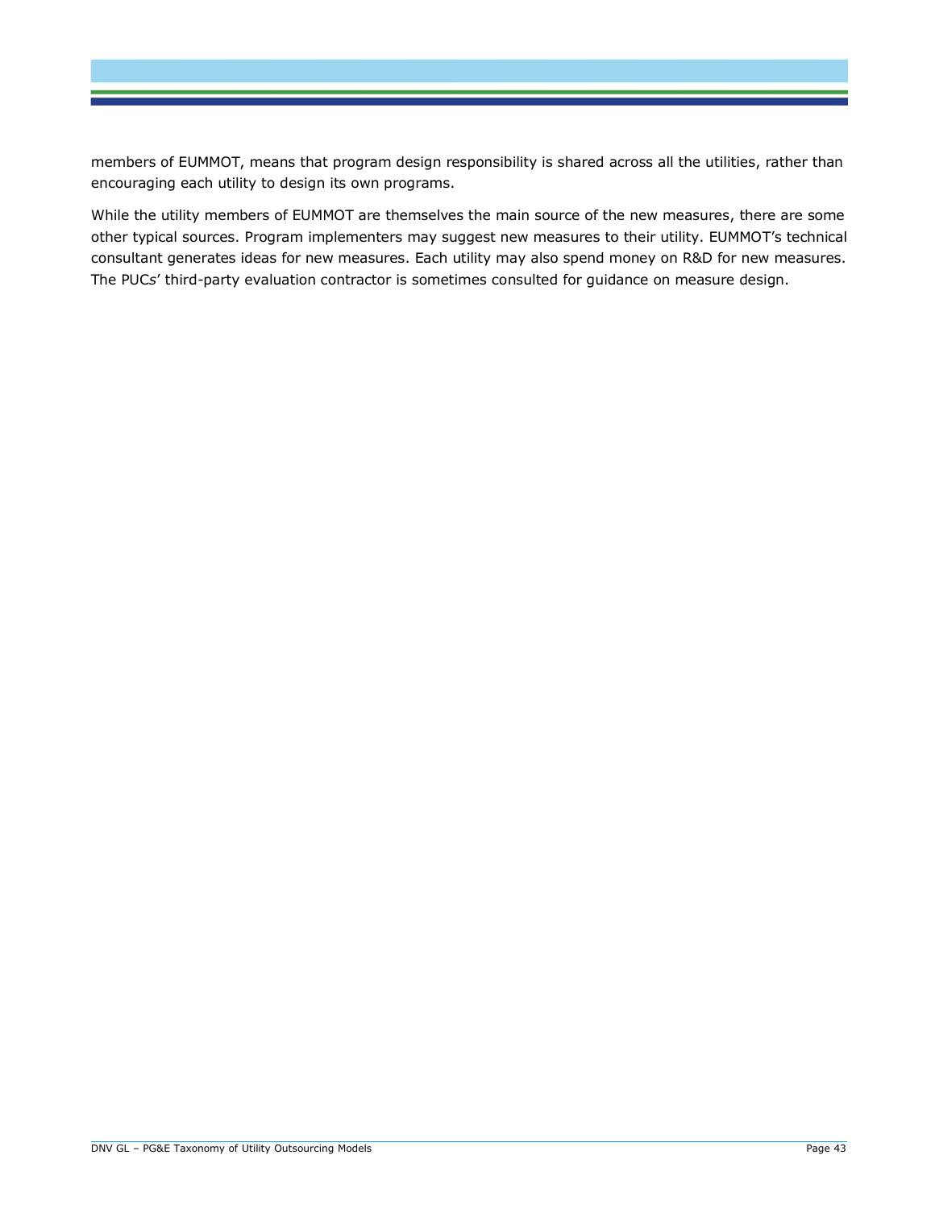members of EUMMOT, means that program design responsibility is shared across all the utilities, rather than encouraging each utility to design its own programs.

While the utility members of EUMMOT are themselves the main source of the new measures, there are some other typical sources. Program implementers may suggest new measures to their utility. EUMMOT's technical consultant generates ideas for new measures. Each utility may also spend money on R&D for new measures. The PUCs' third-party evaluation contractor is sometimes consulted for guidance on measure design.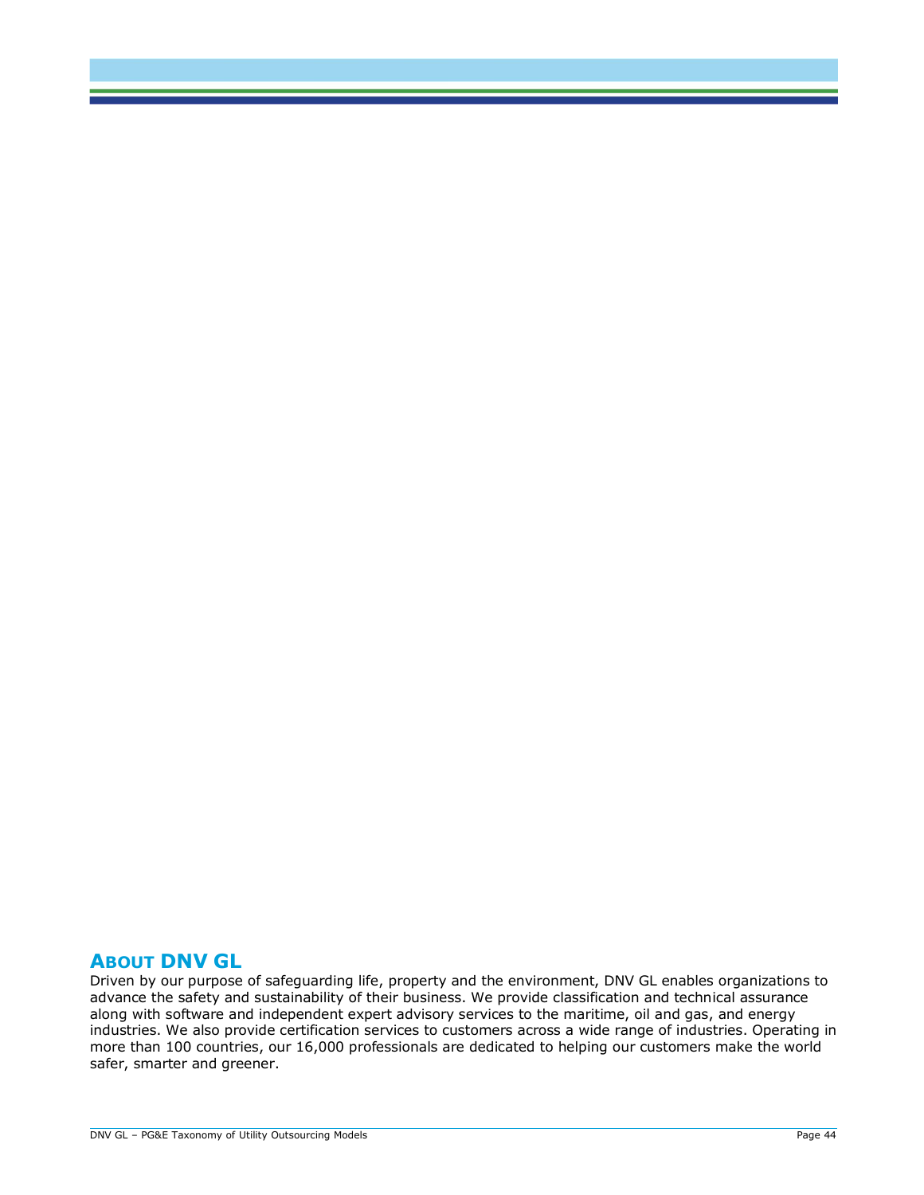## ABOUT DNV GL

Driven by our purpose of safeguarding life, property and the environment, DNV GL enables organizations to advance the safety and sustainability of their business. We provide classification and technical assurance along with software and independent expert advisory services to the maritime, oil and gas, and energy industries. We also provide certification services to customers across a wide range of industries. Operating in more than 100 countries, our 16,000 professionals are dedicated to helping our customers make the world safer, smarter and greener.